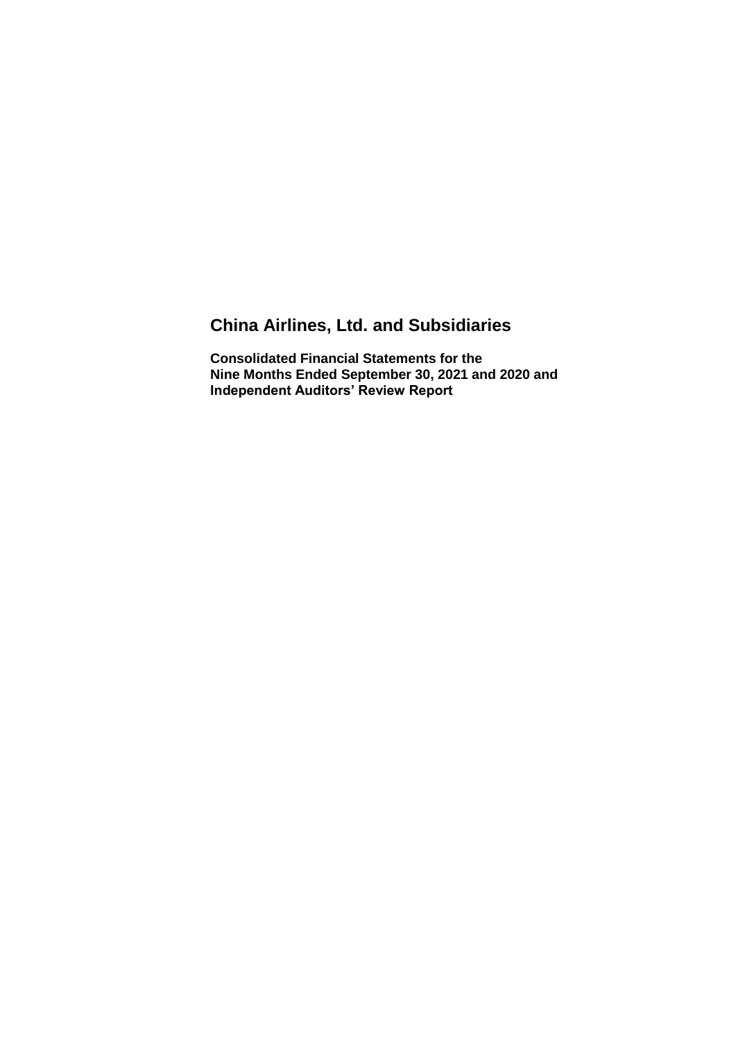# China Airlines, Ltd. and Subsidiaries

**Consolidated Financial Statements for the Nine Months Ended September 30, 2021 and 2020 and Independent Auditors' Review Report**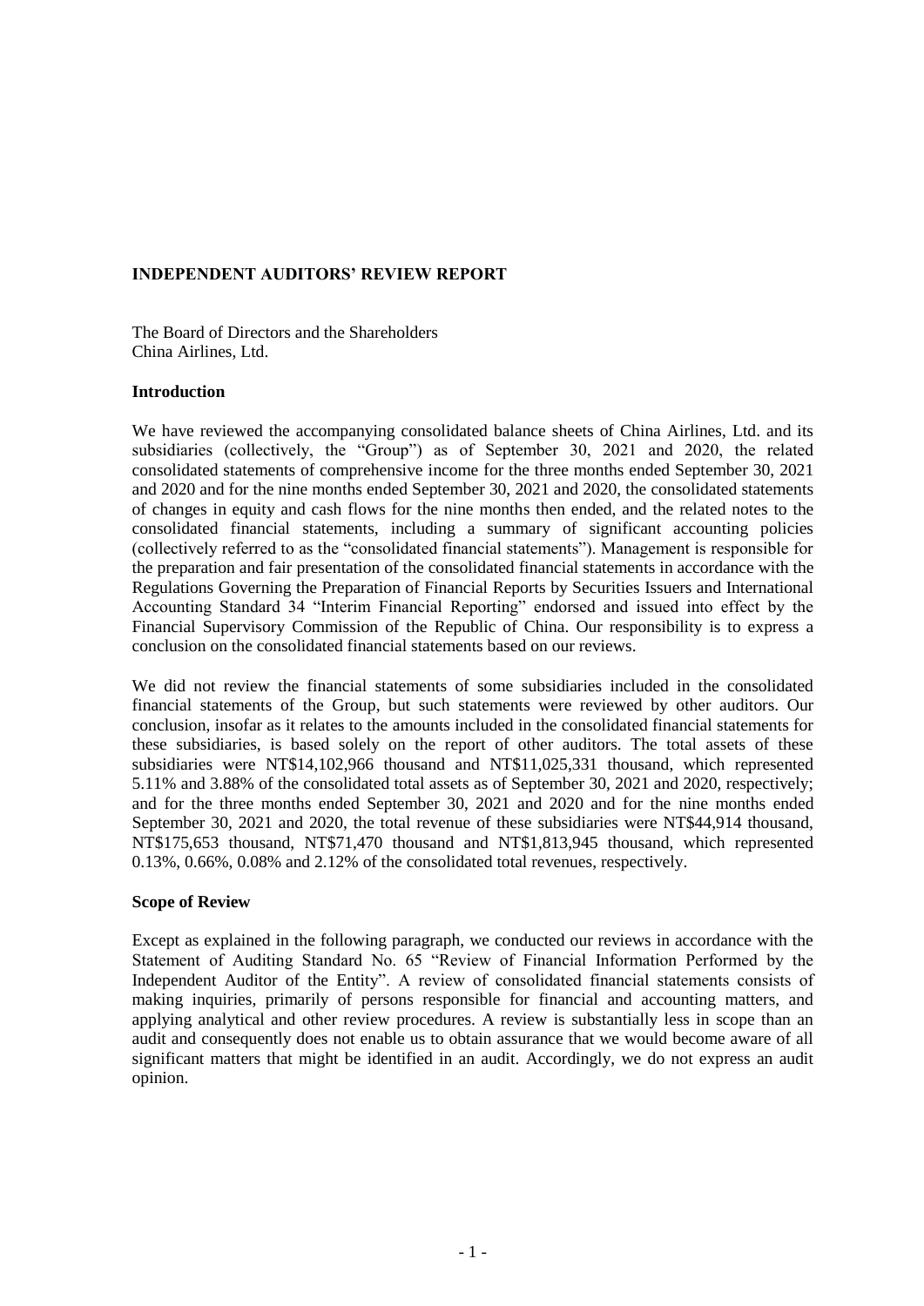## INDEPENDENT AUDITORS' REVIEW REPORT

The Board of Directors and the Shareholders
China Airlines, Ltd.

### Introduction

We have reviewed the accompanying consolidated balance sheets of China Airlines, Ltd. and its subsidiaries (collectively, the "Group") as of September 30, 2021 and 2020, the related consolidated statements of comprehensive income for the three months ended September 30, 2021 and 2020 and for the nine months ended September 30, 2021 and 2020, the consolidated statements of changes in equity and cash flows for the nine months then ended, and the related notes to the consolidated financial statements, including a summary of significant accounting policies (collectively referred to as the "consolidated financial statements"). Management is responsible for the preparation and fair presentation of the consolidated financial statements in accordance with the Regulations Governing the Preparation of Financial Reports by Securities Issuers and International Accounting Standard 34 "Interim Financial Reporting" endorsed and issued into effect by the Financial Supervisory Commission of the Republic of China. Our responsibility is to express a conclusion on the consolidated financial statements based on our reviews.

We did not review the financial statements of some subsidiaries included in the consolidated financial statements of the Group, but such statements were reviewed by other auditors. Our conclusion, insofar as it relates to the amounts included in the consolidated financial statements for these subsidiaries, is based solely on the report of other auditors. The total assets of these subsidiaries were NT$14,102,966 thousand and NT$11,025,331 thousand, which represented 5.11% and 3.88% of the consolidated total assets as of September 30, 2021 and 2020, respectively; and for the three months ended September 30, 2021 and 2020 and for the nine months ended September 30, 2021 and 2020, the total revenue of these subsidiaries were NT$44,914 thousand, NT$175,653 thousand, NT$71,470 thousand and NT$1,813,945 thousand, which represented 0.13%, 0.66%, 0.08% and 2.12% of the consolidated total revenues, respectively.

### Scope of Review

Except as explained in the following paragraph, we conducted our reviews in accordance with the Statement of Auditing Standard No. 65 "Review of Financial Information Performed by the Independent Auditor of the Entity". A review of consolidated financial statements consists of making inquiries, primarily of persons responsible for financial and accounting matters, and applying analytical and other review procedures. A review is substantially less in scope than an audit and consequently does not enable us to obtain assurance that we would become aware of all significant matters that might be identified in an audit. Accordingly, we do not express an audit opinion.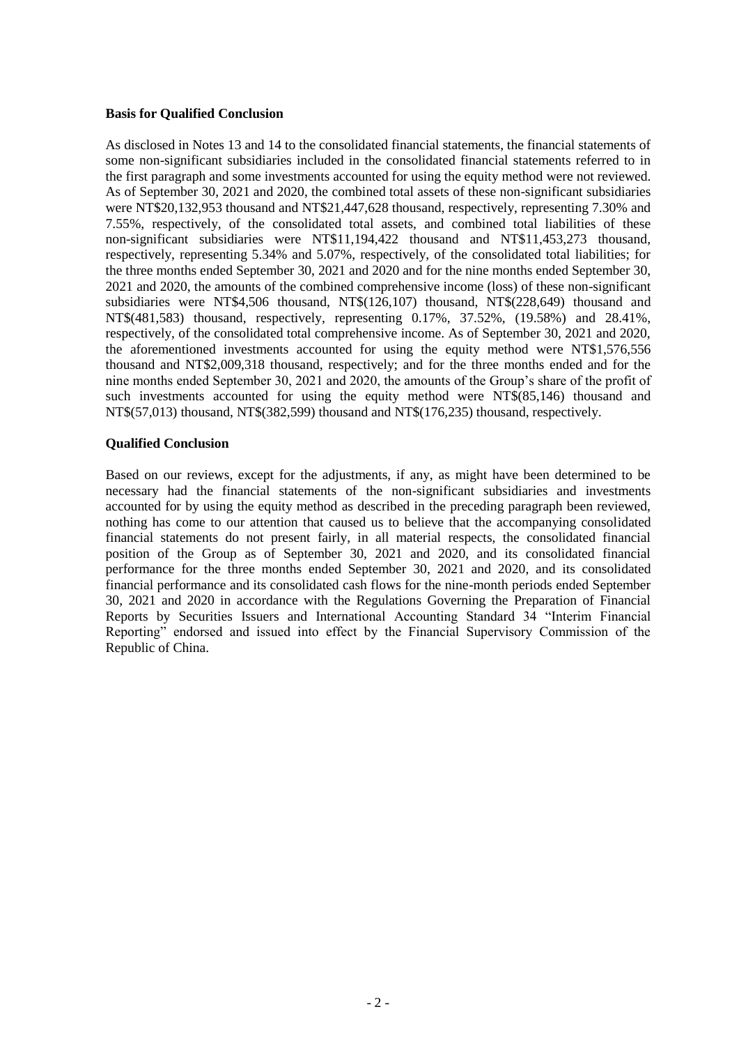**Basis for Qualified Conclusion**

As disclosed in Notes 13 and 14 to the consolidated financial statements, the financial statements of some non-significant subsidiaries included in the consolidated financial statements referred to in the first paragraph and some investments accounted for using the equity method were not reviewed. As of September 30, 2021 and 2020, the combined total assets of these non-significant subsidiaries were NT$20,132,953 thousand and NT$21,447,628 thousand, respectively, representing 7.30% and 7.55%, respectively, of the consolidated total assets, and combined total liabilities of these non-significant subsidiaries were NT$11,194,422 thousand and NT$11,453,273 thousand, respectively, representing 5.34% and 5.07%, respectively, of the consolidated total liabilities; for the three months ended September 30, 2021 and 2020 and for the nine months ended September 30, 2021 and 2020, the amounts of the combined comprehensive income (loss) of these non-significant subsidiaries were NT$4,506 thousand, NT$(126,107) thousand, NT$(228,649) thousand and NT$(481,583) thousand, respectively, representing 0.17%, 37.52%, (19.58%) and 28.41%, respectively, of the consolidated total comprehensive income. As of September 30, 2021 and 2020, the aforementioned investments accounted for using the equity method were NT$1,576,556 thousand and NT$2,009,318 thousand, respectively; and for the three months ended and for the nine months ended September 30, 2021 and 2020, the amounts of the Group's share of the profit of such investments accounted for using the equity method were NT$(85,146) thousand and NT$(57,013) thousand, NT$(382,599) thousand and NT$(176,235) thousand, respectively.

**Qualified Conclusion**

Based on our reviews, except for the adjustments, if any, as might have been determined to be necessary had the financial statements of the non-significant subsidiaries and investments accounted for by using the equity method as described in the preceding paragraph been reviewed, nothing has come to our attention that caused us to believe that the accompanying consolidated financial statements do not present fairly, in all material respects, the consolidated financial position of the Group as of September 30, 2021 and 2020, and its consolidated financial performance for the three months ended September 30, 2021 and 2020, and its consolidated financial performance and its consolidated cash flows for the nine-month periods ended September 30, 2021 and 2020 in accordance with the Regulations Governing the Preparation of Financial Reports by Securities Issuers and International Accounting Standard 34 "Interim Financial Reporting" endorsed and issued into effect by the Financial Supervisory Commission of the Republic of China.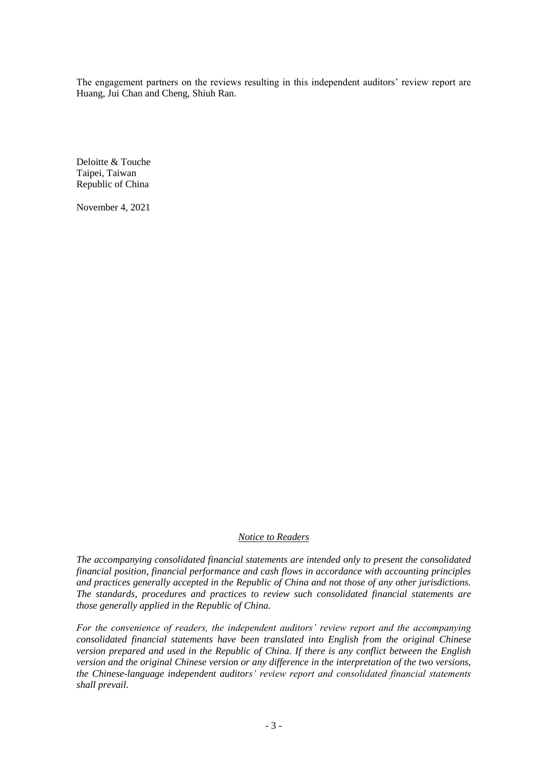The engagement partners on the reviews resulting in this independent auditors' review report are Huang, Jui Chan and Cheng, Shiuh Ran.

Deloitte & Touche
Taipei, Taiwan
Republic of China

November 4, 2021

## *Notice to Readers*

*The accompanying consolidated financial statements are intended only to present the consolidated financial position, financial performance and cash flows in accordance with accounting principles and practices generally accepted in the Republic of China and not those of any other jurisdictions. The standards, procedures and practices to review such consolidated financial statements are those generally applied in the Republic of China.*

*For the convenience of readers, the independent auditors' review report and the accompanying consolidated financial statements have been translated into English from the original Chinese version prepared and used in the Republic of China. If there is any conflict between the English version and the original Chinese version or any difference in the interpretation of the two versions, the Chinese-language independent auditors' review report and consolidated financial statements shall prevail.*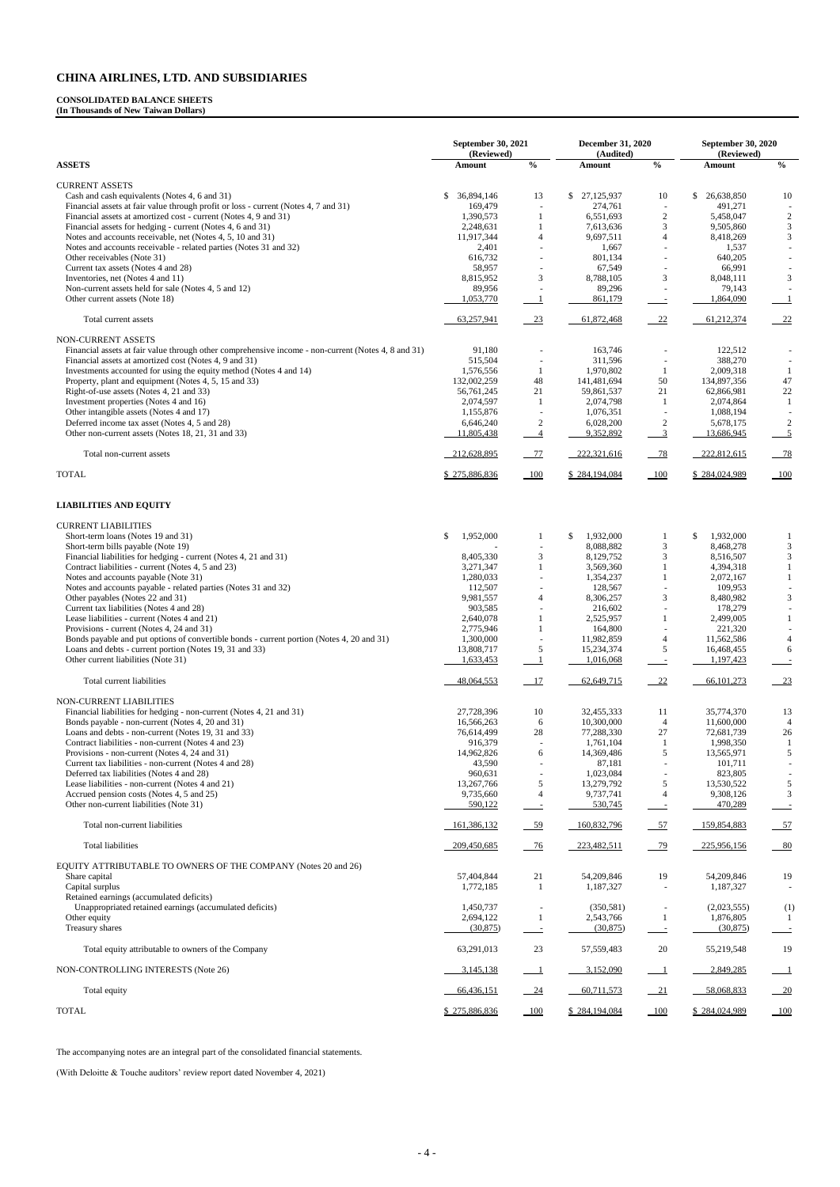# CHINA AIRLINES, LTD. AND SUBSIDIARIES

**CONSOLIDATED BALANCE SHEETS**
**(In Thousands of New Taiwan Dollars)**

| | September 30, 2021 (Reviewed) | | December 31, 2020 (Audited) | | September 30, 2020 (Reviewed) | |
|---|---|---|---|---|---|---|
| **ASSETS** | **Amount** | **%** | **Amount** | **%** | **Amount** | **%** |
| CURRENT ASSETS | | | | | | |
| Cash and cash equivalents (Notes 4, 6 and 31) | $ 36,894,146 | 13 | $ 27,125,937 | 10 | $ 26,638,850 | 10 |
| Financial assets at fair value through profit or loss - current (Notes 4, 7 and 31) | 169,479 | - | 274,761 | - | 491,271 | - |
| Financial assets at amortized cost - current (Notes 4, 9 and 31) | 1,390,573 | 1 | 6,551,693 | 2 | 5,458,047 | 2 |
| Financial assets for hedging - current (Notes 4, 6 and 31) | 2,248,631 | 1 | 7,613,636 | 3 | 9,505,860 | 3 |
| Notes and accounts receivable, net (Notes 4, 5, 10 and 31) | 11,917,344 | 4 | 9,697,511 | 4 | 8,418,269 | 3 |
| Notes and accounts receivable - related parties (Notes 31 and 32) | 2,401 | - | 1,667 | - | 1,537 | - |
| Other receivables (Note 31) | 616,732 | - | 801,134 | - | 640,205 | - |
| Current tax assets (Notes 4 and 28) | 58,957 | - | 67,549 | - | 66,991 | - |
| Inventories, net (Notes 4 and 11) | 8,815,952 | 3 | 8,788,105 | 3 | 8,048,111 | 3 |
| Non-current assets held for sale (Notes 4, 5 and 12) | 89,956 | - | 89,296 | - | 79,143 | - |
| Other current assets (Note 18) | 1,053,770 | 1 | 861,179 | - | 1,864,090 | 1 |
| Total current assets | 63,257,941 | 23 | 61,872,468 | 22 | 61,212,374 | 22 |
| NON-CURRENT ASSETS | | | | | | |
| Financial assets at fair value through other comprehensive income - non-current (Notes 4, 8 and 31) | 91,180 | - | 163,746 | - | 122,512 | - |
| Financial assets at amortized cost (Notes 4, 9 and 31) | 515,504 | - | 311,596 | - | 388,270 | - |
| Investments accounted for using the equity method (Notes 4 and 14) | 1,576,556 | 1 | 1,970,802 | 1 | 2,009,318 | 1 |
| Property, plant and equipment (Notes 4, 5, 15 and 33) | 132,002,259 | 48 | 141,481,694 | 50 | 134,897,356 | 47 |
| Right-of-use assets (Notes 4, 21 and 33) | 56,761,245 | 21 | 59,861,537 | 21 | 62,866,981 | 22 |
| Investment properties (Notes 4 and 16) | 2,074,597 | 1 | 2,074,798 | 1 | 2,074,864 | 1 |
| Other intangible assets (Notes 4 and 17) | 1,155,876 | - | 1,076,351 | - | 1,088,194 | - |
| Deferred income tax asset (Notes 4, 5 and 28) | 6,646,240 | 2 | 6,028,200 | 2 | 5,678,175 | 2 |
| Other non-current assets (Notes 18, 21, 31 and 33) | 11,805,438 | 4 | 9,352,892 | 3 | 13,686,945 | 5 |
| Total non-current assets | 212,628,895 | 77 | 222,321,616 | 78 | 222,812,615 | 78 |
| TOTAL | $ 275,886,836 | 100 | $ 284,194,084 | 100 | $ 284,024,989 | 100 |
| **LIABILITIES AND EQUITY** | | | | | | |
| CURRENT LIABILITIES | | | | | | |
| Short-term loans (Notes 19 and 31) | $ 1,952,000 | 1 | $ 1,932,000 | 1 | $ 1,932,000 | 1 |
| Short-term bills payable (Note 19) | - | - | 8,088,882 | 3 | 8,468,278 | 3 |
| Financial liabilities for hedging - current (Notes 4, 21 and 31) | 8,405,330 | 3 | 8,129,752 | 3 | 8,516,507 | 3 |
| Contract liabilities - current (Notes 4, 5 and 23) | 3,271,347 | 1 | 3,569,360 | 1 | 4,394,318 | 1 |
| Notes and accounts payable (Note 31) | 1,280,033 | - | 1,354,237 | 1 | 2,072,167 | 1 |
| Notes and accounts payable - related parties (Notes 31 and 32) | 112,507 | - | 128,567 | - | 109,953 | - |
| Other payables (Notes 22 and 31) | 9,981,557 | 4 | 8,306,257 | 3 | 8,480,982 | 3 |
| Current tax liabilities (Notes 4 and 28) | 903,585 | - | 216,602 | - | 178,279 | - |
| Lease liabilities - current (Notes 4 and 21) | 2,640,078 | 1 | 2,525,957 | 1 | 2,499,005 | 1 |
| Provisions - current (Notes 4, 24 and 31) | 2,775,946 | 1 | 164,800 | - | 221,320 | - |
| Bonds payable and put options of convertible bonds - current portion (Notes 4, 20 and 31) | 1,300,000 | - | 11,982,859 | 4 | 11,562,586 | 4 |
| Loans and debts - current portion (Notes 19, 31 and 33) | 13,808,717 | 5 | 15,234,374 | 5 | 16,468,455 | 6 |
| Other current liabilities (Note 31) | 1,633,453 | 1 | 1,016,068 | - | 1,197,423 | - |
| Total current liabilities | 48,064,553 | 17 | 62,649,715 | 22 | 66,101,273 | 23 |
| NON-CURRENT LIABILITIES | | | | | | |
| Financial liabilities for hedging - non-current (Notes 4, 21 and 31) | 27,728,396 | 10 | 32,455,333 | 11 | 35,774,370 | 13 |
| Bonds payable - non-current (Notes 4, 20 and 31) | 16,566,263 | 6 | 10,300,000 | 4 | 11,600,000 | 4 |
| Loans and debts - non-current (Notes 19, 31 and 33) | 76,614,499 | 28 | 77,288,330 | 27 | 72,681,739 | 26 |
| Contract liabilities - non-current (Notes 4 and 23) | 916,379 | - | 1,761,104 | 1 | 1,998,350 | 1 |
| Provisions - non-current (Notes 4, 24 and 31) | 14,962,826 | 6 | 14,369,486 | 5 | 13,565,971 | 5 |
| Current tax liabilities - non-current (Notes 4 and 28) | 43,590 | - | 87,181 | - | 101,711 | - |
| Deferred tax liabilities (Notes 4 and 28) | 960,631 | - | 1,023,084 | - | 823,805 | - |
| Lease liabilities - non-current (Notes 4 and 21) | 13,267,766 | 5 | 13,279,792 | 5 | 13,530,522 | 5 |
| Accrued pension costs (Notes 4, 5 and 25) | 9,735,660 | 4 | 9,737,741 | 4 | 9,308,126 | 3 |
| Other non-current liabilities (Note 31) | 590,122 | - | 530,745 | - | 470,289 | - |
| Total non-current liabilities | 161,386,132 | 59 | 160,832,796 | 57 | 159,854,883 | 57 |
| Total liabilities | 209,450,685 | 76 | 223,482,511 | 79 | 225,956,156 | 80 |
| EQUITY ATTRIBUTABLE TO OWNERS OF THE COMPANY (Notes 20 and 26) | | | | | | |
| Share capital | 57,404,844 | 21 | 54,209,846 | 19 | 54,209,846 | 19 |
| Capital surplus | 1,772,185 | 1 | 1,187,327 | - | 1,187,327 | - |
| Retained earnings (accumulated deficits) | | | | | | |
| Unappropriated retained earnings (accumulated deficits) | 1,450,737 | - | (350,581) | - | (2,023,555) | (1) |
| Other equity | 2,694,122 | 1 | 2,543,766 | 1 | 1,876,805 | 1 |
| Treasury shares | (30,875) | - | (30,875) | - | (30,875) | - |
| Total equity attributable to owners of the Company | 63,291,013 | 23 | 57,559,483 | 20 | 55,219,548 | 19 |
| NON-CONTROLLING INTERESTS (Note 26) | 3,145,138 | 1 | 3,152,090 | 1 | 2,849,285 | 1 |
| Total equity | 66,436,151 | 24 | 60,711,573 | 21 | 58,068,833 | 20 |
| TOTAL | $ 275,886,836 | 100 | $ 284,194,084 | 100 | $ 284,024,989 | 100 |

The accompanying notes are an integral part of the consolidated financial statements.

(With Deloitte & Touche auditors' review report dated November 4, 2021)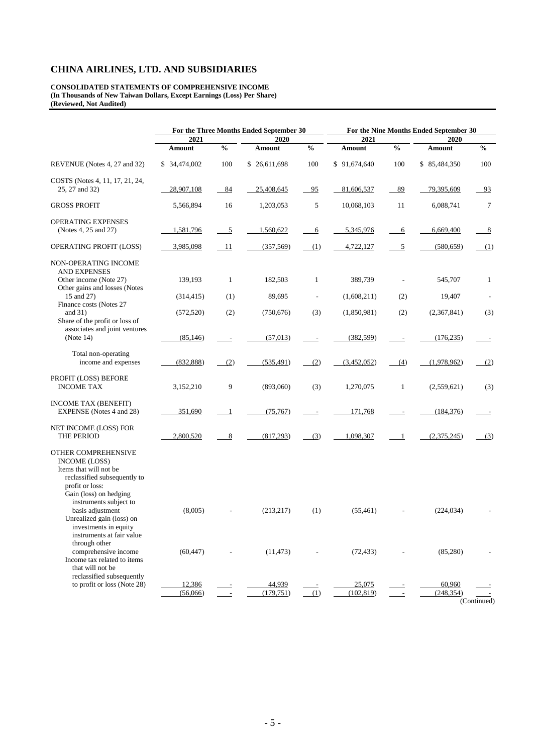# CHINA AIRLINES, LTD. AND SUBSIDIARIES

**CONSOLIDATED STATEMENTS OF COMPREHENSIVE INCOME**
**(In Thousands of New Taiwan Dollars, Except Earnings (Loss) Per Share)**
**(Reviewed, Not Audited)**

| | For the Three Months Ended September 30 | | | | For the Nine Months Ended September 30 | | | |
|---|---|---|---|---|---|---|---|---|
| | 2021 | | 2020 | | 2021 | | 2020 | |
| | Amount | % | Amount | % | Amount | % | Amount | % |
| REVENUE (Notes 4, 27 and 32) | $ 34,474,002 | 100 | $ 26,611,698 | 100 | $ 91,674,640 | 100 | $ 85,484,350 | 100 |
| COSTS (Notes 4, 11, 17, 21, 24, 25, 27 and 32) | 28,907,108 | 84 | 25,408,645 | 95 | 81,606,537 | 89 | 79,395,609 | 93 |
| GROSS PROFIT | 5,566,894 | 16 | 1,203,053 | 5 | 10,068,103 | 11 | 6,088,741 | 7 |
| OPERATING EXPENSES (Notes 4, 25 and 27) | 1,581,796 | 5 | 1,560,622 | 6 | 5,345,976 | 6 | 6,669,400 | 8 |
| OPERATING PROFIT (LOSS) | 3,985,098 | 11 | (357,569) | (1) | 4,722,127 | 5 | (580,659) | (1) |
| NON-OPERATING INCOME AND EXPENSES | | | | | | | | |
| Other income (Note 27) | 139,193 | 1 | 182,503 | 1 | 389,739 | - | 545,707 | 1 |
| Other gains and losses (Notes 15 and 27) | (314,415) | (1) | 89,695 | - | (1,608,211) | (2) | 19,407 | - |
| Finance costs (Notes 27 and 31) | (572,520) | (2) | (750,676) | (3) | (1,850,981) | (2) | (2,367,841) | (3) |
| Share of the profit or loss of associates and joint ventures (Note 14) | (85,146) | - | (57,013) | - | (382,599) | - | (176,235) | - |
| Total non-operating income and expenses | (832,888) | (2) | (535,491) | (2) | (3,452,052) | (4) | (1,978,962) | (2) |
| PROFIT (LOSS) BEFORE INCOME TAX | 3,152,210 | 9 | (893,060) | (3) | 1,270,075 | 1 | (2,559,621) | (3) |
| INCOME TAX (BENEFIT) EXPENSE (Notes 4 and 28) | 351,690 | 1 | (75,767) | - | 171,768 | - | (184,376) | - |
| NET INCOME (LOSS) FOR THE PERIOD | 2,800,520 | 8 | (817,293) | (3) | 1,098,307 | 1 | (2,375,245) | (3) |
| OTHER COMPREHENSIVE INCOME (LOSS) | | | | | | | | |
| Items that will not be reclassified subsequently to profit or loss: | | | | | | | | |
| Gain (loss) on hedging instruments subject to basis adjustment | (8,005) | - | (213,217) | (1) | (55,461) | - | (224,034) | - |
| Unrealized gain (loss) on investments in equity instruments at fair value through other comprehensive income | (60,447) | - | (11,473) | - | (72,433) | - | (85,280) | - |
| Income tax related to items that will not be reclassified subsequently to profit or loss (Note 28) | 12,386 | - | 44,939 | - | 25,075 | - | 60,960 | - |
| | (56,066) | - | (179,751) | (1) | (102,819) | - | (248,354) | - |

(Continued)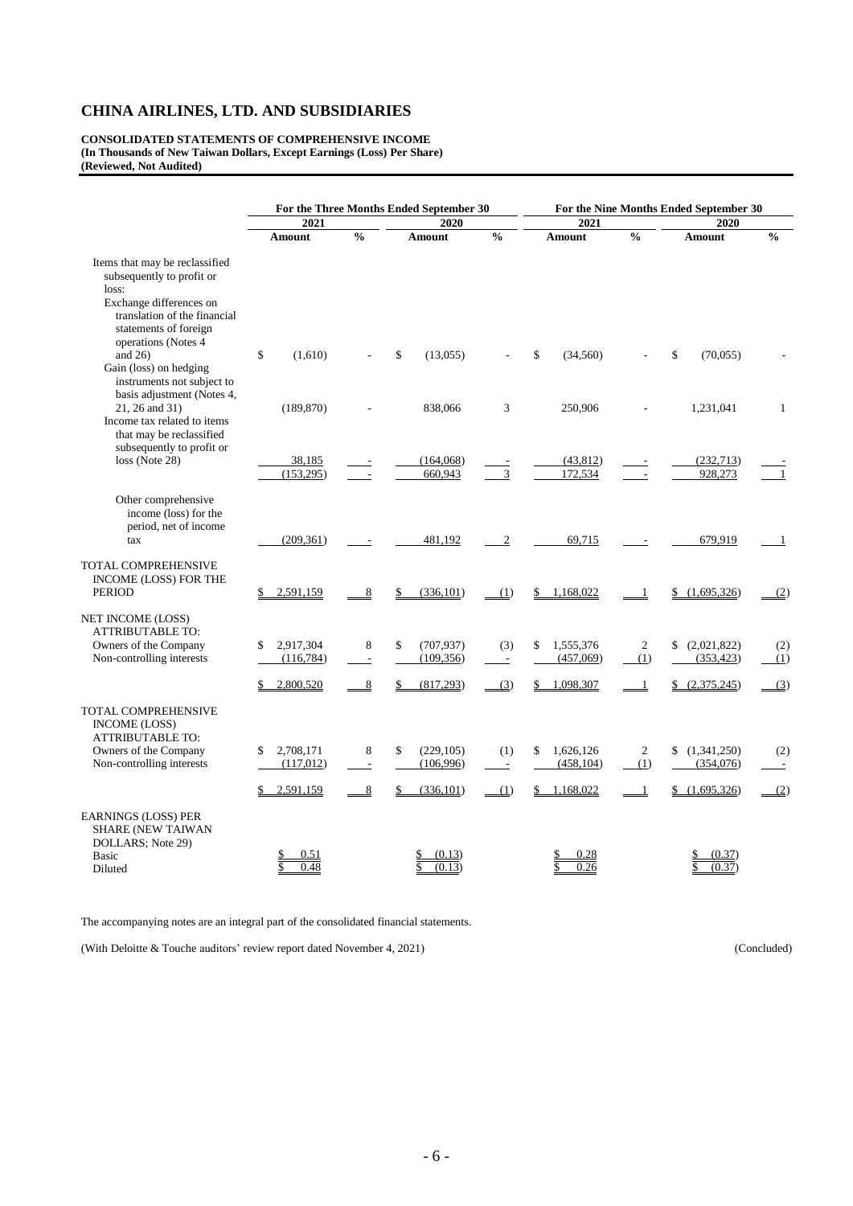# CHINA AIRLINES, LTD. AND SUBSIDIARIES

**CONSOLIDATED STATEMENTS OF COMPREHENSIVE INCOME**
**(In Thousands of New Taiwan Dollars, Except Earnings (Loss) Per Share)**
**(Reviewed, Not Audited)**

| | For the Three Months Ended September 30 | | | | For the Nine Months Ended September 30 | | | |
|---|---|---|---|---|---|---|---|---|
| | 2021 | | 2020 | | 2021 | | 2020 | |
| | Amount | % | Amount | % | Amount | % | Amount | % |
| Items that may be reclassified subsequently to profit or loss: | | | | | | | | |
| Exchange differences on translation of the financial statements of foreign operations (Notes 4 and 26) | $ (1,610) | - | $ (13,055) | - | $ (34,560) | - | $ (70,055) | - |
| Gain (loss) on hedging instruments not subject to basis adjustment (Notes 4, 21, 26 and 31) | (189,870) | - | 838,066 | 3 | 250,906 | - | 1,231,041 | 1 |
| Income tax related to items that may be reclassified subsequently to profit or loss (Note 28) | 38,185 | - | (164,068) | - | (43,812) | - | (232,713) | - |
| | (153,295) | - | 660,943 | 3 | 172,534 | - | 928,273 | 1 |
| Other comprehensive income (loss) for the period, net of income tax | (209,361) | - | 481,192 | 2 | 69,715 | - | 679,919 | 1 |
| TOTAL COMPREHENSIVE INCOME (LOSS) FOR THE PERIOD | $ 2,591,159 | 8 | $ (336,101) | (1) | $ 1,168,022 | 1 | $ (1,695,326) | (2) |
| NET INCOME (LOSS) ATTRIBUTABLE TO: | | | | | | | | |
| Owners of the Company | $ 2,917,304 | 8 | $ (707,937) | (3) | $ 1,555,376 | 2 | $ (2,021,822) | (2) |
| Non-controlling interests | (116,784) | - | (109,356) | - | (457,069) | (1) | (353,423) | (1) |
| | $ 2,800,520 | 8 | $ (817,293) | (3) | $ 1,098,307 | 1 | $ (2,375,245) | (3) |
| TOTAL COMPREHENSIVE INCOME (LOSS) ATTRIBUTABLE TO: | | | | | | | | |
| Owners of the Company | $ 2,708,171 | 8 | $ (229,105) | (1) | $ 1,626,126 | 2 | $ (1,341,250) | (2) |
| Non-controlling interests | (117,012) | - | (106,996) | - | (458,104) | (1) | (354,076) | - |
| | $ 2,591,159 | 8 | $ (336,101) | (1) | $ 1,168,022 | 1 | $ (1,695,326) | (2) |
| EARNINGS (LOSS) PER SHARE (NEW TAIWAN DOLLARS; Note 29) | | | | | | | | |
| Basic | $ 0.51 | | $ (0.13) | | $ 0.28 | | $ (0.37) | |
| Diluted | $ 0.48 | | $ (0.13) | | $ 0.26 | | $ (0.37) | |

The accompanying notes are an integral part of the consolidated financial statements.

(With Deloitte & Touche auditors' review report dated November 4, 2021) (Concluded)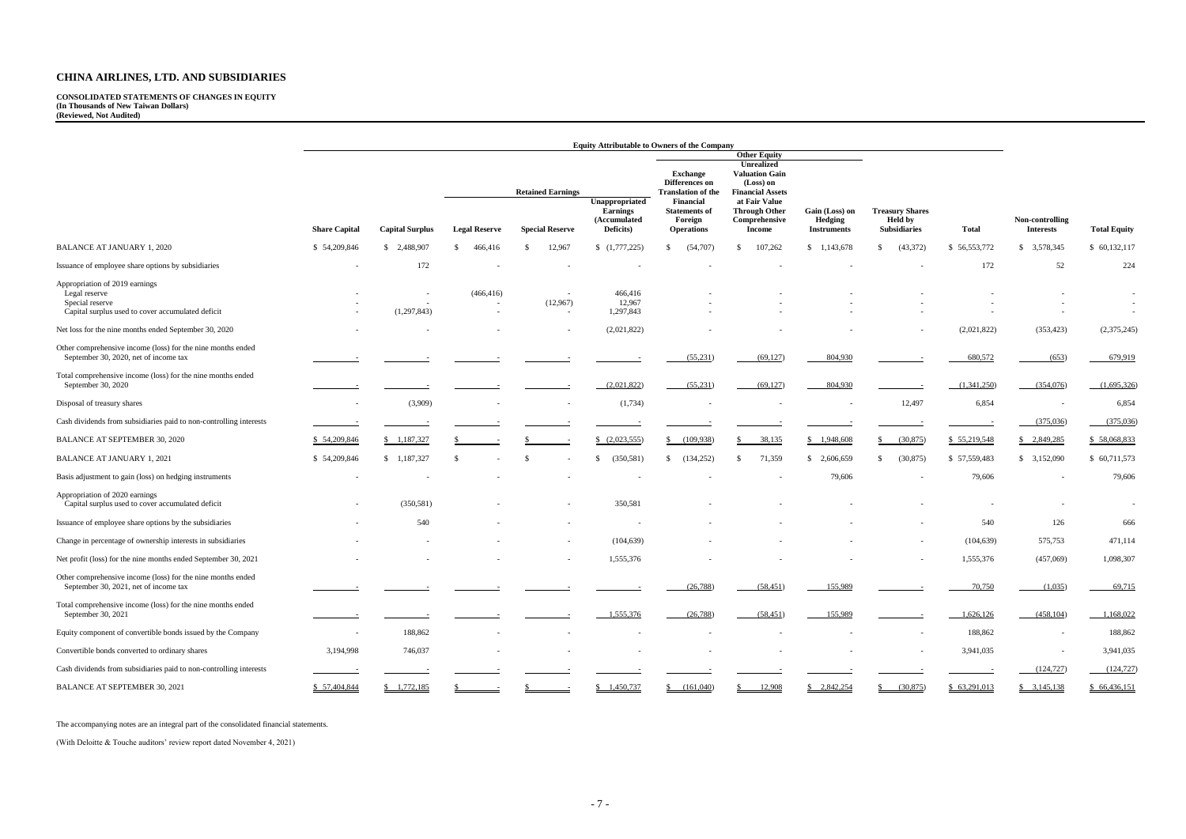# CHINA AIRLINES, LTD. AND SUBSIDIARIES

**CONSOLIDATED STATEMENTS OF CHANGES IN EQUITY**
**(In Thousands of New Taiwan Dollars)**
**(Reviewed, Not Audited)**

| | Equity Attributable to Owners of the Company | | | | | | | | | | | |
|---|---|---|---|---|---|---|---|---|---|---|---|---|
| | | | | | | Other Equity | | | | | | |
| | | | Retained Earnings | | | | | | | | | |
| | Share Capital | Capital Surplus | Legal Reserve | Special Reserve | Unappropriated Earnings (Accumulated Deficits) | Exchange Differences on Translation of the Financial Statements of Foreign Operations | Unrealized Valuation Gain (Loss) on Financial Assets at Fair Value Through Other Comprehensive Income | Gain (Loss) on Hedging Instruments | Treasury Shares Held by Subsidiaries | Total | Non-controlling Interests | Total Equity |
| BALANCE AT JANUARY 1, 2020 | $ 54,209,846 | $ 2,488,907 | $ 466,416 | $ 12,967 | $ (1,777,225) | $ (54,707) | $ 107,262 | $ 1,143,678 | $ (43,372) | $ 56,553,772 | $ 3,578,345 | $ 60,132,117 |
| Issuance of employee share options by subsidiaries | - | 172 | - | - | - | - | - | - | - | 172 | 52 | 224 |
| Appropriation of 2019 earnings | | | | | | | | | | | | |
| Legal reserve | - | - | (466,416) | - | 466,416 | - | - | - | - | - | - | - |
| Special reserve | - | - | - | (12,967) | 12,967 | - | - | - | - | - | - | - |
| Capital surplus used to cover accumulated deficit | - | (1,297,843) | - | - | 1,297,843 | - | - | - | - | - | - | - |
| Net loss for the nine months ended September 30, 2020 | - | - | - | - | (2,021,822) | - | - | - | - | (2,021,822) | (353,423) | (2,375,245) |
| Other comprehensive income (loss) for the nine months ended September 30, 2020, net of income tax | - | - | - | - | - | (55,231) | (69,127) | 804,930 | - | 680,572 | (653) | 679,919 |
| Total comprehensive income (loss) for the nine months ended September 30, 2020 | - | - | - | - | (2,021,822) | (55,231) | (69,127) | 804,930 | - | (1,341,250) | (354,076) | (1,695,326) |
| Disposal of treasury shares | - | (3,909) | - | - | (1,734) | - | - | - | 12,497 | 6,854 | - | 6,854 |
| Cash dividends from subsidiaries paid to non-controlling interests | - | - | - | - | - | - | - | - | - | - | (375,036) | (375,036) |
| BALANCE AT SEPTEMBER 30, 2020 | $ 54,209,846 | $ 1,187,327 | $ - | $ - | $ (2,023,555) | $ (109,938) | $ 38,135 | $ 1,948,608 | $ (30,875) | $ 55,219,548 | $ 2,849,285 | $ 58,068,833 |
| BALANCE AT JANUARY 1, 2021 | $ 54,209,846 | $ 1,187,327 | $ - | $ - | $ (350,581) | $ (134,252) | $ 71,359 | $ 2,606,659 | $ (30,875) | $ 57,559,483 | $ 3,152,090 | $ 60,711,573 |
| Basis adjustment to gain (loss) on hedging instruments | - | - | - | - | - | - | - | 79,606 | - | 79,606 | - | 79,606 |
| Appropriation of 2020 earnings | | | | | | | | | | | | |
| Capital surplus used to cover accumulated deficit | - | (350,581) | - | - | 350,581 | - | - | - | - | - | - | - |
| Issuance of employee share options by the subsidiaries | - | 540 | - | - | - | - | - | - | - | 540 | 126 | 666 |
| Change in percentage of ownership interests in subsidiaries | - | - | - | - | (104,639) | - | - | - | - | (104,639) | 575,753 | 471,114 |
| Net profit (loss) for the nine months ended September 30, 2021 | - | - | - | - | 1,555,376 | - | - | - | - | 1,555,376 | (457,069) | 1,098,307 |
| Other comprehensive income (loss) for the nine months ended September 30, 2021, net of income tax | - | - | - | - | - | (26,788) | (58,451) | 155,989 | - | 70,750 | (1,035) | 69,715 |
| Total comprehensive income (loss) for the nine months ended September 30, 2021 | - | - | - | - | 1,555,376 | (26,788) | (58,451) | 155,989 | - | 1,626,126 | (458,104) | 1,168,022 |
| Equity component of convertible bonds issued by the Company | - | 188,862 | - | - | - | - | - | - | - | 188,862 | - | 188,862 |
| Convertible bonds converted to ordinary shares | 3,194,998 | 746,037 | - | - | - | - | - | - | - | 3,941,035 | - | 3,941,035 |
| Cash dividends from subsidiaries paid to non-controlling interests | - | - | - | - | - | - | - | - | - | - | (124,727) | (124,727) |
| BALANCE AT SEPTEMBER 30, 2021 | $ 57,404,844 | $ 1,772,185 | $ - | $ - | $ 1,450,737 | $ (161,040) | $ 12,908 | $ 2,842,254 | $ (30,875) | $ 63,291,013 | $ 3,145,138 | $ 66,436,151 |

The accompanying notes are an integral part of the consolidated financial statements.

(With Deloitte & Touche auditors' review report dated November 4, 2021)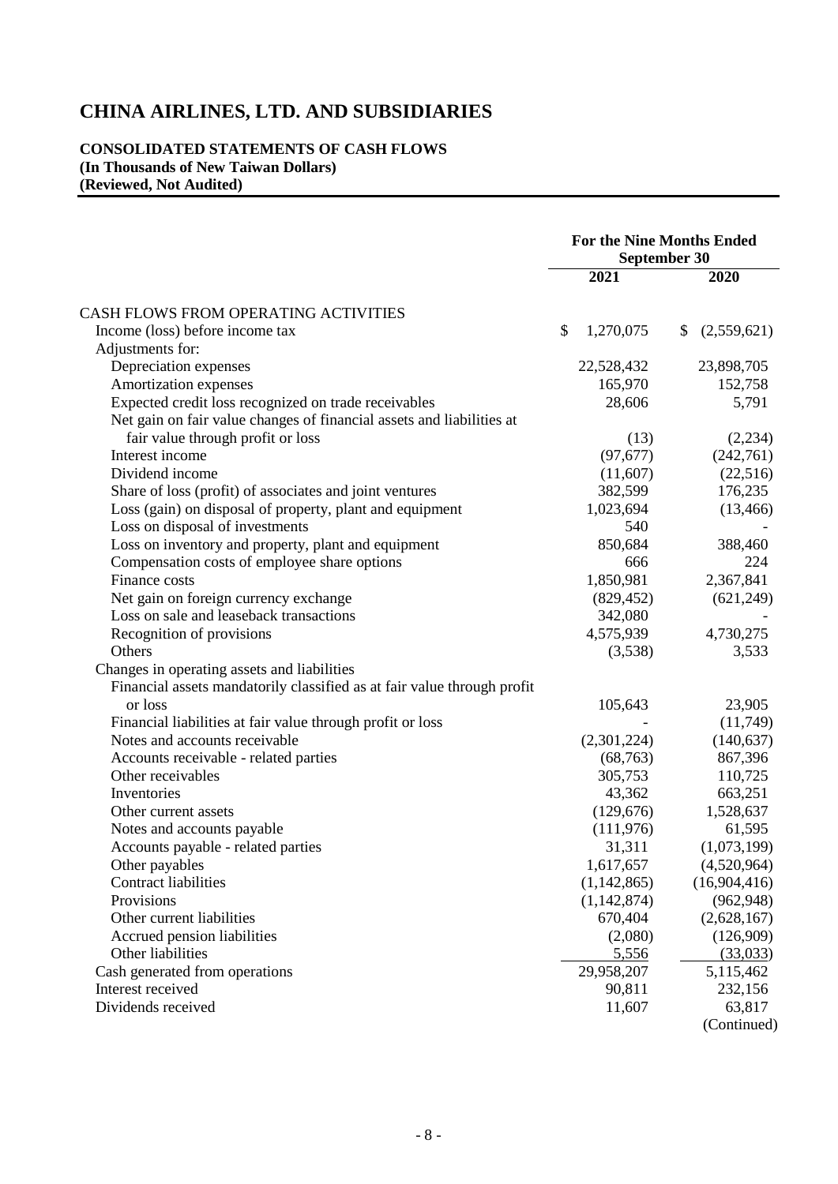# CHINA AIRLINES, LTD. AND SUBSIDIARIES

**CONSOLIDATED STATEMENTS OF CASH FLOWS**
**(In Thousands of New Taiwan Dollars)**
**(Reviewed, Not Audited)**

| | For the Nine Months Ended September 30 | |
|---|---|---|
| | 2021 | 2020 |
| CASH FLOWS FROM OPERATING ACTIVITIES | | |
| Income (loss) before income tax | $ 1,270,075 | $ (2,559,621) |
| Adjustments for: | | |
| Depreciation expenses | 22,528,432 | 23,898,705 |
| Amortization expenses | 165,970 | 152,758 |
| Expected credit loss recognized on trade receivables | 28,606 | 5,791 |
| Net gain on fair value changes of financial assets and liabilities at fair value through profit or loss | (13) | (2,234) |
| Interest income | (97,677) | (242,761) |
| Dividend income | (11,607) | (22,516) |
| Share of loss (profit) of associates and joint ventures | 382,599 | 176,235 |
| Loss (gain) on disposal of property, plant and equipment | 1,023,694 | (13,466) |
| Loss on disposal of investments | 540 | - |
| Loss on inventory and property, plant and equipment | 850,684 | 388,460 |
| Compensation costs of employee share options | 666 | 224 |
| Finance costs | 1,850,981 | 2,367,841 |
| Net gain on foreign currency exchange | (829,452) | (621,249) |
| Loss on sale and leaseback transactions | 342,080 | - |
| Recognition of provisions | 4,575,939 | 4,730,275 |
| Others | (3,538) | 3,533 |
| Changes in operating assets and liabilities | | |
| Financial assets mandatorily classified as at fair value through profit or loss | 105,643 | 23,905 |
| Financial liabilities at fair value through profit or loss | - | (11,749) |
| Notes and accounts receivable | (2,301,224) | (140,637) |
| Accounts receivable - related parties | (68,763) | 867,396 |
| Other receivables | 305,753 | 110,725 |
| Inventories | 43,362 | 663,251 |
| Other current assets | (129,676) | 1,528,637 |
| Notes and accounts payable | (111,976) | 61,595 |
| Accounts payable - related parties | 31,311 | (1,073,199) |
| Other payables | 1,617,657 | (4,520,964) |
| Contract liabilities | (1,142,865) | (16,904,416) |
| Provisions | (1,142,874) | (962,948) |
| Other current liabilities | 670,404 | (2,628,167) |
| Accrued pension liabilities | (2,080) | (126,909) |
| Other liabilities | 5,556 | (33,033) |
| Cash generated from operations | 29,958,207 | 5,115,462 |
| Interest received | 90,811 | 232,156 |
| Dividends received | 11,607 | 63,817 |

(Continued)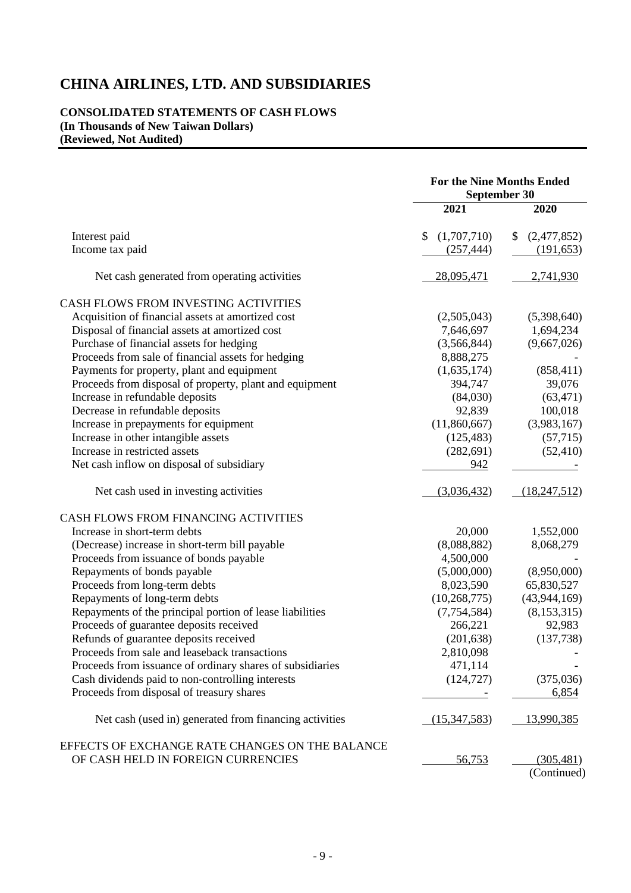# CHINA AIRLINES, LTD. AND SUBSIDIARIES

**CONSOLIDATED STATEMENTS OF CASH FLOWS**
**(In Thousands of New Taiwan Dollars)**
**(Reviewed, Not Audited)**

| | For the Nine Months Ended September 30 | |
|---|---|---|
| | 2021 | 2020 |
| Interest paid | $ (1,707,710) | $ (2,477,852) |
| Income tax paid | (257,444) | (191,653) |
| Net cash generated from operating activities | 28,095,471 | 2,741,930 |
| CASH FLOWS FROM INVESTING ACTIVITIES | | |
| Acquisition of financial assets at amortized cost | (2,505,043) | (5,398,640) |
| Disposal of financial assets at amortized cost | 7,646,697 | 1,694,234 |
| Purchase of financial assets for hedging | (3,566,844) | (9,667,026) |
| Proceeds from sale of financial assets for hedging | 8,888,275 | - |
| Payments for property, plant and equipment | (1,635,174) | (858,411) |
| Proceeds from disposal of property, plant and equipment | 394,747 | 39,076 |
| Increase in refundable deposits | (84,030) | (63,471) |
| Decrease in refundable deposits | 92,839 | 100,018 |
| Increase in prepayments for equipment | (11,860,667) | (3,983,167) |
| Increase in other intangible assets | (125,483) | (57,715) |
| Increase in restricted assets | (282,691) | (52,410) |
| Net cash inflow on disposal of subsidiary | 942 | - |
| Net cash used in investing activities | (3,036,432) | (18,247,512) |
| CASH FLOWS FROM FINANCING ACTIVITIES | | |
| Increase in short-term debts | 20,000 | 1,552,000 |
| (Decrease) increase in short-term bill payable | (8,088,882) | 8,068,279 |
| Proceeds from issuance of bonds payable | 4,500,000 | - |
| Repayments of bonds payable | (5,000,000) | (8,950,000) |
| Proceeds from long-term debts | 8,023,590 | 65,830,527 |
| Repayments of long-term debts | (10,268,775) | (43,944,169) |
| Repayments of the principal portion of lease liabilities | (7,754,584) | (8,153,315) |
| Proceeds of guarantee deposits received | 266,221 | 92,983 |
| Refunds of guarantee deposits received | (201,638) | (137,738) |
| Proceeds from sale and leaseback transactions | 2,810,098 | - |
| Proceeds from issuance of ordinary shares of subsidiaries | 471,114 | - |
| Cash dividends paid to non-controlling interests | (124,727) | (375,036) |
| Proceeds from disposal of treasury shares | - | 6,854 |
| Net cash (used in) generated from financing activities | (15,347,583) | 13,990,385 |
| EFFECTS OF EXCHANGE RATE CHANGES ON THE BALANCE OF CASH HELD IN FOREIGN CURRENCIES | 56,753 | (305,481) |

(Continued)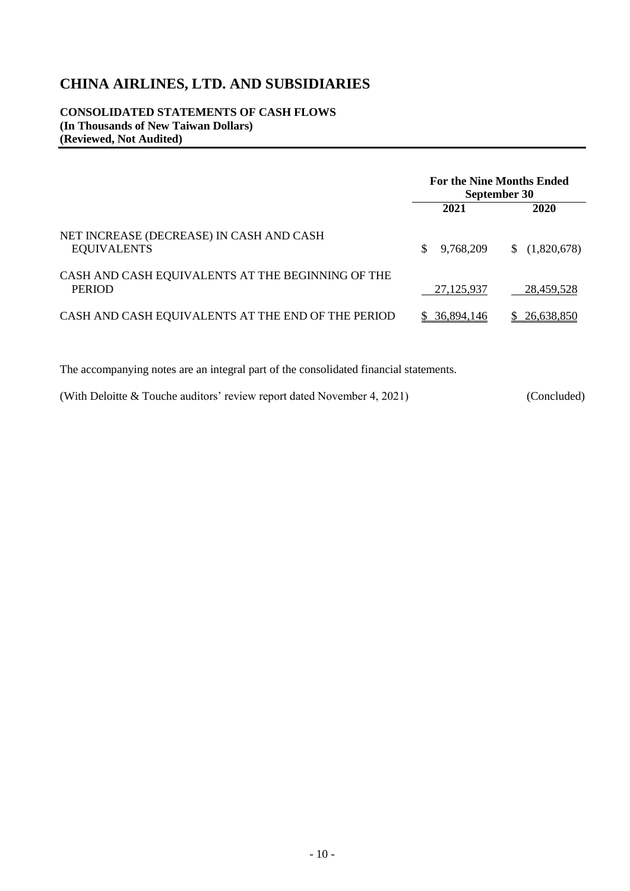# CHINA AIRLINES, LTD. AND SUBSIDIARIES

**CONSOLIDATED STATEMENTS OF CASH FLOWS**
**(In Thousands of New Taiwan Dollars)**
**(Reviewed, Not Audited)**

| | For the Nine Months Ended September 30 | |
|---|---|---|
| | **2021** | **2020** |
| NET INCREASE (DECREASE) IN CASH AND CASH EQUIVALENTS | $ 9,768,209 | $ (1,820,678) |
| CASH AND CASH EQUIVALENTS AT THE BEGINNING OF THE PERIOD | 27,125,937 | 28,459,528 |
| CASH AND CASH EQUIVALENTS AT THE END OF THE PERIOD | $ 36,894,146 | $ 26,638,850 |

The accompanying notes are an integral part of the consolidated financial statements.

(With Deloitte & Touche auditors' review report dated November 4, 2021) (Concluded)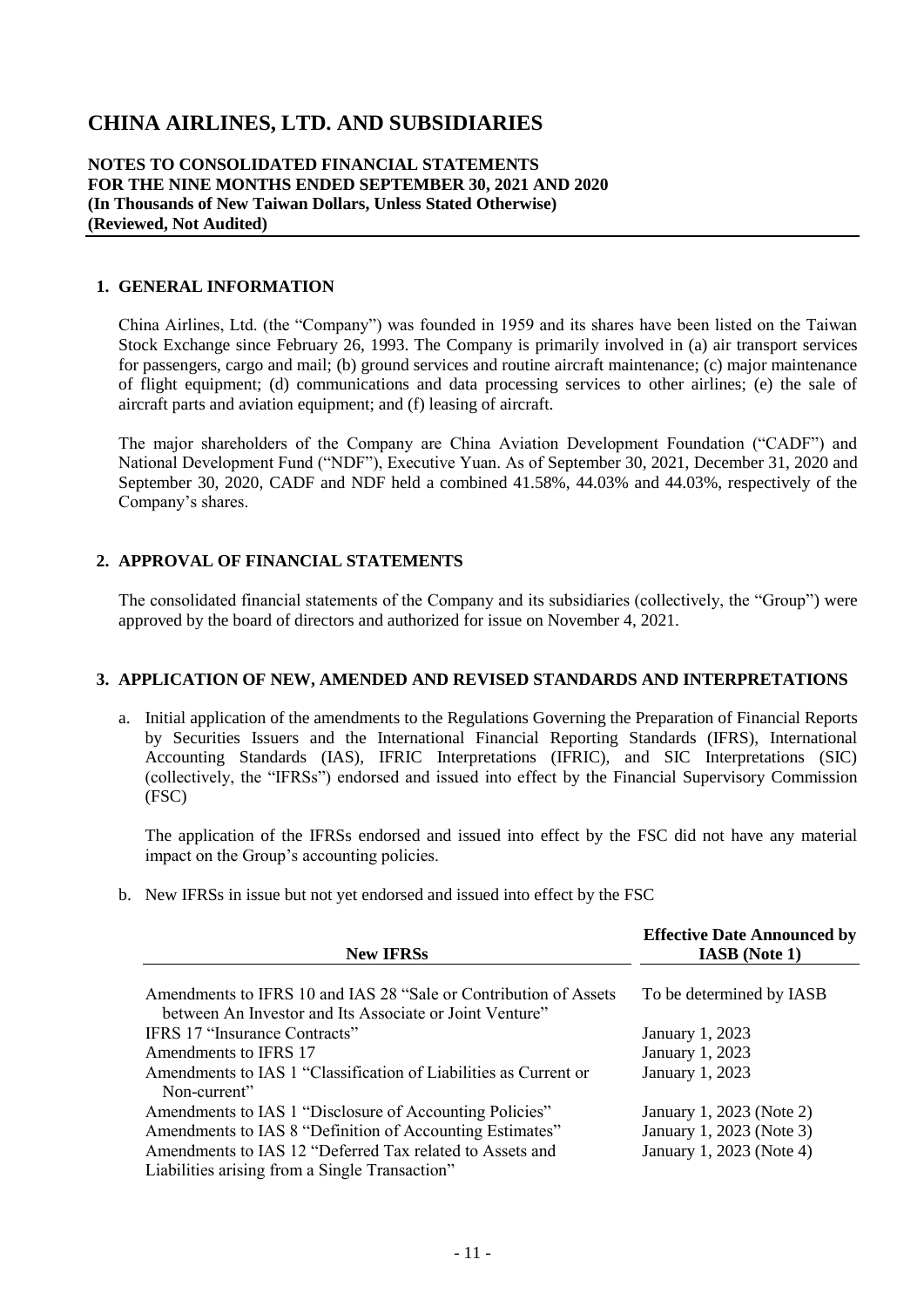# CHINA AIRLINES, LTD. AND SUBSIDIARIES

**NOTES TO CONSOLIDATED FINANCIAL STATEMENTS**
**FOR THE NINE MONTHS ENDED SEPTEMBER 30, 2021 AND 2020**
**(In Thousands of New Taiwan Dollars, Unless Stated Otherwise)**
**(Reviewed, Not Audited)**

## 1. GENERAL INFORMATION

China Airlines, Ltd. (the "Company") was founded in 1959 and its shares have been listed on the Taiwan Stock Exchange since February 26, 1993. The Company is primarily involved in (a) air transport services for passengers, cargo and mail; (b) ground services and routine aircraft maintenance; (c) major maintenance of flight equipment; (d) communications and data processing services to other airlines; (e) the sale of aircraft parts and aviation equipment; and (f) leasing of aircraft.

The major shareholders of the Company are China Aviation Development Foundation ("CADF") and National Development Fund ("NDF"), Executive Yuan. As of September 30, 2021, December 31, 2020 and September 30, 2020, CADF and NDF held a combined 41.58%, 44.03% and 44.03%, respectively of the Company's shares.

## 2. APPROVAL OF FINANCIAL STATEMENTS

The consolidated financial statements of the Company and its subsidiaries (collectively, the "Group") were approved by the board of directors and authorized for issue on November 4, 2021.

## 3. APPLICATION OF NEW, AMENDED AND REVISED STANDARDS AND INTERPRETATIONS

a. Initial application of the amendments to the Regulations Governing the Preparation of Financial Reports by Securities Issuers and the International Financial Reporting Standards (IFRS), International Accounting Standards (IAS), IFRIC Interpretations (IFRIC), and SIC Interpretations (SIC) (collectively, the "IFRSs") endorsed and issued into effect by the Financial Supervisory Commission (FSC)

   The application of the IFRSs endorsed and issued into effect by the FSC did not have any material impact on the Group's accounting policies.

b. New IFRSs in issue but not yet endorsed and issued into effect by the FSC

| New IFRSs | Effective Date Announced by IASB (Note 1) |
|---|---|
| Amendments to IFRS 10 and IAS 28 "Sale or Contribution of Assets between An Investor and Its Associate or Joint Venture" | To be determined by IASB |
| IFRS 17 "Insurance Contracts" | January 1, 2023 |
| Amendments to IFRS 17 | January 1, 2023 |
| Amendments to IAS 1 "Classification of Liabilities as Current or Non-current" | January 1, 2023 |
| Amendments to IAS 1 "Disclosure of Accounting Policies" | January 1, 2023 (Note 2) |
| Amendments to IAS 8 "Definition of Accounting Estimates" | January 1, 2023 (Note 3) |
| Amendments to IAS 12 "Deferred Tax related to Assets and Liabilities arising from a Single Transaction" | January 1, 2023 (Note 4) |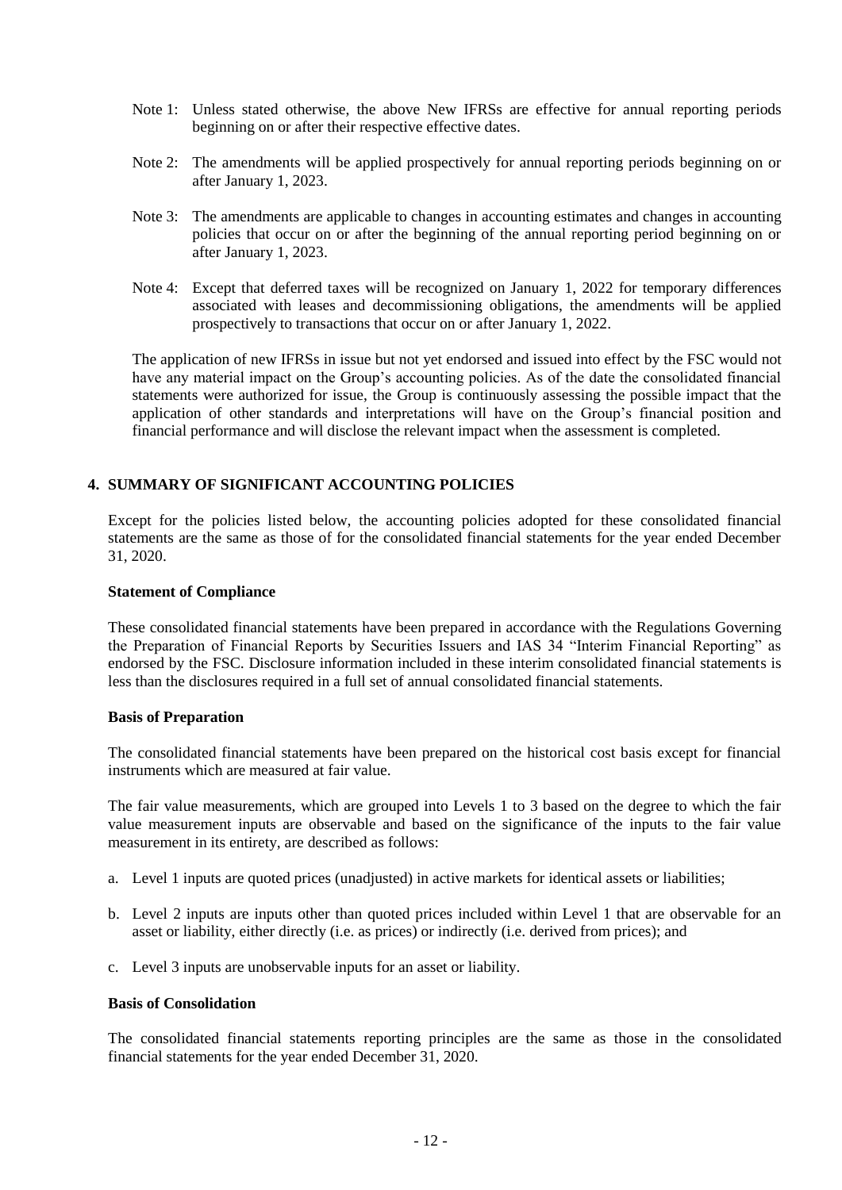Note 1: Unless stated otherwise, the above New IFRSs are effective for annual reporting periods beginning on or after their respective effective dates.

Note 2: The amendments will be applied prospectively for annual reporting periods beginning on or after January 1, 2023.

Note 3: The amendments are applicable to changes in accounting estimates and changes in accounting policies that occur on or after the beginning of the annual reporting period beginning on or after January 1, 2023.

Note 4: Except that deferred taxes will be recognized on January 1, 2022 for temporary differences associated with leases and decommissioning obligations, the amendments will be applied prospectively to transactions that occur on or after January 1, 2022.

The application of new IFRSs in issue but not yet endorsed and issued into effect by the FSC would not have any material impact on the Group's accounting policies. As of the date the consolidated financial statements were authorized for issue, the Group is continuously assessing the possible impact that the application of other standards and interpretations will have on the Group's financial position and financial performance and will disclose the relevant impact when the assessment is completed.

## 4. SUMMARY OF SIGNIFICANT ACCOUNTING POLICIES

Except for the policies listed below, the accounting policies adopted for these consolidated financial statements are the same as those of for the consolidated financial statements for the year ended December 31, 2020.

**Statement of Compliance**

These consolidated financial statements have been prepared in accordance with the Regulations Governing the Preparation of Financial Reports by Securities Issuers and IAS 34 "Interim Financial Reporting" as endorsed by the FSC. Disclosure information included in these interim consolidated financial statements is less than the disclosures required in a full set of annual consolidated financial statements.

**Basis of Preparation**

The consolidated financial statements have been prepared on the historical cost basis except for financial instruments which are measured at fair value.

The fair value measurements, which are grouped into Levels 1 to 3 based on the degree to which the fair value measurement inputs are observable and based on the significance of the inputs to the fair value measurement in its entirety, are described as follows:

a. Level 1 inputs are quoted prices (unadjusted) in active markets for identical assets or liabilities;

b. Level 2 inputs are inputs other than quoted prices included within Level 1 that are observable for an asset or liability, either directly (i.e. as prices) or indirectly (i.e. derived from prices); and

c. Level 3 inputs are unobservable inputs for an asset or liability.

**Basis of Consolidation**

The consolidated financial statements reporting principles are the same as those in the consolidated financial statements for the year ended December 31, 2020.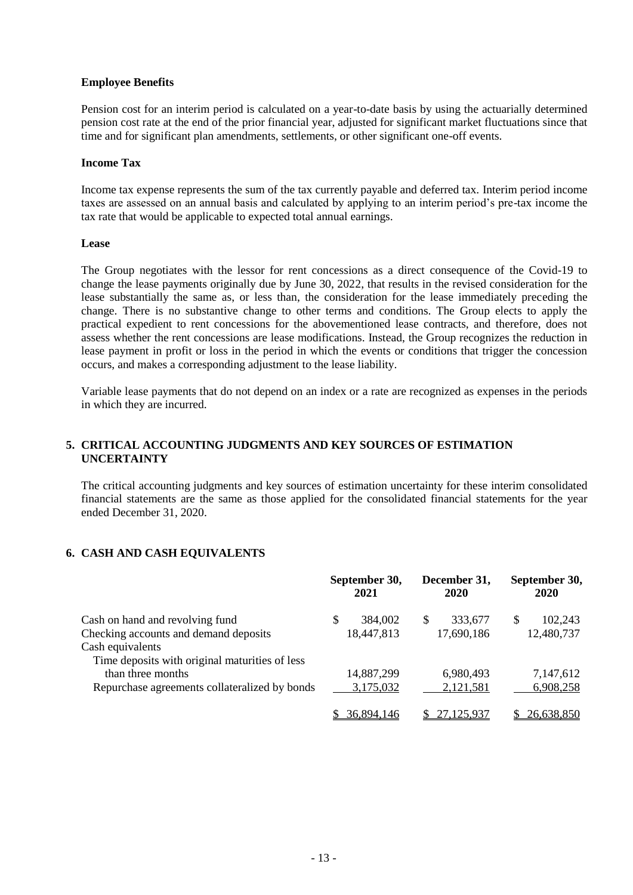**Employee Benefits**

Pension cost for an interim period is calculated on a year-to-date basis by using the actuarially determined pension cost rate at the end of the prior financial year, adjusted for significant market fluctuations since that time and for significant plan amendments, settlements, or other significant one-off events.

**Income Tax**

Income tax expense represents the sum of the tax currently payable and deferred tax. Interim period income taxes are assessed on an annual basis and calculated by applying to an interim period's pre-tax income the tax rate that would be applicable to expected total annual earnings.

**Lease**

The Group negotiates with the lessor for rent concessions as a direct consequence of the Covid-19 to change the lease payments originally due by June 30, 2022, that results in the revised consideration for the lease substantially the same as, or less than, the consideration for the lease immediately preceding the change. There is no substantive change to other terms and conditions. The Group elects to apply the practical expedient to rent concessions for the abovementioned lease contracts, and therefore, does not assess whether the rent concessions are lease modifications. Instead, the Group recognizes the reduction in lease payment in profit or loss in the period in which the events or conditions that trigger the concession occurs, and makes a corresponding adjustment to the lease liability.

Variable lease payments that do not depend on an index or a rate are recognized as expenses in the periods in which they are incurred.

## 5. CRITICAL ACCOUNTING JUDGMENTS AND KEY SOURCES OF ESTIMATION UNCERTAINTY

The critical accounting judgments and key sources of estimation uncertainty for these interim consolidated financial statements are the same as those applied for the consolidated financial statements for the year ended December 31, 2020.

## 6. CASH AND CASH EQUIVALENTS

| | September 30, 2021 | December 31, 2020 | September 30, 2020 |
|---|---|---|---|
| Cash on hand and revolving fund | $ 384,002 | $ 333,677 | $ 102,243 |
| Checking accounts and demand deposits | 18,447,813 | 17,690,186 | 12,480,737 |
| Cash equivalents | | | |
| Time deposits with original maturities of less than three months | 14,887,299 | 6,980,493 | 7,147,612 |
| Repurchase agreements collateralized by bonds | 3,175,032 | 2,121,581 | 6,908,258 |
| | $ 36,894,146 | $ 27,125,937 | $ 26,638,850 |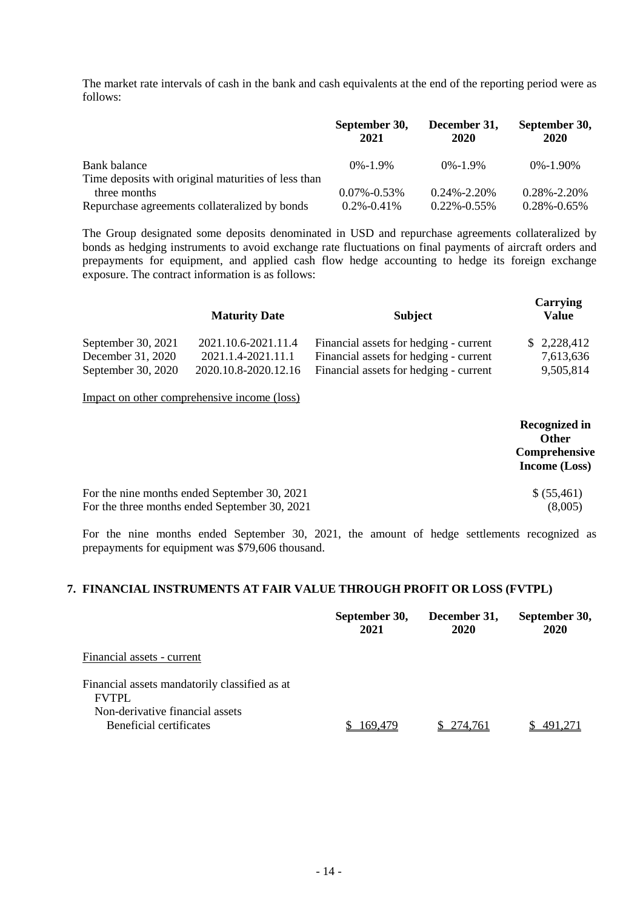The market rate intervals of cash in the bank and cash equivalents at the end of the reporting period were as follows:

| | September 30, 2021 | December 31, 2020 | September 30, 2020 |
|---|---|---|---|
| Bank balance | 0%-1.9% | 0%-1.9% | 0%-1.90% |
| Time deposits with original maturities of less than three months | 0.07%-0.53% | 0.24%-2.20% | 0.28%-2.20% |
| Repurchase agreements collateralized by bonds | 0.2%-0.41% | 0.22%-0.55% | 0.28%-0.65% |

The Group designated some deposits denominated in USD and repurchase agreements collateralized by bonds as hedging instruments to avoid exchange rate fluctuations on final payments of aircraft orders and prepayments for equipment, and applied cash flow hedge accounting to hedge its foreign exchange exposure. The contract information is as follows:

| | Maturity Date | Subject | Carrying Value |
|---|---|---|---|
| September 30, 2021 | 2021.10.6-2021.11.4 | Financial assets for hedging - current | $ 2,228,412 |
| December 31, 2020 | 2021.1.4-2021.11.1 | Financial assets for hedging - current | 7,613,636 |
| September 30, 2020 | 2020.10.8-2020.12.16 | Financial assets for hedging - current | 9,505,814 |

Impact on other comprehensive income (loss)

| | Recognized in Other Comprehensive Income (Loss) |
|---|---|
| For the nine months ended September 30, 2021 | $ (55,461) |
| For the three months ended September 30, 2021 | (8,005) |

For the nine months ended September 30, 2021, the amount of hedge settlements recognized as prepayments for equipment was $79,606 thousand.

## 7. FINANCIAL INSTRUMENTS AT FAIR VALUE THROUGH PROFIT OR LOSS (FVTPL)

| | September 30, 2021 | December 31, 2020 | September 30, 2020 |
|---|---|---|---|
| Financial assets - current | | | |
| Financial assets mandatorily classified as at FVTPL | | | |
| Non-derivative financial assets | | | |
| Beneficial certificates | $ 169,479 | $ 274,761 | $ 491,271 |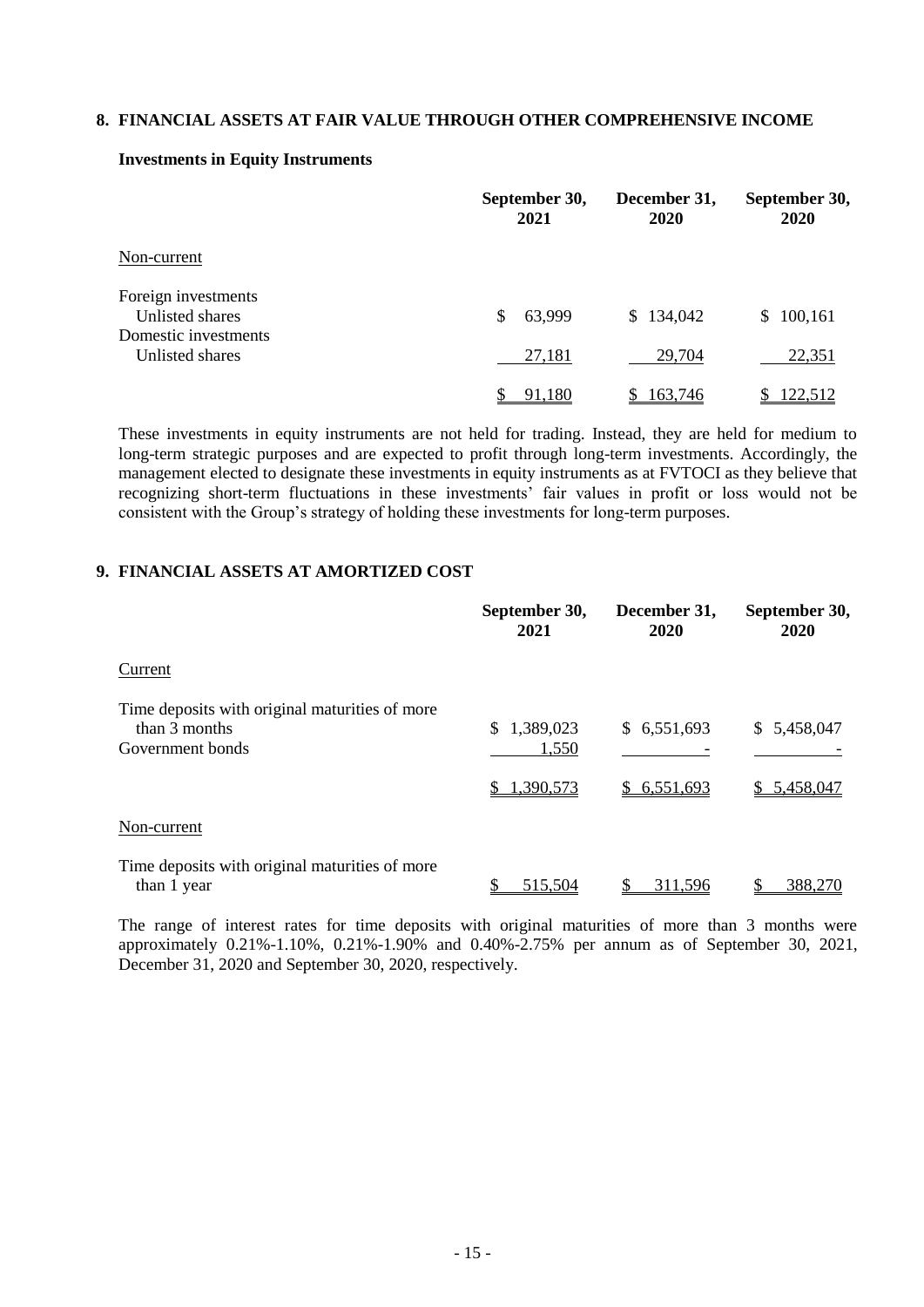## 8. FINANCIAL ASSETS AT FAIR VALUE THROUGH OTHER COMPREHENSIVE INCOME

### Investments in Equity Instruments

| | September 30, 2021 | December 31, 2020 | September 30, 2020 |
|---|---|---|---|
| Non-current | | | |
| Foreign investments | | | |
| Unlisted shares | $ 63,999 | $ 134,042 | $ 100,161 |
| Domestic investments | | | |
| Unlisted shares | 27,181 | 29,704 | 22,351 |
| | $ 91,180 | $ 163,746 | $ 122,512 |

These investments in equity instruments are not held for trading. Instead, they are held for medium to long-term strategic purposes and are expected to profit through long-term investments. Accordingly, the management elected to designate these investments in equity instruments as at FVTOCI as they believe that recognizing short-term fluctuations in these investments' fair values in profit or loss would not be consistent with the Group's strategy of holding these investments for long-term purposes.

## 9. FINANCIAL ASSETS AT AMORTIZED COST

| | September 30, 2021 | December 31, 2020 | September 30, 2020 |
|---|---|---|---|
| Current | | | |
| Time deposits with original maturities of more than 3 months | $ 1,389,023 | $ 6,551,693 | $ 5,458,047 |
| Government bonds | 1,550 | - | - |
| | $ 1,390,573 | $ 6,551,693 | $ 5,458,047 |
| Non-current | | | |
| Time deposits with original maturities of more than 1 year | $ 515,504 | $ 311,596 | $ 388,270 |

The range of interest rates for time deposits with original maturities of more than 3 months were approximately 0.21%-1.10%, 0.21%-1.90% and 0.40%-2.75% per annum as of September 30, 2021, December 31, 2020 and September 30, 2020, respectively.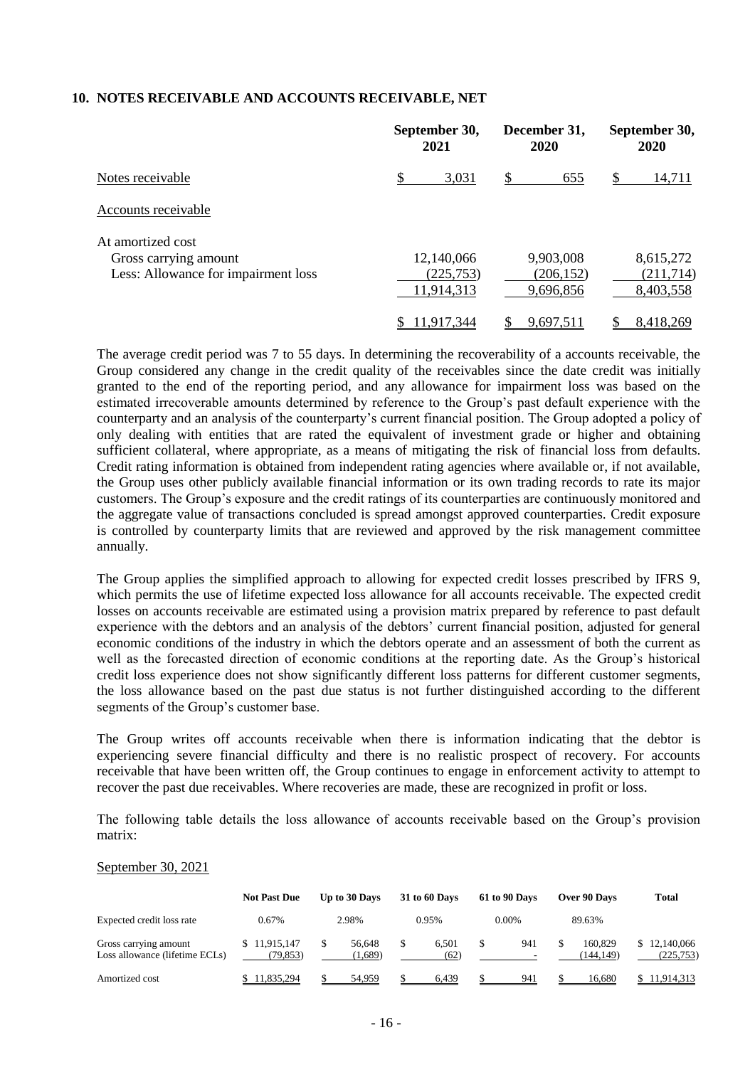## 10. NOTES RECEIVABLE AND ACCOUNTS RECEIVABLE, NET

| | September 30, 2021 | December 31, 2020 | September 30, 2020 |
|---|---|---|---|
| Notes receivable | $ 3,031 | $ 655 | $ 14,711 |
| Accounts receivable | | | |
| At amortized cost | | | |
| Gross carrying amount | 12,140,066 | 9,903,008 | 8,615,272 |
| Less: Allowance for impairment loss | (225,753) | (206,152) | (211,714) |
| | 11,914,313 | 9,696,856 | 8,403,558 |
| | $ 11,917,344 | $ 9,697,511 | $ 8,418,269 |

The average credit period was 7 to 55 days. In determining the recoverability of a accounts receivable, the Group considered any change in the credit quality of the receivables since the date credit was initially granted to the end of the reporting period, and any allowance for impairment loss was based on the estimated irrecoverable amounts determined by reference to the Group's past default experience with the counterparty and an analysis of the counterparty's current financial position. The Group adopted a policy of only dealing with entities that are rated the equivalent of investment grade or higher and obtaining sufficient collateral, where appropriate, as a means of mitigating the risk of financial loss from defaults. Credit rating information is obtained from independent rating agencies where available or, if not available, the Group uses other publicly available financial information or its own trading records to rate its major customers. The Group's exposure and the credit ratings of its counterparties are continuously monitored and the aggregate value of transactions concluded is spread amongst approved counterparties. Credit exposure is controlled by counterparty limits that are reviewed and approved by the risk management committee annually.

The Group applies the simplified approach to allowing for expected credit losses prescribed by IFRS 9, which permits the use of lifetime expected loss allowance for all accounts receivable. The expected credit losses on accounts receivable are estimated using a provision matrix prepared by reference to past default experience with the debtors and an analysis of the debtors' current financial position, adjusted for general economic conditions of the industry in which the debtors operate and an assessment of both the current as well as the forecasted direction of economic conditions at the reporting date. As the Group's historical credit loss experience does not show significantly different loss patterns for different customer segments, the loss allowance based on the past due status is not further distinguished according to the different segments of the Group's customer base.

The Group writes off accounts receivable when there is information indicating that the debtor is experiencing severe financial difficulty and there is no realistic prospect of recovery. For accounts receivable that have been written off, the Group continues to engage in enforcement activity to attempt to recover the past due receivables. Where recoveries are made, these are recognized in profit or loss.

The following table details the loss allowance of accounts receivable based on the Group's provision matrix:

September 30, 2021

| | Not Past Due | Up to 30 Days | 31 to 60 Days | 61 to 90 Days | Over 90 Days | Total |
|---|---|---|---|---|---|---|
| Expected credit loss rate | 0.67% | 2.98% | 0.95% | 0.00% | 89.63% | |
| Gross carrying amount | $ 11,915,147 | $ 56,648 | $ 6,501 | $ 941 | $ 160,829 | $ 12,140,066 |
| Loss allowance (lifetime ECLs) | (79,853) | (1,689) | (62) | - | (144,149) | (225,753) |
| Amortized cost | $ 11,835,294 | $ 54,959 | $ 6,439 | $ 941 | $ 16,680 | $ 11,914,313 |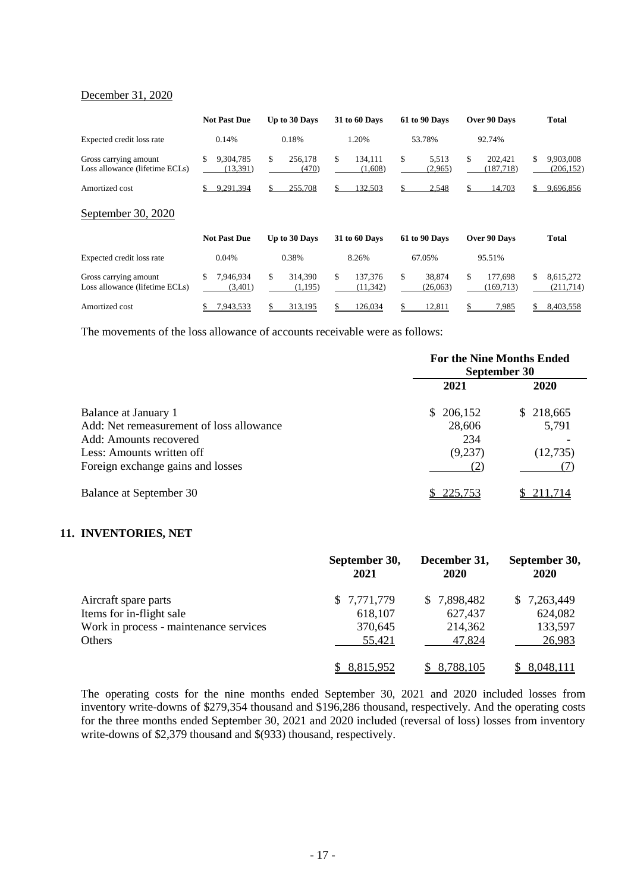December 31, 2020

| | Not Past Due | Up to 30 Days | 31 to 60 Days | 61 to 90 Days | Over 90 Days | Total |
|---|---|---|---|---|---|---|
| Expected credit loss rate | 0.14% | 0.18% | 1.20% | 53.78% | 92.74% | |
| Gross carrying amount | $ 9,304,785 | $ 256,178 | $ 134,111 | $ 5,513 | $ 202,421 | $ 9,903,008 |
| Loss allowance (lifetime ECLs) | (13,391) | (470) | (1,608) | (2,965) | (187,718) | (206,152) |
| Amortized cost | $ 9,291,394 | $ 255,708 | $ 132,503 | $ 2,548 | $ 14,703 | $ 9,696,856 |

September 30, 2020

| | Not Past Due | Up to 30 Days | 31 to 60 Days | 61 to 90 Days | Over 90 Days | Total |
|---|---|---|---|---|---|---|
| Expected credit loss rate | 0.04% | 0.38% | 8.26% | 67.05% | 95.51% | |
| Gross carrying amount | $ 7,946,934 | $ 314,390 | $ 137,376 | $ 38,874 | $ 177,698 | $ 8,615,272 |
| Loss allowance (lifetime ECLs) | (3,401) | (1,195) | (11,342) | (26,063) | (169,713) | (211,714) |
| Amortized cost | $ 7,943,533 | $ 313,195 | $ 126,034 | $ 12,811 | $ 7,985 | $ 8,403,558 |

The movements of the loss allowance of accounts receivable were as follows:

| | For the Nine Months Ended September 30 | |
|---|---|---|
| | 2021 | 2020 |
| Balance at January 1 | $ 206,152 | $ 218,665 |
| Add: Net remeasurement of loss allowance | 28,606 | 5,791 |
| Add: Amounts recovered | 234 | - |
| Less: Amounts written off | (9,237) | (12,735) |
| Foreign exchange gains and losses | (2) | (7) |
| Balance at September 30 | $ 225,753 | $ 211,714 |

## 11. INVENTORIES, NET

| | September 30, 2021 | December 31, 2020 | September 30, 2020 |
|---|---|---|---|
| Aircraft spare parts | $ 7,771,779 | $ 7,898,482 | $ 7,263,449 |
| Items for in-flight sale | 618,107 | 627,437 | 624,082 |
| Work in process - maintenance services | 370,645 | 214,362 | 133,597 |
| Others | 55,421 | 47,824 | 26,983 |
| | $ 8,815,952 | $ 8,788,105 | $ 8,048,111 |

The operating costs for the nine months ended September 30, 2021 and 2020 included losses from inventory write-downs of $279,354 thousand and $196,286 thousand, respectively. And the operating costs for the three months ended September 30, 2021 and 2020 included (reversal of loss) losses from inventory write-downs of $2,379 thousand and $(933) thousand, respectively.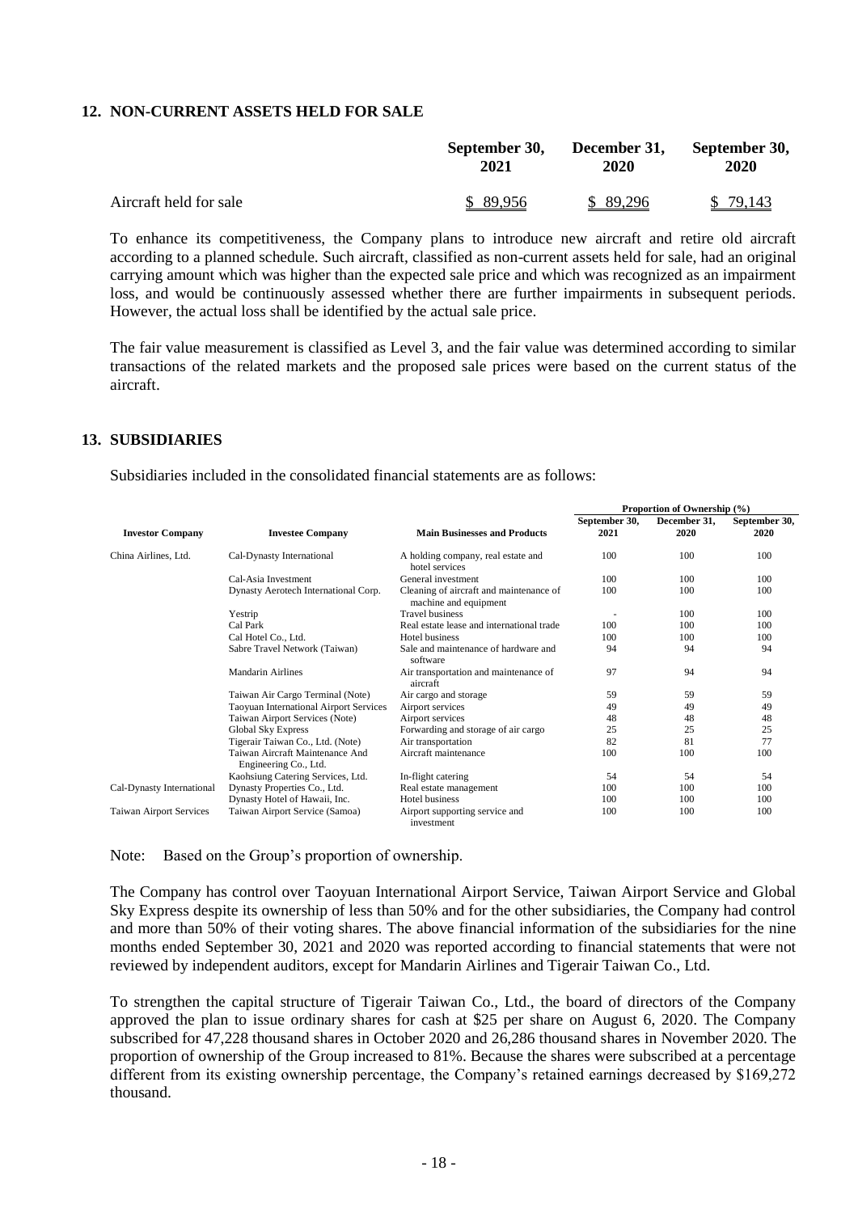## 12. NON-CURRENT ASSETS HELD FOR SALE

| | September 30, 2021 | December 31, 2020 | September 30, 2020 |
|---|---|---|---|
| Aircraft held for sale | $ 89,956 | $ 89,296 | $ 79,143 |

To enhance its competitiveness, the Company plans to introduce new aircraft and retire old aircraft according to a planned schedule. Such aircraft, classified as non-current assets held for sale, had an original carrying amount which was higher than the expected sale price and which was recognized as an impairment loss, and would be continuously assessed whether there are further impairments in subsequent periods. However, the actual loss shall be identified by the actual sale price.

The fair value measurement is classified as Level 3, and the fair value was determined according to similar transactions of the related markets and the proposed sale prices were based on the current status of the aircraft.

## 13. SUBSIDIARIES

Subsidiaries included in the consolidated financial statements are as follows:

| | | | Proportion of Ownership (%) | | |
|---|---|---|---|---|---|
| **Investor Company** | **Investee Company** | **Main Businesses and Products** | **September 30, 2021** | **December 31, 2020** | **September 30, 2020** |
| China Airlines, Ltd. | Cal-Dynasty International | A holding company, real estate and hotel services | 100 | 100 | 100 |
| | Cal-Asia Investment | General investment | 100 | 100 | 100 |
| | Dynasty Aerotech International Corp. | Cleaning of aircraft and maintenance of machine and equipment | 100 | 100 | 100 |
| | Yestrip | Travel business | - | 100 | 100 |
| | Cal Park | Real estate lease and international trade | 100 | 100 | 100 |
| | Cal Hotel Co., Ltd. | Hotel business | 100 | 100 | 100 |
| | Sabre Travel Network (Taiwan) | Sale and maintenance of hardware and software | 94 | 94 | 94 |
| | Mandarin Airlines | Air transportation and maintenance of aircraft | 97 | 94 | 94 |
| | Taiwan Air Cargo Terminal (Note) | Air cargo and storage | 59 | 59 | 59 |
| | Taoyuan International Airport Services | Airport services | 49 | 49 | 49 |
| | Taiwan Airport Services (Note) | Airport services | 48 | 48 | 48 |
| | Global Sky Express | Forwarding and storage of air cargo | 25 | 25 | 25 |
| | Tigerair Taiwan Co., Ltd. (Note) | Air transportation | 82 | 81 | 77 |
| | Taiwan Aircraft Maintenance And Engineering Co., Ltd. | Aircraft maintenance | 100 | 100 | 100 |
| | Kaohsiung Catering Services, Ltd. | In-flight catering | 54 | 54 | 54 |
| Cal-Dynasty International | Dynasty Properties Co., Ltd. | Real estate management | 100 | 100 | 100 |
| | Dynasty Hotel of Hawaii, Inc. | Hotel business | 100 | 100 | 100 |
| Taiwan Airport Services | Taiwan Airport Service (Samoa) | Airport supporting service and investment | 100 | 100 | 100 |

Note: Based on the Group's proportion of ownership.

The Company has control over Taoyuan International Airport Service, Taiwan Airport Service and Global Sky Express despite its ownership of less than 50% and for the other subsidiaries, the Company had control and more than 50% of their voting shares. The above financial information of the subsidiaries for the nine months ended September 30, 2021 and 2020 was reported according to financial statements that were not reviewed by independent auditors, except for Mandarin Airlines and Tigerair Taiwan Co., Ltd.

To strengthen the capital structure of Tigerair Taiwan Co., Ltd., the board of directors of the Company approved the plan to issue ordinary shares for cash at $25 per share on August 6, 2020. The Company subscribed for 47,228 thousand shares in October 2020 and 26,286 thousand shares in November 2020. The proportion of ownership of the Group increased to 81%. Because the shares were subscribed at a percentage different from its existing ownership percentage, the Company's retained earnings decreased by $169,272 thousand.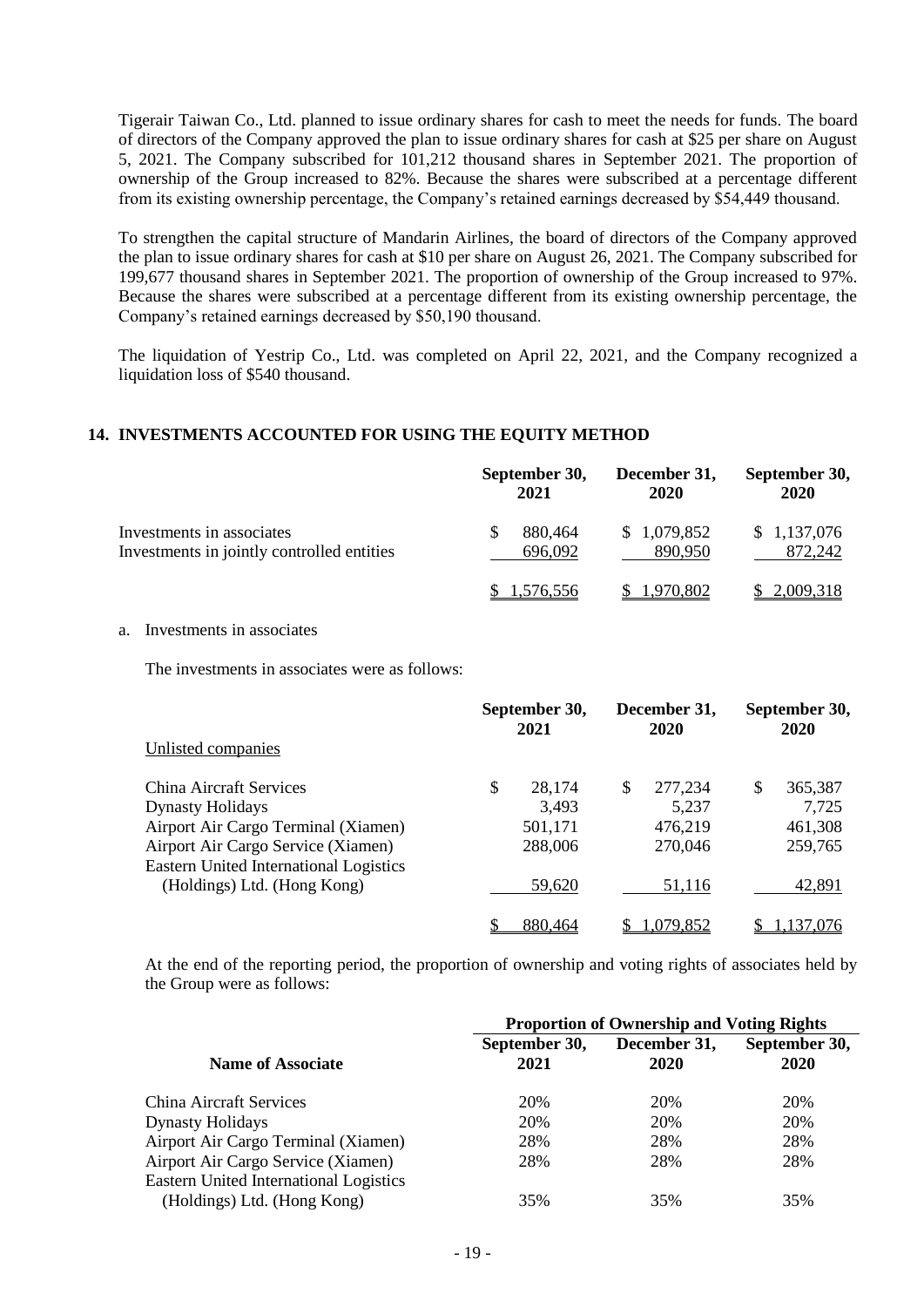Tigerair Taiwan Co., Ltd. planned to issue ordinary shares for cash to meet the needs for funds. The board of directors of the Company approved the plan to issue ordinary shares for cash at $25 per share on August 5, 2021. The Company subscribed for 101,212 thousand shares in September 2021. The proportion of ownership of the Group increased to 82%. Because the shares were subscribed at a percentage different from its existing ownership percentage, the Company's retained earnings decreased by $54,449 thousand.

To strengthen the capital structure of Mandarin Airlines, the board of directors of the Company approved the plan to issue ordinary shares for cash at $10 per share on August 26, 2021. The Company subscribed for 199,677 thousand shares in September 2021. The proportion of ownership of the Group increased to 97%. Because the shares were subscribed at a percentage different from its existing ownership percentage, the Company's retained earnings decreased by $50,190 thousand.

The liquidation of Yestrip Co., Ltd. was completed on April 22, 2021, and the Company recognized a liquidation loss of $540 thousand.

## 14. INVESTMENTS ACCOUNTED FOR USING THE EQUITY METHOD

| | September 30, 2021 | December 31, 2020 | September 30, 2020 |
|---|---|---|---|
| Investments in associates | $ 880,464 | $ 1,079,852 | $ 1,137,076 |
| Investments in jointly controlled entities | 696,092 | 890,950 | 872,242 |
| | $ 1,576,556 | $ 1,970,802 | $ 2,009,318 |

a. Investments in associates

The investments in associates were as follows:

| | September 30, 2021 | December 31, 2020 | September 30, 2020 |
|---|---|---|---|
| Unlisted companies | | | |
| China Aircraft Services | $ 28,174 | $ 277,234 | $ 365,387 |
| Dynasty Holidays | 3,493 | 5,237 | 7,725 |
| Airport Air Cargo Terminal (Xiamen) | 501,171 | 476,219 | 461,308 |
| Airport Air Cargo Service (Xiamen) | 288,006 | 270,046 | 259,765 |
| Eastern United International Logistics (Holdings) Ltd. (Hong Kong) | 59,620 | 51,116 | 42,891 |
| | $ 880,464 | $ 1,079,852 | $ 1,137,076 |

At the end of the reporting period, the proportion of ownership and voting rights of associates held by the Group were as follows:

| | Proportion of Ownership and Voting Rights | | |
|---|---|---|---|
| **Name of Associate** | **September 30, 2021** | **December 31, 2020** | **September 30, 2020** |
| China Aircraft Services | 20% | 20% | 20% |
| Dynasty Holidays | 20% | 20% | 20% |
| Airport Air Cargo Terminal (Xiamen) | 28% | 28% | 28% |
| Airport Air Cargo Service (Xiamen) | 28% | 28% | 28% |
| Eastern United International Logistics (Holdings) Ltd. (Hong Kong) | 35% | 35% | 35% |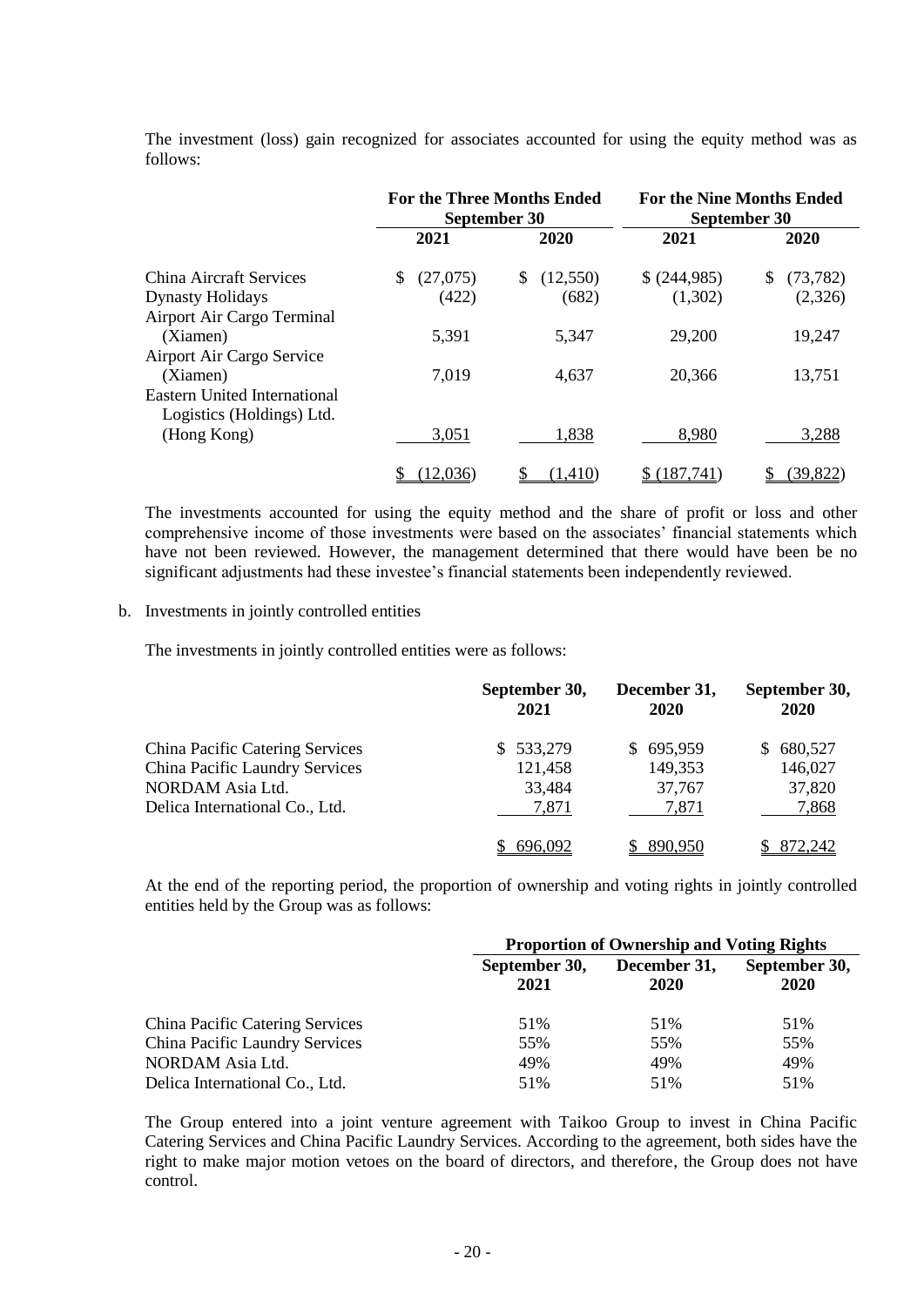The investment (loss) gain recognized for associates accounted for using the equity method was as follows:

| | For the Three Months Ended September 30 | | For the Nine Months Ended September 30 | |
|---|---|---|---|---|
| | 2021 | 2020 | 2021 | 2020 |
| China Aircraft Services | $ (27,075) | $ (12,550) | $ (244,985) | $ (73,782) |
| Dynasty Holidays | (422) | (682) | (1,302) | (2,326) |
| Airport Air Cargo Terminal (Xiamen) | 5,391 | 5,347 | 29,200 | 19,247 |
| Airport Air Cargo Service (Xiamen) | 7,019 | 4,637 | 20,366 | 13,751 |
| Eastern United International Logistics (Holdings) Ltd. (Hong Kong) | 3,051 | 1,838 | 8,980 | 3,288 |
| | $ (12,036) | $ (1,410) | $ (187,741) | $ (39,822) |

The investments accounted for using the equity method and the share of profit or loss and other comprehensive income of those investments were based on the associates' financial statements which have not been reviewed. However, the management determined that there would have been be no significant adjustments had these investee's financial statements been independently reviewed.

b. Investments in jointly controlled entities

The investments in jointly controlled entities were as follows:

| | September 30, 2021 | December 31, 2020 | September 30, 2020 |
|---|---|---|---|
| China Pacific Catering Services | $ 533,279 | $ 695,959 | $ 680,527 |
| China Pacific Laundry Services | 121,458 | 149,353 | 146,027 |
| NORDAM Asia Ltd. | 33,484 | 37,767 | 37,820 |
| Delica International Co., Ltd. | 7,871 | 7,871 | 7,868 |
| | $ 696,092 | $ 890,950 | $ 872,242 |

At the end of the reporting period, the proportion of ownership and voting rights in jointly controlled entities held by the Group was as follows:

| | Proportion of Ownership and Voting Rights | | |
|---|---|---|---|
| | September 30, 2021 | December 31, 2020 | September 30, 2020 |
| China Pacific Catering Services | 51% | 51% | 51% |
| China Pacific Laundry Services | 55% | 55% | 55% |
| NORDAM Asia Ltd. | 49% | 49% | 49% |
| Delica International Co., Ltd. | 51% | 51% | 51% |

The Group entered into a joint venture agreement with Taikoo Group to invest in China Pacific Catering Services and China Pacific Laundry Services. According to the agreement, both sides have the right to make major motion vetoes on the board of directors, and therefore, the Group does not have control.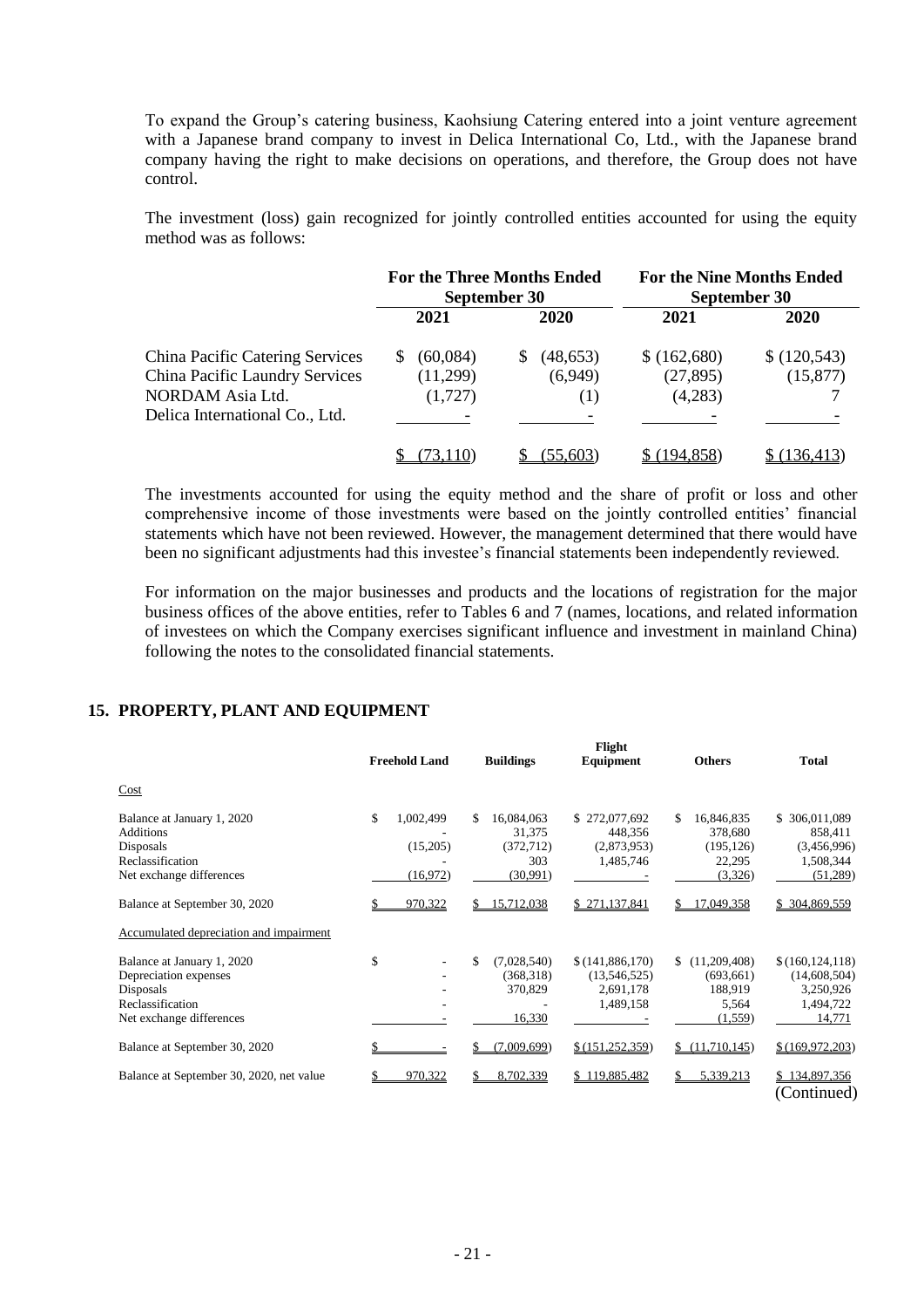To expand the Group's catering business, Kaohsiung Catering entered into a joint venture agreement with a Japanese brand company to invest in Delica International Co, Ltd., with the Japanese brand company having the right to make decisions on operations, and therefore, the Group does not have control.

The investment (loss) gain recognized for jointly controlled entities accounted for using the equity method was as follows:

| | For the Three Months Ended September 30 | | For the Nine Months Ended September 30 | |
|---|---|---|---|---|
| | 2021 | 2020 | 2021 | 2020 |
| China Pacific Catering Services | $ (60,084) | $ (48,653) | $ (162,680) | $ (120,543) |
| China Pacific Laundry Services | (11,299) | (6,949) | (27,895) | (15,877) |
| NORDAM Asia Ltd. | (1,727) | (1) | (4,283) | 7 |
| Delica International Co., Ltd. | - | - | - | - |
| | $ (73,110) | $ (55,603) | $ (194,858) | $ (136,413) |

The investments accounted for using the equity method and the share of profit or loss and other comprehensive income of those investments were based on the jointly controlled entities' financial statements which have not been reviewed. However, the management determined that there would have been no significant adjustments had this investee's financial statements been independently reviewed.

For information on the major businesses and products and the locations of registration for the major business offices of the above entities, refer to Tables 6 and 7 (names, locations, and related information of investees on which the Company exercises significant influence and investment in mainland China) following the notes to the consolidated financial statements.

## 15. PROPERTY, PLANT AND EQUIPMENT

| | Freehold Land | Buildings | Flight Equipment | Others | Total |
|---|---|---|---|---|---|
| Cost | | | | | |
| Balance at January 1, 2020 | $ 1,002,499 | $ 16,084,063 | $ 272,077,692 | $ 16,846,835 | $ 306,011,089 |
| Additions | - | 31,375 | 448,356 | 378,680 | 858,411 |
| Disposals | (15,205) | (372,712) | (2,873,953) | (195,126) | (3,456,996) |
| Reclassification | - | 303 | 1,485,746 | 22,295 | 1,508,344 |
| Net exchange differences | (16,972) | (30,991) | - | (3,326) | (51,289) |
| Balance at September 30, 2020 | $ 970,322 | $ 15,712,038 | $ 271,137,841 | $ 17,049,358 | $ 304,869,559 |
| Accumulated depreciation and impairment | | | | | |
| Balance at January 1, 2020 | $ - | $ (7,028,540) | $ (141,886,170) | $ (11,209,408) | $ (160,124,118) |
| Depreciation expenses | - | (368,318) | (13,546,525) | (693,661) | (14,608,504) |
| Disposals | - | 370,829 | 2,691,178 | 188,919 | 3,250,926 |
| Reclassification | - | - | 1,489,158 | 5,564 | 1,494,722 |
| Net exchange differences | - | 16,330 | - | (1,559) | 14,771 |
| Balance at September 30, 2020 | $ - | $ (7,009,699) | $ (151,252,359) | $ (11,710,145) | $ (169,972,203) |
| Balance at September 30, 2020, net value | $ 970,322 | $ 8,702,339 | $ 119,885,482 | $ 5,339,213 | $ 134,897,356 |

(Continued)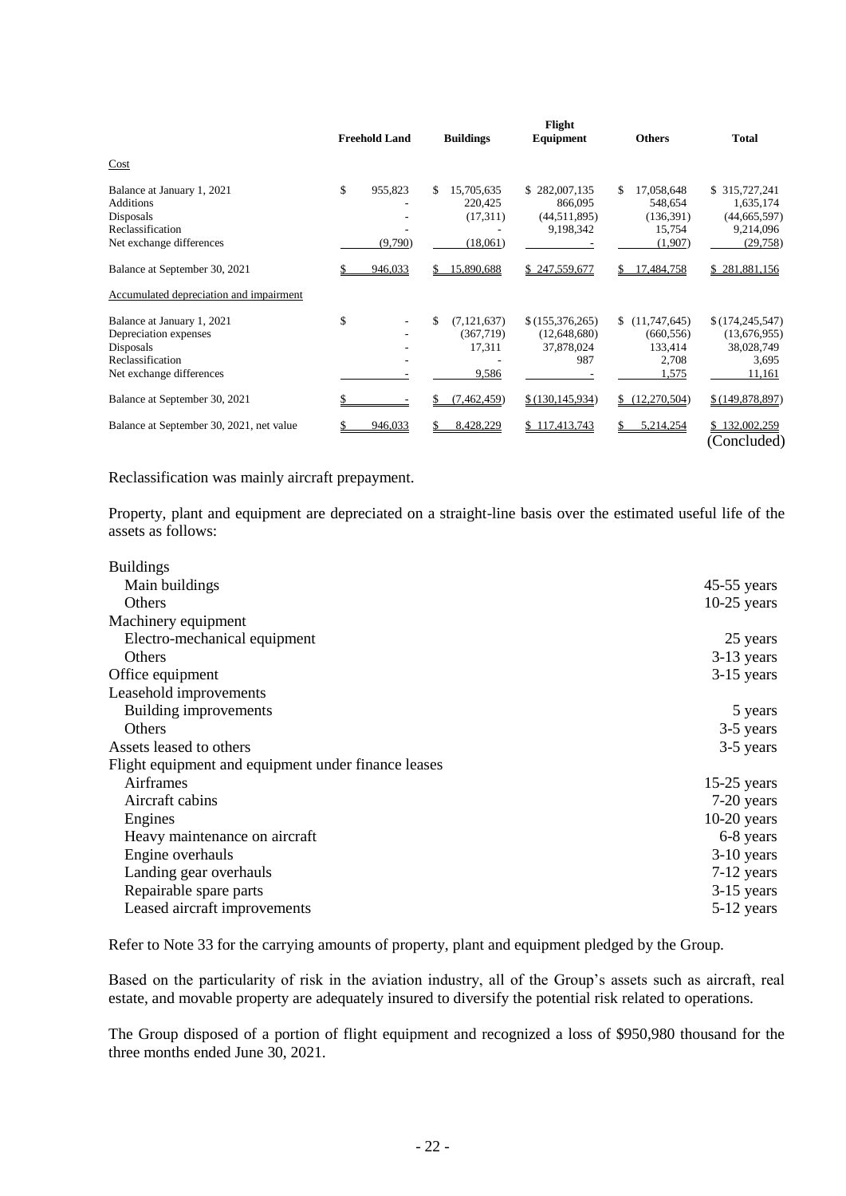| | Freehold Land | Buildings | Flight Equipment | Others | Total |
|---|---|---|---|---|---|
| Cost | | | | | |
| Balance at January 1, 2021 | $ 955,823 | $ 15,705,635 | $ 282,007,135 | $ 17,058,648 | $ 315,727,241 |
| Additions | - | 220,425 | 866,095 | 548,654 | 1,635,174 |
| Disposals | - | (17,311) | (44,511,895) | (136,391) | (44,665,597) |
| Reclassification | - | - | 9,198,342 | 15,754 | 9,214,096 |
| Net exchange differences | (9,790) | (18,061) | - | (1,907) | (29,758) |
| Balance at September 30, 2021 | $ 946,033 | $ 15,890,688 | $ 247,559,677 | $ 17,484,758 | $ 281,881,156 |
| Accumulated depreciation and impairment | | | | | |
| Balance at January 1, 2021 | $ - | $ (7,121,637) | $ (155,376,265) | $ (11,747,645) | $ (174,245,547) |
| Depreciation expenses | - | (367,719) | (12,648,680) | (660,556) | (13,676,955) |
| Disposals | - | 17,311 | 37,878,024 | 133,414 | 38,028,749 |
| Reclassification | - | - | 987 | 2,708 | 3,695 |
| Net exchange differences | - | 9,586 | - | 1,575 | 11,161 |
| Balance at September 30, 2021 | $ - | $ (7,462,459) | $ (130,145,934) | $ (12,270,504) | $ (149,878,897) |
| Balance at September 30, 2021, net value | $ 946,033 | $ 8,428,229 | $ 117,413,743 | $ 5,214,254 | $ 132,002,259 |

(Concluded)

Reclassification was mainly aircraft prepayment.

Property, plant and equipment are depreciated on a straight-line basis over the estimated useful life of the assets as follows:

| | |
|---|---|
| Buildings | |
| Main buildings | 45-55 years |
| Others | 10-25 years |
| Machinery equipment | |
| Electro-mechanical equipment | 25 years |
| Others | 3-13 years |
| Office equipment | 3-15 years |
| Leasehold improvements | |
| Building improvements | 5 years |
| Others | 3-5 years |
| Assets leased to others | 3-5 years |
| Flight equipment and equipment under finance leases | |
| Airframes | 15-25 years |
| Aircraft cabins | 7-20 years |
| Engines | 10-20 years |
| Heavy maintenance on aircraft | 6-8 years |
| Engine overhauls | 3-10 years |
| Landing gear overhauls | 7-12 years |
| Repairable spare parts | 3-15 years |
| Leased aircraft improvements | 5-12 years |

Refer to Note 33 for the carrying amounts of property, plant and equipment pledged by the Group.

Based on the particularity of risk in the aviation industry, all of the Group's assets such as aircraft, real estate, and movable property are adequately insured to diversify the potential risk related to operations.

The Group disposed of a portion of flight equipment and recognized a loss of $950,980 thousand for the three months ended June 30, 2021.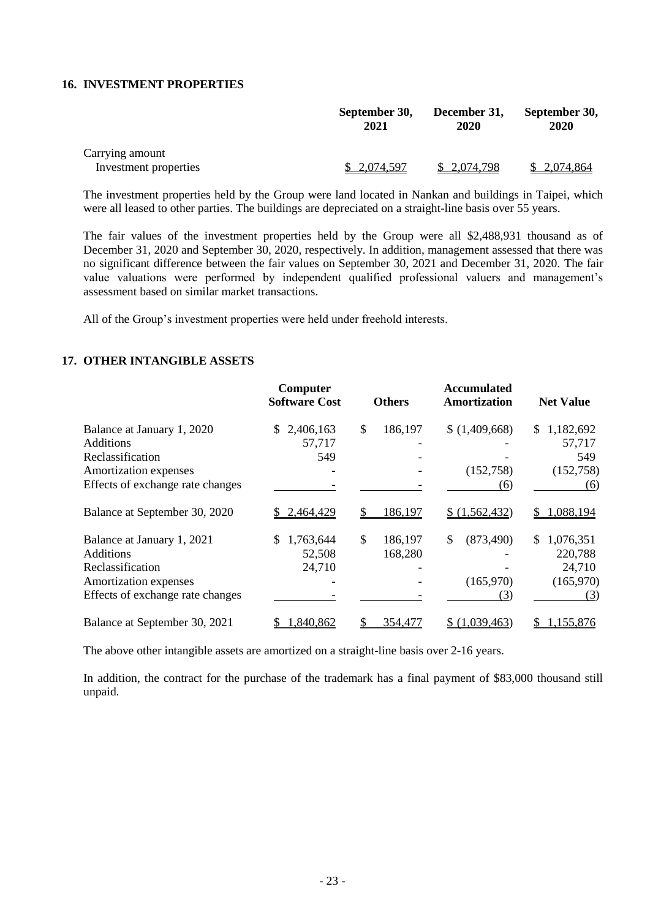## 16. INVESTMENT PROPERTIES

| | September 30, 2021 | December 31, 2020 | September 30, 2020 |
|---|---|---|---|
| Carrying amount | | | |
| Investment properties | $ 2,074,597 | $ 2,074,798 | $ 2,074,864 |

The investment properties held by the Group were land located in Nankan and buildings in Taipei, which were all leased to other parties. The buildings are depreciated on a straight-line basis over 55 years.

The fair values of the investment properties held by the Group were all $2,488,931 thousand as of December 31, 2020 and September 30, 2020, respectively. In addition, management assessed that there was no significant difference between the fair values on September 30, 2021 and December 31, 2020. The fair value valuations were performed by independent qualified professional valuers and management's assessment based on similar market transactions.

All of the Group's investment properties were held under freehold interests.

## 17. OTHER INTANGIBLE ASSETS

| | Computer Software Cost | Others | Accumulated Amortization | Net Value |
|---|---|---|---|---|
| Balance at January 1, 2020 | $ 2,406,163 | $ 186,197 | $ (1,409,668) | $ 1,182,692 |
| Additions | 57,717 | - | - | 57,717 |
| Reclassification | 549 | - | - | 549 |
| Amortization expenses | - | - | (152,758) | (152,758) |
| Effects of exchange rate changes | - | - | (6) | (6) |
| Balance at September 30, 2020 | $ 2,464,429 | $ 186,197 | $ (1,562,432) | $ 1,088,194 |
| Balance at January 1, 2021 | $ 1,763,644 | $ 186,197 | $ (873,490) | $ 1,076,351 |
| Additions | 52,508 | 168,280 | - | 220,788 |
| Reclassification | 24,710 | - | - | 24,710 |
| Amortization expenses | - | - | (165,970) | (165,970) |
| Effects of exchange rate changes | - | - | (3) | (3) |
| Balance at September 30, 2021 | $ 1,840,862 | $ 354,477 | $ (1,039,463) | $ 1,155,876 |

The above other intangible assets are amortized on a straight-line basis over 2-16 years.

In addition, the contract for the purchase of the trademark has a final payment of $83,000 thousand still unpaid.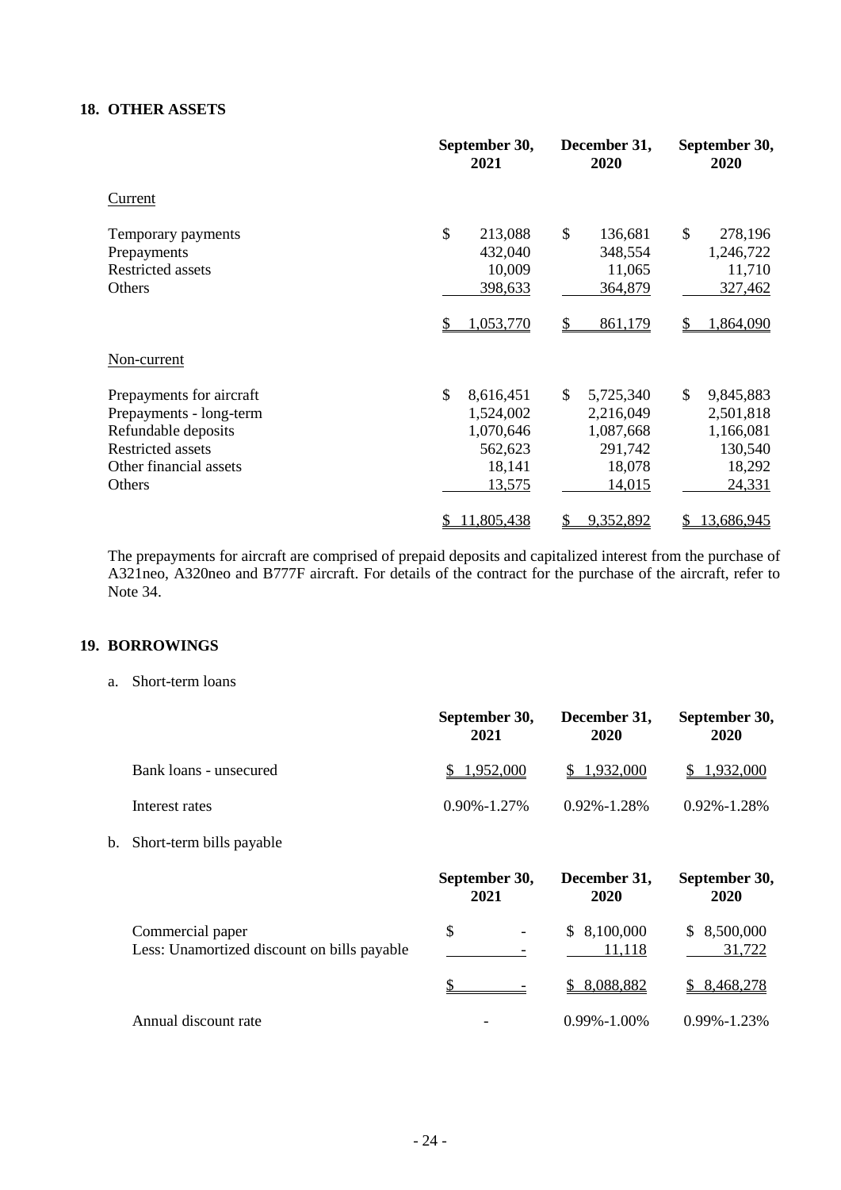## 18. OTHER ASSETS

| | September 30, 2021 | December 31, 2020 | September 30, 2020 |
|---|---|---|---|
| Current | | | |
| Temporary payments | $ 213,088 | $ 136,681 | $ 278,196 |
| Prepayments | 432,040 | 348,554 | 1,246,722 |
| Restricted assets | 10,009 | 11,065 | 11,710 |
| Others | 398,633 | 364,879 | 327,462 |
| | $ 1,053,770 | $ 861,179 | $ 1,864,090 |
| Non-current | | | |
| Prepayments for aircraft | $ 8,616,451 | $ 5,725,340 | $ 9,845,883 |
| Prepayments - long-term | 1,524,002 | 2,216,049 | 2,501,818 |
| Refundable deposits | 1,070,646 | 1,087,668 | 1,166,081 |
| Restricted assets | 562,623 | 291,742 | 130,540 |
| Other financial assets | 18,141 | 18,078 | 18,292 |
| Others | 13,575 | 14,015 | 24,331 |
| | $ 11,805,438 | $ 9,352,892 | $ 13,686,945 |

The prepayments for aircraft are comprised of prepaid deposits and capitalized interest from the purchase of A321neo, A320neo and B777F aircraft. For details of the contract for the purchase of the aircraft, refer to Note 34.

## 19. BORROWINGS

a. Short-term loans

| | September 30, 2021 | December 31, 2020 | September 30, 2020 |
|---|---|---|---|
| Bank loans - unsecured | $ 1,952,000 | $ 1,932,000 | $ 1,932,000 |
| Interest rates | 0.90%-1.27% | 0.92%-1.28% | 0.92%-1.28% |

b. Short-term bills payable

| | September 30, 2021 | December 31, 2020 | September 30, 2020 |
|---|---|---|---|
| Commercial paper | $ - | $ 8,100,000 | $ 8,500,000 |
| Less: Unamortized discount on bills payable | - | 11,118 | 31,722 |
| | $ - | $ 8,088,882 | $ 8,468,278 |
| Annual discount rate | - | 0.99%-1.00% | 0.99%-1.23% |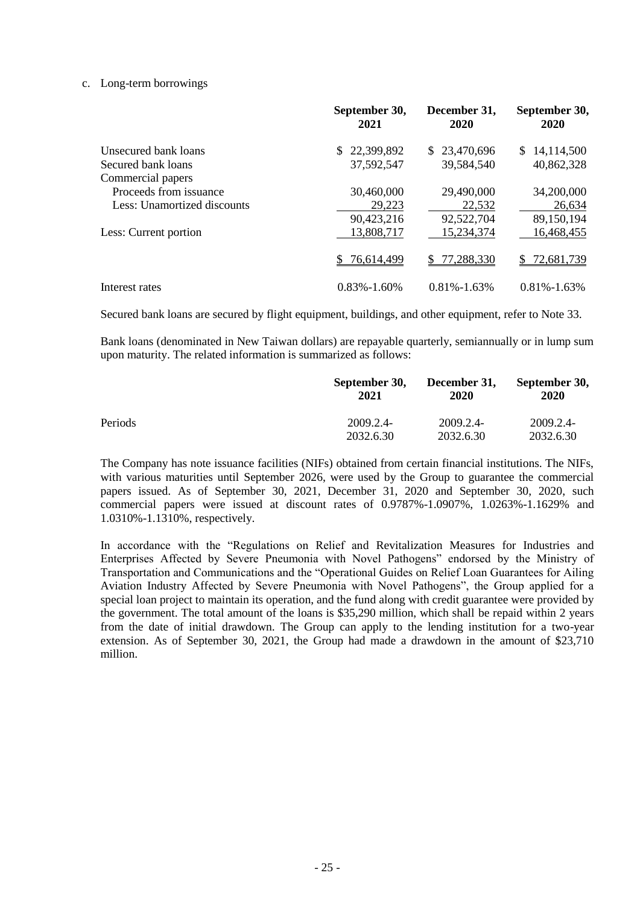c. Long-term borrowings

| | September 30, 2021 | December 31, 2020 | September 30, 2020 |
|---|---|---|---|
| Unsecured bank loans | $ 22,399,892 | $ 23,470,696 | $ 14,114,500 |
| Secured bank loans | 37,592,547 | 39,584,540 | 40,862,328 |
| Commercial papers | | | |
| Proceeds from issuance | 30,460,000 | 29,490,000 | 34,200,000 |
| Less: Unamortized discounts | 29,223 | 22,532 | 26,634 |
| | 90,423,216 | 92,522,704 | 89,150,194 |
| Less: Current portion | 13,808,717 | 15,234,374 | 16,468,455 |
| | $ 76,614,499 | $ 77,288,330 | $ 72,681,739 |
| Interest rates | 0.83%-1.60% | 0.81%-1.63% | 0.81%-1.63% |

Secured bank loans are secured by flight equipment, buildings, and other equipment, refer to Note 33.

Bank loans (denominated in New Taiwan dollars) are repayable quarterly, semiannually or in lump sum upon maturity. The related information is summarized as follows:

| | September 30, 2021 | December 31, 2020 | September 30, 2020 |
|---|---|---|---|
| Periods | 2009.2.4-2032.6.30 | 2009.2.4-2032.6.30 | 2009.2.4-2032.6.30 |

The Company has note issuance facilities (NIFs) obtained from certain financial institutions. The NIFs, with various maturities until September 2026, were used by the Group to guarantee the commercial papers issued. As of September 30, 2021, December 31, 2020 and September 30, 2020, such commercial papers were issued at discount rates of 0.9787%-1.0907%, 1.0263%-1.1629% and 1.0310%-1.1310%, respectively.

In accordance with the "Regulations on Relief and Revitalization Measures for Industries and Enterprises Affected by Severe Pneumonia with Novel Pathogens" endorsed by the Ministry of Transportation and Communications and the "Operational Guides on Relief Loan Guarantees for Ailing Aviation Industry Affected by Severe Pneumonia with Novel Pathogens", the Group applied for a special loan project to maintain its operation, and the fund along with credit guarantee were provided by the government. The total amount of the loans is $35,290 million, which shall be repaid within 2 years from the date of initial drawdown. The Group can apply to the lending institution for a two-year extension. As of September 30, 2021, the Group had made a drawdown in the amount of $23,710 million.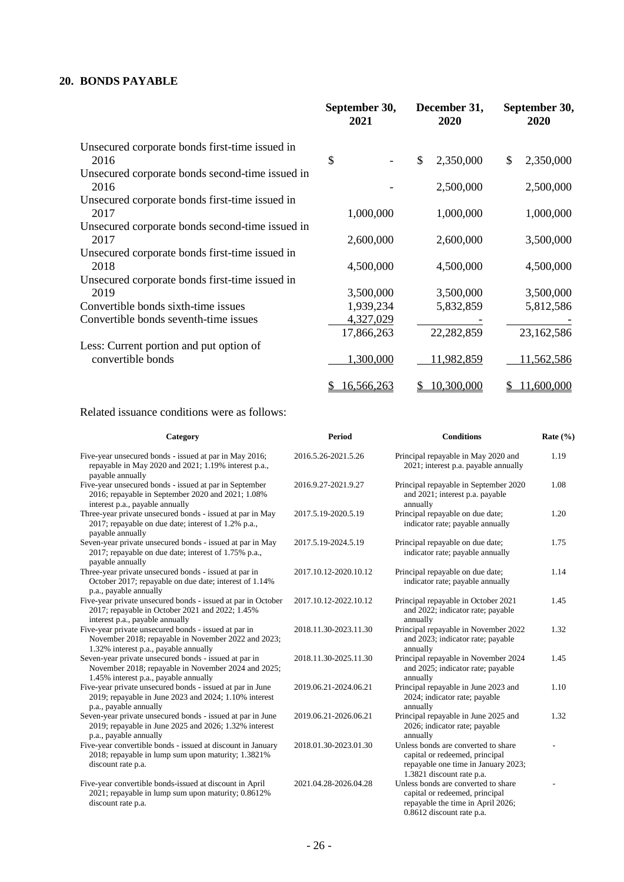## 20. BONDS PAYABLE

| | September 30, 2021 | December 31, 2020 | September 30, 2020 |
|---|---|---|---|
| Unsecured corporate bonds first-time issued in 2016 | $ - | $ 2,350,000 | $ 2,350,000 |
| Unsecured corporate bonds second-time issued in 2016 | - | 2,500,000 | 2,500,000 |
| Unsecured corporate bonds first-time issued in 2017 | 1,000,000 | 1,000,000 | 1,000,000 |
| Unsecured corporate bonds second-time issued in 2017 | 2,600,000 | 2,600,000 | 3,500,000 |
| Unsecured corporate bonds first-time issued in 2018 | 4,500,000 | 4,500,000 | 4,500,000 |
| Unsecured corporate bonds first-time issued in 2019 | 3,500,000 | 3,500,000 | 3,500,000 |
| Convertible bonds sixth-time issues | 1,939,234 | 5,832,859 | 5,812,586 |
| Convertible bonds seventh-time issues | 4,327,029 | - | - |
| | 17,866,263 | 22,282,859 | 23,162,586 |
| Less: Current portion and put option of convertible bonds | 1,300,000 | 11,982,859 | 11,562,586 |
| | $ 16,566,263 | $ 10,300,000 | $ 11,600,000 |

Related issuance conditions were as follows:

| Category | Period | Conditions | Rate (%) |
|---|---|---|---|
| Five-year unsecured bonds - issued at par in May 2016; repayable in May 2020 and 2021; 1.19% interest p.a., payable annually | 2016.5.26-2021.5.26 | Principal repayable in May 2020 and 2021; interest p.a. payable annually | 1.19 |
| Five-year unsecured bonds - issued at par in September 2016; repayable in September 2020 and 2021; 1.08% interest p.a., payable annually | 2016.9.27-2021.9.27 | Principal repayable in September 2020 and 2021; interest p.a. payable annually | 1.08 |
| Three-year private unsecured bonds - issued at par in May 2017; repayable on due date; interest of 1.2% p.a., payable annually | 2017.5.19-2020.5.19 | Principal repayable on due date; indicator rate; payable annually | 1.20 |
| Seven-year private unsecured bonds - issued at par in May 2017; repayable on due date; interest of 1.75% p.a., payable annually | 2017.5.19-2024.5.19 | Principal repayable on due date; indicator rate; payable annually | 1.75 |
| Three-year private unsecured bonds - issued at par in October 2017; repayable on due date; interest of 1.14% p.a., payable annually | 2017.10.12-2020.10.12 | Principal repayable on due date; indicator rate; payable annually | 1.14 |
| Five-year private unsecured bonds - issued at par in October 2017; repayable in October 2021 and 2022; 1.45% interest p.a., payable annually | 2017.10.12-2022.10.12 | Principal repayable in October 2021 and 2022; indicator rate; payable annually | 1.45 |
| Five-year private unsecured bonds - issued at par in November 2018; repayable in November 2022 and 2023; 1.32% interest p.a., payable annually | 2018.11.30-2023.11.30 | Principal repayable in November 2022 and 2023; indicator rate; payable annually | 1.32 |
| Seven-year private unsecured bonds - issued at par in November 2018; repayable in November 2024 and 2025; 1.45% interest p.a., payable annually | 2018.11.30-2025.11.30 | Principal repayable in November 2024 and 2025; indicator rate; payable annually | 1.45 |
| Five-year private unsecured bonds - issued at par in June 2019; repayable in June 2023 and 2024; 1.10% interest p.a., payable annually | 2019.06.21-2024.06.21 | Principal repayable in June 2023 and 2024; indicator rate; payable annually | 1.10 |
| Seven-year private unsecured bonds - issued at par in June 2019; repayable in June 2025 and 2026; 1.32% interest p.a., payable annually | 2019.06.21-2026.06.21 | Principal repayable in June 2025 and 2026; indicator rate; payable annually | 1.32 |
| Five-year convertible bonds - issued at discount in January 2018; repayable in lump sum upon maturity; 1.3821% discount rate p.a. | 2018.01.30-2023.01.30 | Unless bonds are converted to share capital or redeemed, principal repayable one time in January 2023; 1.3821 discount rate p.a. | - |
| Five-year convertible bonds-issued at discount in April 2021; repayable in lump sum upon maturity; 0.8612% discount rate p.a. | 2021.04.28-2026.04.28 | Unless bonds are converted to share capital or redeemed, principal repayable the time in April 2026; 0.8612 discount rate p.a. | - |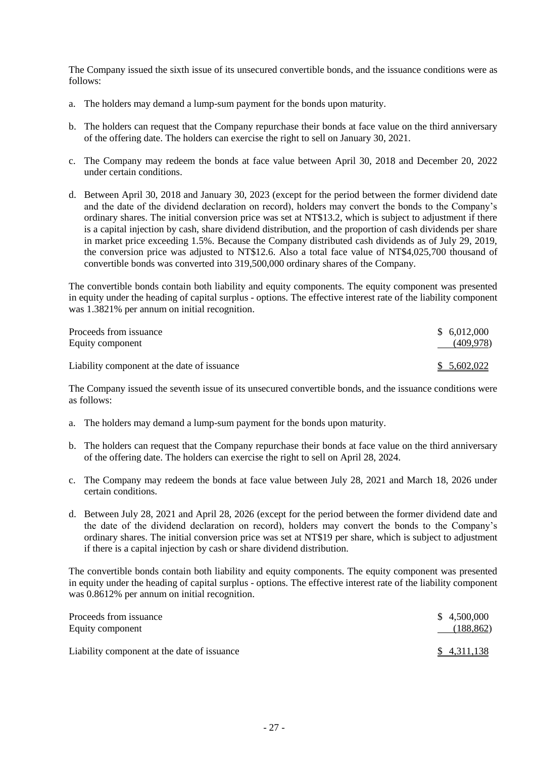The Company issued the sixth issue of its unsecured convertible bonds, and the issuance conditions were as follows:

a. The holders may demand a lump-sum payment for the bonds upon maturity.

b. The holders can request that the Company repurchase their bonds at face value on the third anniversary of the offering date. The holders can exercise the right to sell on January 30, 2021.

c. The Company may redeem the bonds at face value between April 30, 2018 and December 20, 2022 under certain conditions.

d. Between April 30, 2018 and January 30, 2023 (except for the period between the former dividend date and the date of the dividend declaration on record), holders may convert the bonds to the Company's ordinary shares. The initial conversion price was set at NT$13.2, which is subject to adjustment if there is a capital injection by cash, share dividend distribution, and the proportion of cash dividends per share in market price exceeding 1.5%. Because the Company distributed cash dividends as of July 29, 2019, the conversion price was adjusted to NT$12.6. Also a total face value of NT$4,025,700 thousand of convertible bonds was converted into 319,500,000 ordinary shares of the Company.

The convertible bonds contain both liability and equity components. The equity component was presented in equity under the heading of capital surplus - options. The effective interest rate of the liability component was 1.3821% per annum on initial recognition.

| | |
|---|---|
| Proceeds from issuance | $ 6,012,000 |
| Equity component | (409,978) |
| Liability component at the date of issuance | $ 5,602,022 |

The Company issued the seventh issue of its unsecured convertible bonds, and the issuance conditions were as follows:

a. The holders may demand a lump-sum payment for the bonds upon maturity.

b. The holders can request that the Company repurchase their bonds at face value on the third anniversary of the offering date. The holders can exercise the right to sell on April 28, 2024.

c. The Company may redeem the bonds at face value between July 28, 2021 and March 18, 2026 under certain conditions.

d. Between July 28, 2021 and April 28, 2026 (except for the period between the former dividend date and the date of the dividend declaration on record), holders may convert the bonds to the Company's ordinary shares. The initial conversion price was set at NT$19 per share, which is subject to adjustment if there is a capital injection by cash or share dividend distribution.

The convertible bonds contain both liability and equity components. The equity component was presented in equity under the heading of capital surplus - options. The effective interest rate of the liability component was 0.8612% per annum on initial recognition.

| | |
|---|---|
| Proceeds from issuance | $ 4,500,000 |
| Equity component | (188,862) |
| Liability component at the date of issuance | $ 4,311,138 |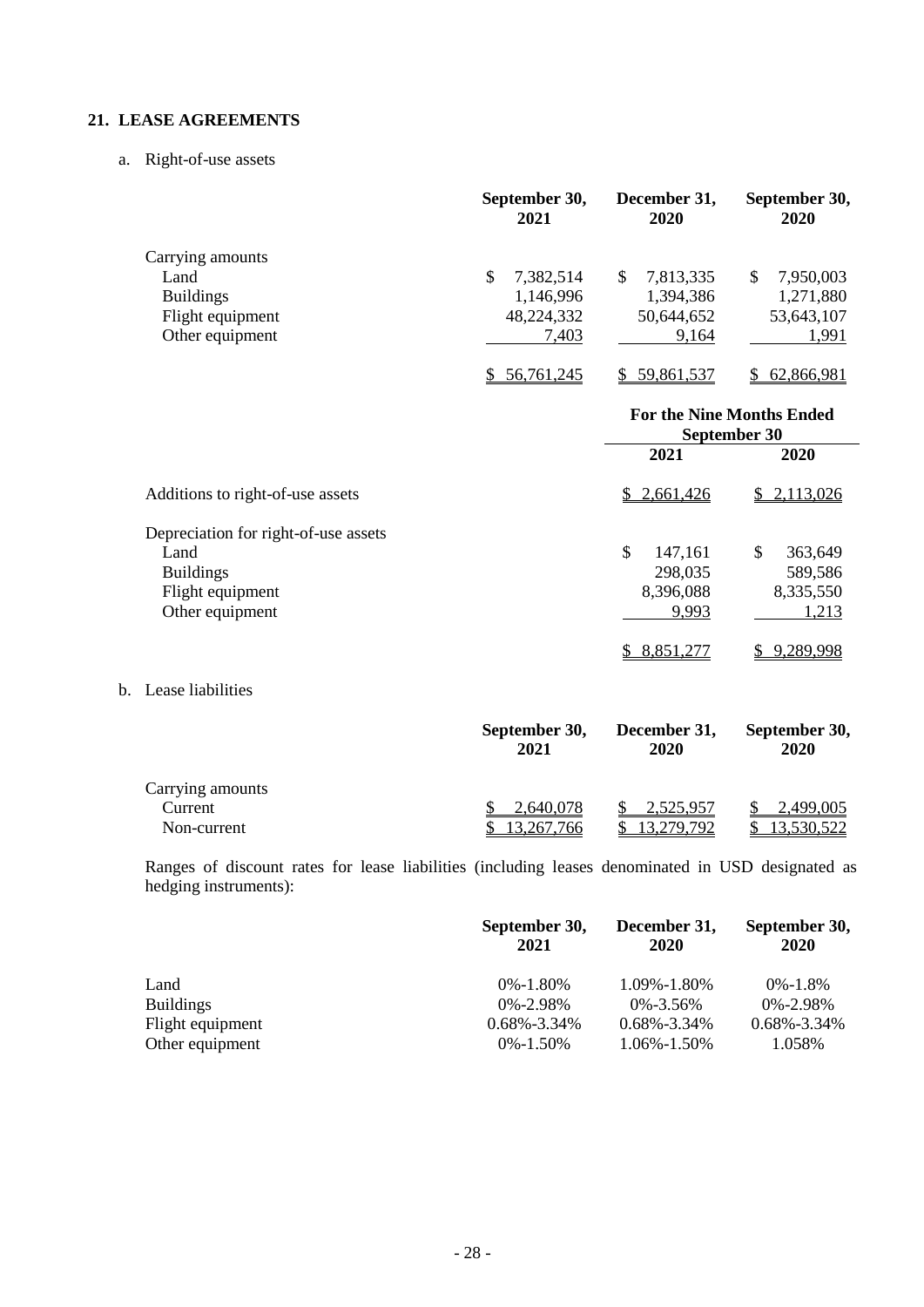## 21. LEASE AGREEMENTS

a. Right-of-use assets

| | September 30, 2021 | December 31, 2020 | September 30, 2020 |
|---|---|---|---|
| Carrying amounts | | | |
| Land | $ 7,382,514 | $ 7,813,335 | $ 7,950,003 |
| Buildings | 1,146,996 | 1,394,386 | 1,271,880 |
| Flight equipment | 48,224,332 | 50,644,652 | 53,643,107 |
| Other equipment | 7,403 | 9,164 | 1,991 |
| | $ 56,761,245 | $ 59,861,537 | $ 62,866,981 |

| | For the Nine Months Ended September 30 | |
|---|---|---|
| | 2021 | 2020 |
| Additions to right-of-use assets | $ 2,661,426 | $ 2,113,026 |
| Depreciation for right-of-use assets | | |
| Land | $ 147,161 | $ 363,649 |
| Buildings | 298,035 | 589,586 |
| Flight equipment | 8,396,088 | 8,335,550 |
| Other equipment | 9,993 | 1,213 |
| | $ 8,851,277 | $ 9,289,998 |

b. Lease liabilities

| | September 30, 2021 | December 31, 2020 | September 30, 2020 |
|---|---|---|---|
| Carrying amounts | | | |
| Current | $ 2,640,078 | $ 2,525,957 | $ 2,499,005 |
| Non-current | $ 13,267,766 | $ 13,279,792 | $ 13,530,522 |

Ranges of discount rates for lease liabilities (including leases denominated in USD designated as hedging instruments):

| | September 30, 2021 | December 31, 2020 | September 30, 2020 |
|---|---|---|---|
| Land | 0%-1.80% | 1.09%-1.80% | 0%-1.8% |
| Buildings | 0%-2.98% | 0%-3.56% | 0%-2.98% |
| Flight equipment | 0.68%-3.34% | 0.68%-3.34% | 0.68%-3.34% |
| Other equipment | 0%-1.50% | 1.06%-1.50% | 1.058% |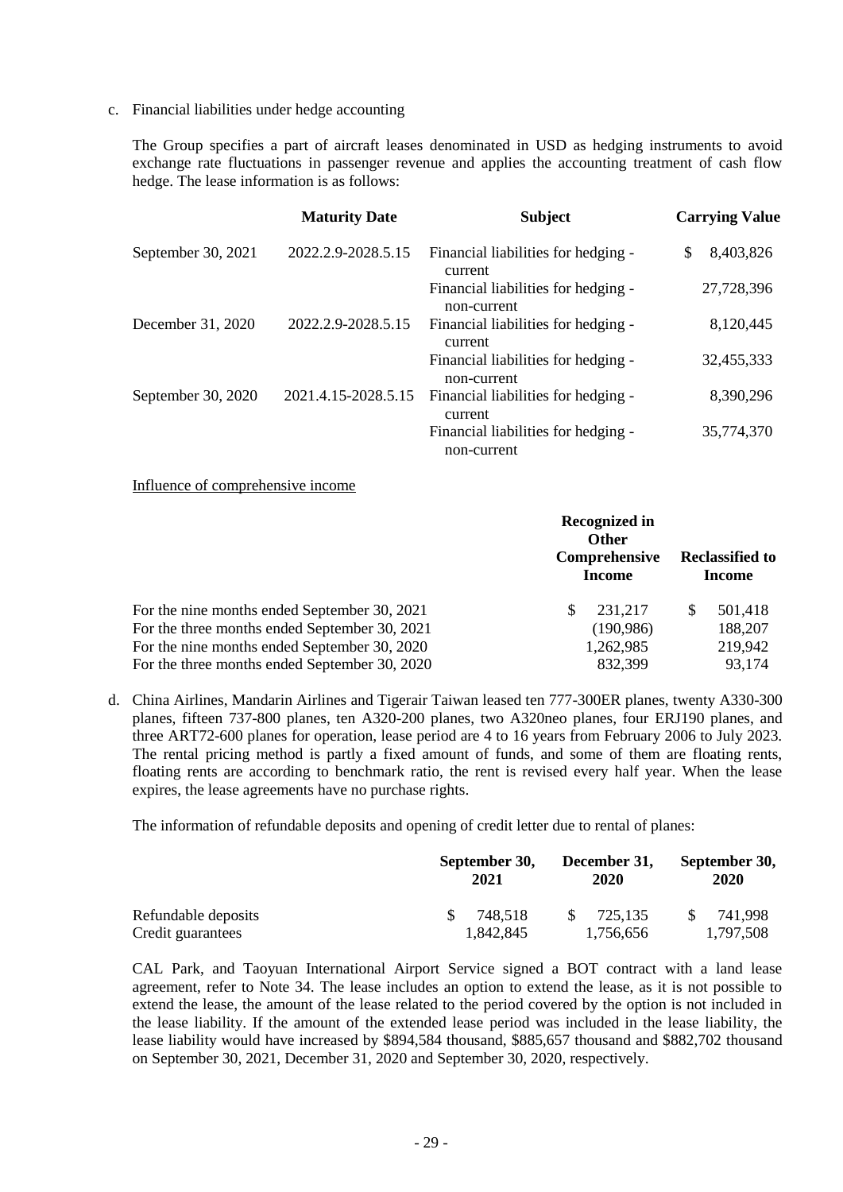c. Financial liabilities under hedge accounting

The Group specifies a part of aircraft leases denominated in USD as hedging instruments to avoid exchange rate fluctuations in passenger revenue and applies the accounting treatment of cash flow hedge. The lease information is as follows:

| | Maturity Date | Subject | Carrying Value |
|---|---|---|---|
| September 30, 2021 | 2022.2.9-2028.5.15 | Financial liabilities for hedging - current | $ 8,403,826 |
| | | Financial liabilities for hedging - non-current | 27,728,396 |
| December 31, 2020 | 2022.2.9-2028.5.15 | Financial liabilities for hedging - current | 8,120,445 |
| | | Financial liabilities for hedging - non-current | 32,455,333 |
| September 30, 2020 | 2021.4.15-2028.5.15 | Financial liabilities for hedging - current | 8,390,296 |
| | | Financial liabilities for hedging - non-current | 35,774,370 |

Influence of comprehensive income

| | Recognized in Other Comprehensive Income | Reclassified to Income |
|---|---|---|
| For the nine months ended September 30, 2021 | $ 231,217 | $ 501,418 |
| For the three months ended September 30, 2021 | (190,986) | 188,207 |
| For the nine months ended September 30, 2020 | 1,262,985 | 219,942 |
| For the three months ended September 30, 2020 | 832,399 | 93,174 |

d. China Airlines, Mandarin Airlines and Tigerair Taiwan leased ten 777-300ER planes, twenty A330-300 planes, fifteen 737-800 planes, ten A320-200 planes, two A320neo planes, four ERJ190 planes, and three ART72-600 planes for operation, lease period are 4 to 16 years from February 2006 to July 2023. The rental pricing method is partly a fixed amount of funds, and some of them are floating rents, floating rents are according to benchmark ratio, the rent is revised every half year. When the lease expires, the lease agreements have no purchase rights.

The information of refundable deposits and opening of credit letter due to rental of planes:

| | September 30, 2021 | December 31, 2020 | September 30, 2020 |
|---|---|---|---|
| Refundable deposits | $ 748,518 | $ 725,135 | $ 741,998 |
| Credit guarantees | 1,842,845 | 1,756,656 | 1,797,508 |

CAL Park, and Taoyuan International Airport Service signed a BOT contract with a land lease agreement, refer to Note 34. The lease includes an option to extend the lease, as it is not possible to extend the lease, the amount of the lease related to the period covered by the option is not included in the lease liability. If the amount of the extended lease period was included in the lease liability, the lease liability would have increased by $894,584 thousand, $885,657 thousand and $882,702 thousand on September 30, 2021, December 31, 2020 and September 30, 2020, respectively.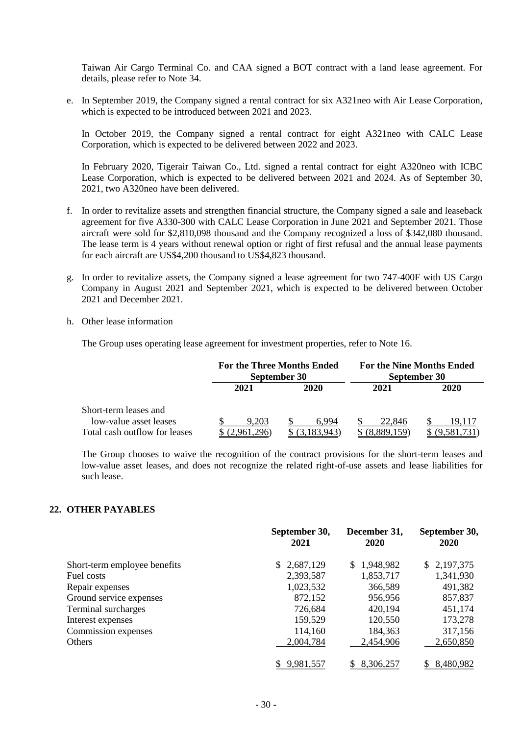Taiwan Air Cargo Terminal Co. and CAA signed a BOT contract with a land lease agreement. For details, please refer to Note 34.

e. In September 2019, the Company signed a rental contract for six A321neo with Air Lease Corporation, which is expected to be introduced between 2021 and 2023.

   In October 2019, the Company signed a rental contract for eight A321neo with CALC Lease Corporation, which is expected to be delivered between 2022 and 2023.

   In February 2020, Tigerair Taiwan Co., Ltd. signed a rental contract for eight A320neo with ICBC Lease Corporation, which is expected to be delivered between 2021 and 2024. As of September 30, 2021, two A320neo have been delivered.

f. In order to revitalize assets and strengthen financial structure, the Company signed a sale and leaseback agreement for five A330-300 with CALC Lease Corporation in June 2021 and September 2021. Those aircraft were sold for $2,810,098 thousand and the Company recognized a loss of $342,080 thousand. The lease term is 4 years without renewal option or right of first refusal and the annual lease payments for each aircraft are US$4,200 thousand to US$4,823 thousand.

g. In order to revitalize assets, the Company signed a lease agreement for two 747-400F with US Cargo Company in August 2021 and September 2021, which is expected to be delivered between October 2021 and December 2021.

h. Other lease information

   The Group uses operating lease agreement for investment properties, refer to Note 16.

| | For the Three Months Ended September 30 | | For the Nine Months Ended September 30 | |
|---|---|---|---|---|
| | 2021 | 2020 | 2021 | 2020 |
| Short-term leases and low-value asset leases | $ 9,203 | $ 6,994 | $ 22,846 | $ 19,117 |
| Total cash outflow for leases | $ (2,961,296) | $ (3,183,943) | $ (8,889,159) | $ (9,581,731) |

   The Group chooses to waive the recognition of the contract provisions for the short-term leases and low-value asset leases, and does not recognize the related right-of-use assets and lease liabilities for such lease.

## 22. OTHER PAYABLES

| | September 30, 2021 | December 31, 2020 | September 30, 2020 |
|---|---|---|---|
| Short-term employee benefits | $ 2,687,129 | $ 1,948,982 | $ 2,197,375 |
| Fuel costs | 2,393,587 | 1,853,717 | 1,341,930 |
| Repair expenses | 1,023,532 | 366,589 | 491,382 |
| Ground service expenses | 872,152 | 956,956 | 857,837 |
| Terminal surcharges | 726,684 | 420,194 | 451,174 |
| Interest expenses | 159,529 | 120,550 | 173,278 |
| Commission expenses | 114,160 | 184,363 | 317,156 |
| Others | 2,004,784 | 2,454,906 | 2,650,850 |
| | $ 9,981,557 | $ 8,306,257 | $ 8,480,982 |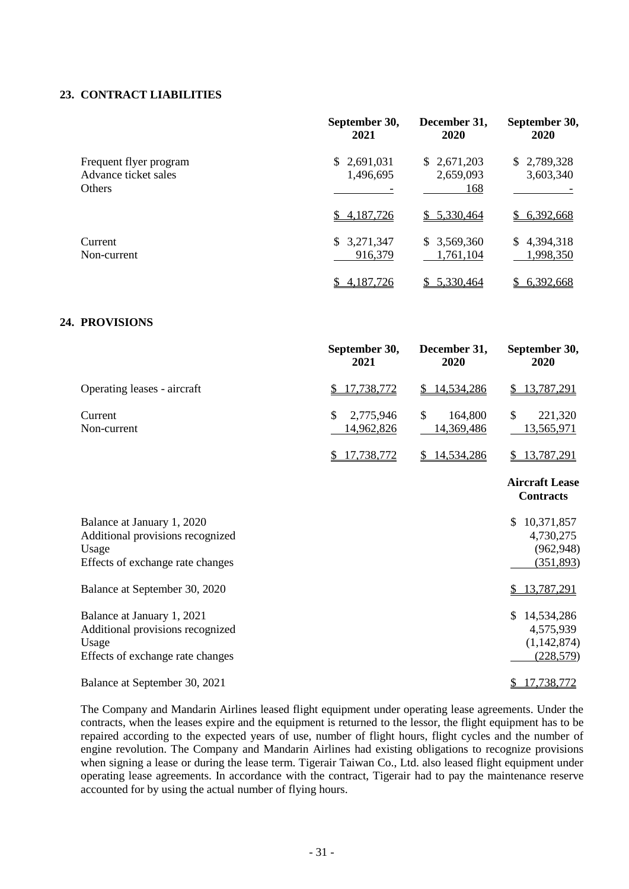## 23. CONTRACT LIABILITIES

| | September 30, 2021 | December 31, 2020 | September 30, 2020 |
|---|---|---|---|
| Frequent flyer program | $ 2,691,031 | $ 2,671,203 | $ 2,789,328 |
| Advance ticket sales | 1,496,695 | 2,659,093 | 3,603,340 |
| Others | - | 168 | - |
| | $ 4,187,726 | $ 5,330,464 | $ 6,392,668 |
| Current | $ 3,271,347 | $ 3,569,360 | $ 4,394,318 |
| Non-current | 916,379 | 1,761,104 | 1,998,350 |
| | $ 4,187,726 | $ 5,330,464 | $ 6,392,668 |

## 24. PROVISIONS

| | September 30, 2021 | December 31, 2020 | September 30, 2020 |
|---|---|---|---|
| Operating leases - aircraft | $ 17,738,772 | $ 14,534,286 | $ 13,787,291 |
| Current | $ 2,775,946 | $ 164,800 | $ 221,320 |
| Non-current | 14,962,826 | 14,369,486 | 13,565,971 |
| | $ 17,738,772 | $ 14,534,286 | $ 13,787,291 |

| | Aircraft Lease Contracts |
|---|---|
| Balance at January 1, 2020 | $ 10,371,857 |
| Additional provisions recognized | 4,730,275 |
| Usage | (962,948) |
| Effects of exchange rate changes | (351,893) |
| Balance at September 30, 2020 | $ 13,787,291 |
| Balance at January 1, 2021 | $ 14,534,286 |
| Additional provisions recognized | 4,575,939 |
| Usage | (1,142,874) |
| Effects of exchange rate changes | (228,579) |
| Balance at September 30, 2021 | $ 17,738,772 |

The Company and Mandarin Airlines leased flight equipment under operating lease agreements. Under the contracts, when the leases expire and the equipment is returned to the lessor, the flight equipment has to be repaired according to the expected years of use, number of flight hours, flight cycles and the number of engine revolution. The Company and Mandarin Airlines had existing obligations to recognize provisions when signing a lease or during the lease term. Tigerair Taiwan Co., Ltd. also leased flight equipment under operating lease agreements. In accordance with the contract, Tigerair had to pay the maintenance reserve accounted for by using the actual number of flying hours.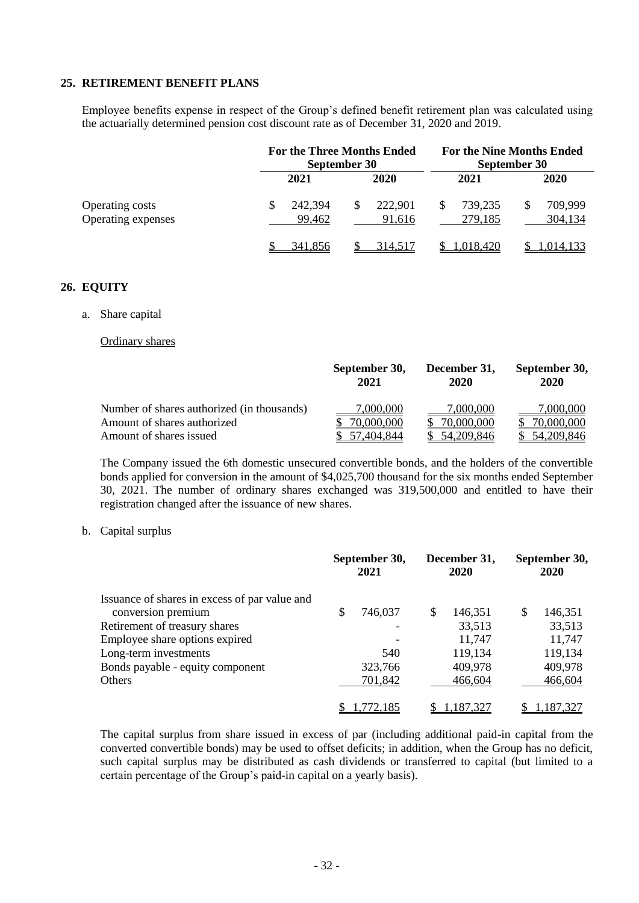## 25. RETIREMENT BENEFIT PLANS

Employee benefits expense in respect of the Group's defined benefit retirement plan was calculated using the actuarially determined pension cost discount rate as of December 31, 2020 and 2019.

| | For the Three Months Ended September 30 | | For the Nine Months Ended September 30 | |
|---|---|---|---|---|
| | 2021 | 2020 | 2021 | 2020 |
| Operating costs | $ 242,394 | $ 222,901 | $ 739,235 | $ 709,999 |
| Operating expenses | 99,462 | 91,616 | 279,185 | 304,134 |
| | $ 341,856 | $ 314,517 | $ 1,018,420 | $ 1,014,133 |

## 26. EQUITY

a. Share capital

Ordinary shares

| | September 30, 2021 | December 31, 2020 | September 30, 2020 |
|---|---|---|---|
| Number of shares authorized (in thousands) | 7,000,000 | 7,000,000 | 7,000,000 |
| Amount of shares authorized | $ 70,000,000 | $ 70,000,000 | $ 70,000,000 |
| Amount of shares issued | $ 57,404,844 | $ 54,209,846 | $ 54,209,846 |

The Company issued the 6th domestic unsecured convertible bonds, and the holders of the convertible bonds applied for conversion in the amount of $4,025,700 thousand for the six months ended September 30, 2021. The number of ordinary shares exchanged was 319,500,000 and entitled to have their registration changed after the issuance of new shares.

b. Capital surplus

| | September 30, 2021 | December 31, 2020 | September 30, 2020 |
|---|---|---|---|
| Issuance of shares in excess of par value and conversion premium | $ 746,037 | $ 146,351 | $ 146,351 |
| Retirement of treasury shares | - | 33,513 | 33,513 |
| Employee share options expired | - | 11,747 | 11,747 |
| Long-term investments | 540 | 119,134 | 119,134 |
| Bonds payable - equity component | 323,766 | 409,978 | 409,978 |
| Others | 701,842 | 466,604 | 466,604 |
| | $ 1,772,185 | $ 1,187,327 | $ 1,187,327 |

The capital surplus from share issued in excess of par (including additional paid-in capital from the converted convertible bonds) may be used to offset deficits; in addition, when the Group has no deficit, such capital surplus may be distributed as cash dividends or transferred to capital (but limited to a certain percentage of the Group's paid-in capital on a yearly basis).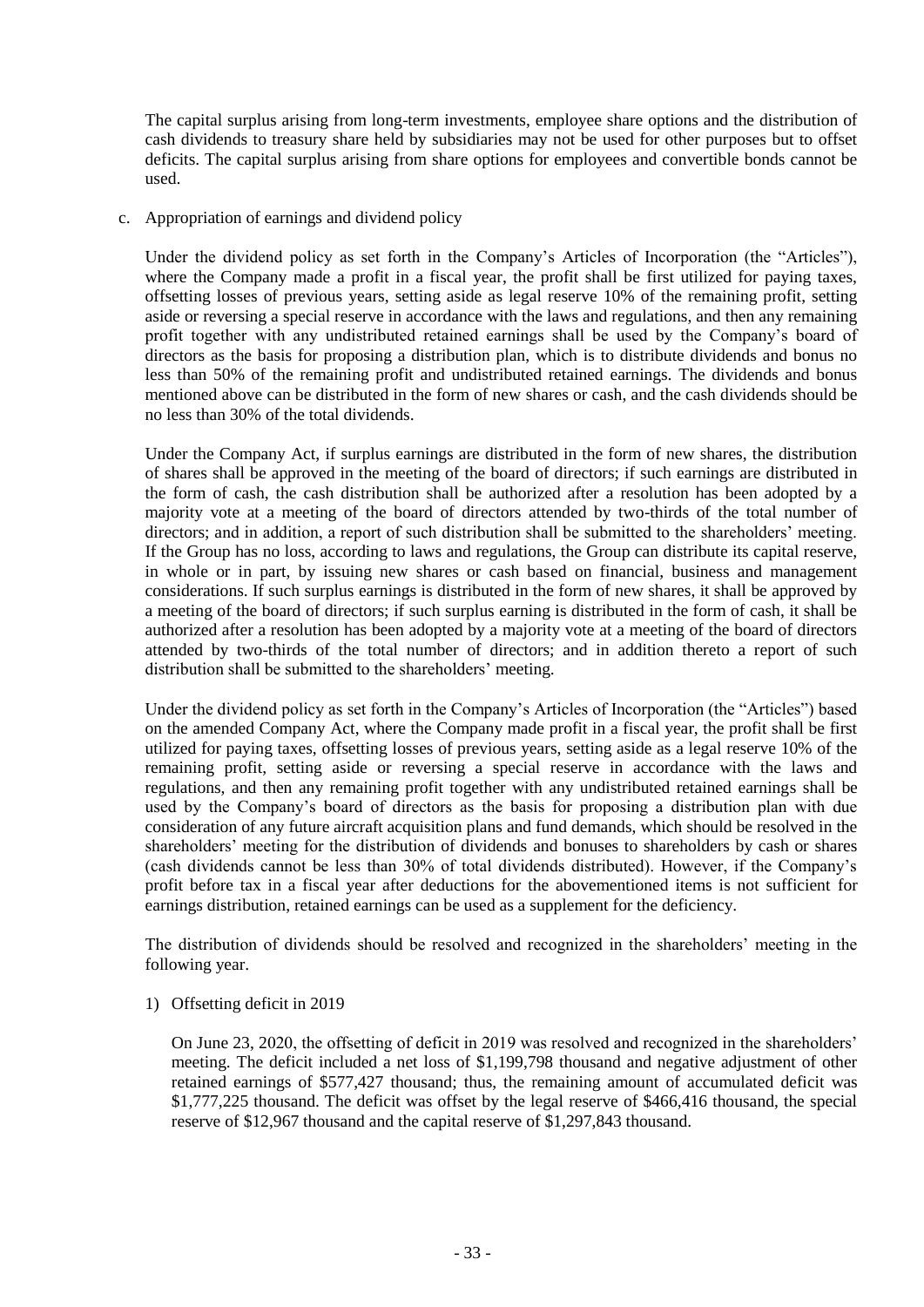The capital surplus arising from long-term investments, employee share options and the distribution of cash dividends to treasury share held by subsidiaries may not be used for other purposes but to offset deficits. The capital surplus arising from share options for employees and convertible bonds cannot be used.

c. Appropriation of earnings and dividend policy

Under the dividend policy as set forth in the Company's Articles of Incorporation (the "Articles"), where the Company made a profit in a fiscal year, the profit shall be first utilized for paying taxes, offsetting losses of previous years, setting aside as legal reserve 10% of the remaining profit, setting aside or reversing a special reserve in accordance with the laws and regulations, and then any remaining profit together with any undistributed retained earnings shall be used by the Company's board of directors as the basis for proposing a distribution plan, which is to distribute dividends and bonus no less than 50% of the remaining profit and undistributed retained earnings. The dividends and bonus mentioned above can be distributed in the form of new shares or cash, and the cash dividends should be no less than 30% of the total dividends.

Under the Company Act, if surplus earnings are distributed in the form of new shares, the distribution of shares shall be approved in the meeting of the board of directors; if such earnings are distributed in the form of cash, the cash distribution shall be authorized after a resolution has been adopted by a majority vote at a meeting of the board of directors attended by two-thirds of the total number of directors; and in addition, a report of such distribution shall be submitted to the shareholders' meeting. If the Group has no loss, according to laws and regulations, the Group can distribute its capital reserve, in whole or in part, by issuing new shares or cash based on financial, business and management considerations. If such surplus earnings is distributed in the form of new shares, it shall be approved by a meeting of the board of directors; if such surplus earning is distributed in the form of cash, it shall be authorized after a resolution has been adopted by a majority vote at a meeting of the board of directors attended by two-thirds of the total number of directors; and in addition thereto a report of such distribution shall be submitted to the shareholders' meeting.

Under the dividend policy as set forth in the Company's Articles of Incorporation (the "Articles") based on the amended Company Act, where the Company made profit in a fiscal year, the profit shall be first utilized for paying taxes, offsetting losses of previous years, setting aside as a legal reserve 10% of the remaining profit, setting aside or reversing a special reserve in accordance with the laws and regulations, and then any remaining profit together with any undistributed retained earnings shall be used by the Company's board of directors as the basis for proposing a distribution plan with due consideration of any future aircraft acquisition plans and fund demands, which should be resolved in the shareholders' meeting for the distribution of dividends and bonuses to shareholders by cash or shares (cash dividends cannot be less than 30% of total dividends distributed). However, if the Company's profit before tax in a fiscal year after deductions for the abovementioned items is not sufficient for earnings distribution, retained earnings can be used as a supplement for the deficiency.

The distribution of dividends should be resolved and recognized in the shareholders' meeting in the following year.

1) Offsetting deficit in 2019

On June 23, 2020, the offsetting of deficit in 2019 was resolved and recognized in the shareholders' meeting. The deficit included a net loss of $1,199,798 thousand and negative adjustment of other retained earnings of $577,427 thousand; thus, the remaining amount of accumulated deficit was $1,777,225 thousand. The deficit was offset by the legal reserve of $466,416 thousand, the special reserve of $12,967 thousand and the capital reserve of $1,297,843 thousand.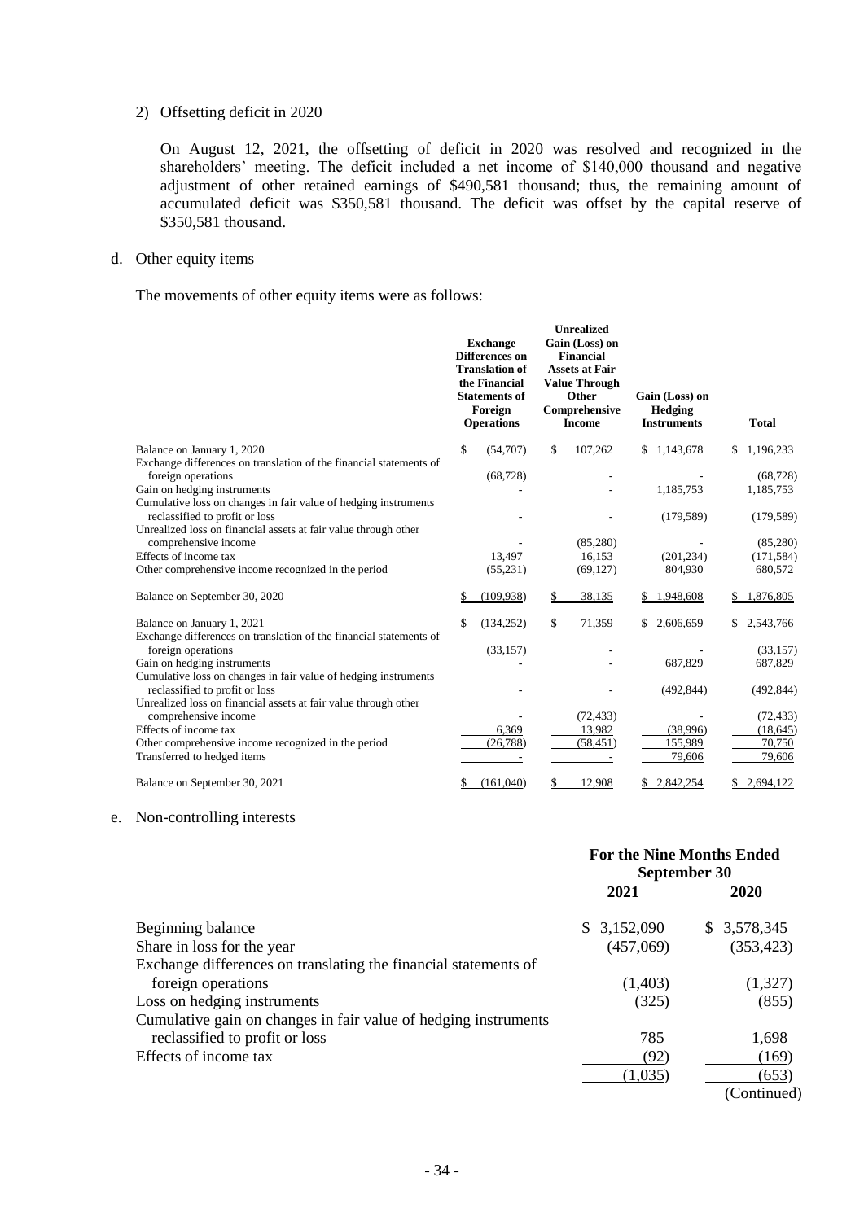2) Offsetting deficit in 2020

On August 12, 2021, the offsetting of deficit in 2020 was resolved and recognized in the shareholders' meeting. The deficit included a net income of \$140,000 thousand and negative adjustment of other retained earnings of \$490,581 thousand; thus, the remaining amount of accumulated deficit was \$350,581 thousand. The deficit was offset by the capital reserve of \$350,581 thousand.

d. Other equity items

The movements of other equity items were as follows:

| | Exchange Differences on Translation of the Financial Statements of Foreign Operations | Unrealized Gain (Loss) on Financial Assets at Fair Value Through Other Comprehensive Income | Gain (Loss) on Hedging Instruments | Total |
|---|---|---|---|---|
| Balance on January 1, 2020 | $ (54,707) | $ 107,262 | $ 1,143,678 | $ 1,196,233 |
| Exchange differences on translation of the financial statements of foreign operations | (68,728) | - | - | (68,728) |
| Gain on hedging instruments | - | - | 1,185,753 | 1,185,753 |
| Cumulative loss on changes in fair value of hedging instruments reclassified to profit or loss | - | - | (179,589) | (179,589) |
| Unrealized loss on financial assets at fair value through other comprehensive income | - | (85,280) | - | (85,280) |
| Effects of income tax | 13,497 | 16,153 | (201,234) | (171,584) |
| Other comprehensive income recognized in the period | (55,231) | (69,127) | 804,930 | 680,572 |
| Balance on September 30, 2020 | $ (109,938) | $ 38,135 | $ 1,948,608 | $ 1,876,805 |
| Balance on January 1, 2021 | $ (134,252) | $ 71,359 | $ 2,606,659 | $ 2,543,766 |
| Exchange differences on translation of the financial statements of foreign operations | (33,157) | - | - | (33,157) |
| Gain on hedging instruments | - | - | 687,829 | 687,829 |
| Cumulative loss on changes in fair value of hedging instruments reclassified to profit or loss | - | - | (492,844) | (492,844) |
| Unrealized loss on financial assets at fair value through other comprehensive income | - | (72,433) | - | (72,433) |
| Effects of income tax | 6,369 | 13,982 | (38,996) | (18,645) |
| Other comprehensive income recognized in the period | (26,788) | (58,451) | 155,989 | 70,750 |
| Transferred to hedged items | - | - | 79,606 | 79,606 |
| Balance on September 30, 2021 | $ (161,040) | $ 12,908 | $ 2,842,254 | $ 2,694,122 |

e. Non-controlling interests

| | For the Nine Months Ended September 30 | |
|---|---|---|
| | 2021 | 2020 |
| Beginning balance | $ 3,152,090 | $ 3,578,345 |
| Share in loss for the year | (457,069) | (353,423) |
| Exchange differences on translating the financial statements of foreign operations | (1,403) | (1,327) |
| Loss on hedging instruments | (325) | (855) |
| Cumulative gain on changes in fair value of hedging instruments reclassified to profit or loss | 785 | 1,698 |
| Effects of income tax | (92) | (169) |
| | (1,035) | (653) |

(Continued)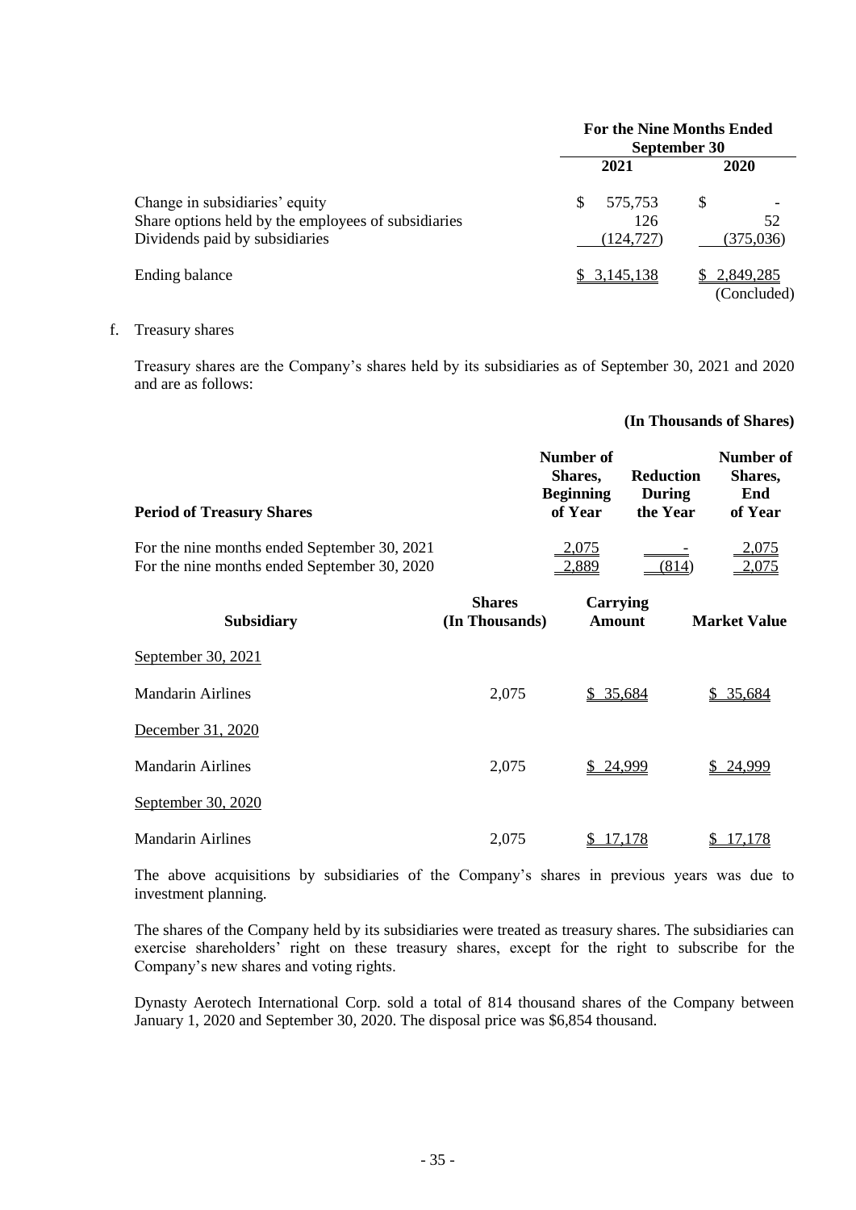| | For the Nine Months Ended September 30 | |
|---|---|---|
| | 2021 | 2020 |
| Change in subsidiaries' equity | $ 575,753 | $ - |
| Share options held by the employees of subsidiaries | 126 | 52 |
| Dividends paid by subsidiaries | (124,727) | (375,036) |
| Ending balance | $ 3,145,138 | $ 2,849,285 |
| | | (Concluded) |

f. Treasury shares

Treasury shares are the Company's shares held by its subsidiaries as of September 30, 2021 and 2020 and are as follows:

**(In Thousands of Shares)**

| Period of Treasury Shares | Number of Shares, Beginning of Year | Reduction During the Year | Number of Shares, End of Year |
|---|---|---|---|
| For the nine months ended September 30, 2021 | 2,075 | - | 2,075 |
| For the nine months ended September 30, 2020 | 2,889 | (814) | 2,075 |

| Subsidiary | Shares (In Thousands) | Carrying Amount | Market Value |
|---|---|---|---|
| September 30, 2021 | | | |
| Mandarin Airlines | 2,075 | $ 35,684 | $ 35,684 |
| December 31, 2020 | | | |
| Mandarin Airlines | 2,075 | $ 24,999 | $ 24,999 |
| September 30, 2020 | | | |
| Mandarin Airlines | 2,075 | $ 17,178 | $ 17,178 |

The above acquisitions by subsidiaries of the Company's shares in previous years was due to investment planning.

The shares of the Company held by its subsidiaries were treated as treasury shares. The subsidiaries can exercise shareholders' right on these treasury shares, except for the right to subscribe for the Company's new shares and voting rights.

Dynasty Aerotech International Corp. sold a total of 814 thousand shares of the Company between January 1, 2020 and September 30, 2020. The disposal price was $6,854 thousand.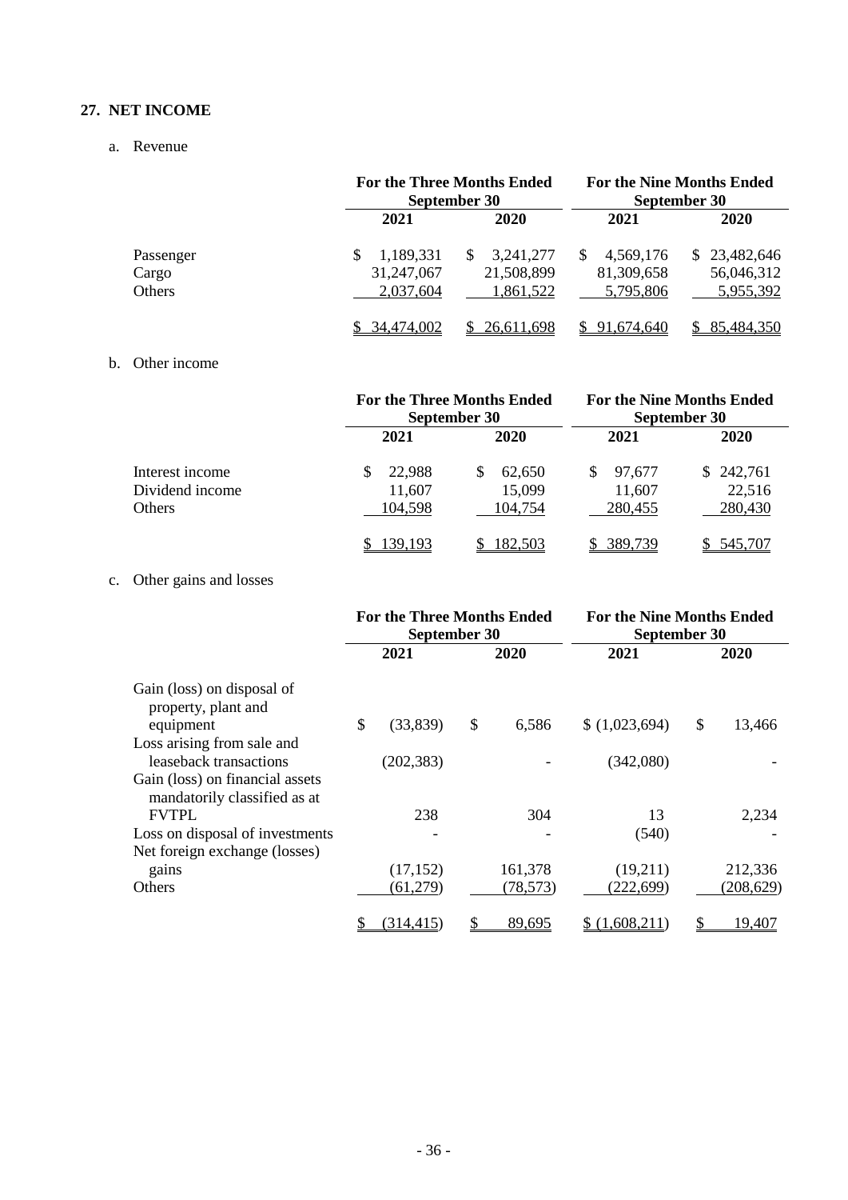## 27. NET INCOME

a. Revenue

| | For the Three Months Ended September 30 | | For the Nine Months Ended September 30 | |
|---|---|---|---|---|
| | 2021 | 2020 | 2021 | 2020 |
| Passenger | $ 1,189,331 | $ 3,241,277 | $ 4,569,176 | $ 23,482,646 |
| Cargo | 31,247,067 | 21,508,899 | 81,309,658 | 56,046,312 |
| Others | 2,037,604 | 1,861,522 | 5,795,806 | 5,955,392 |
| | $ 34,474,002 | $ 26,611,698 | $ 91,674,640 | $ 85,484,350 |

b. Other income

| | For the Three Months Ended September 30 | | For the Nine Months Ended September 30 | |
|---|---|---|---|---|
| | 2021 | 2020 | 2021 | 2020 |
| Interest income | $ 22,988 | $ 62,650 | $ 97,677 | $ 242,761 |
| Dividend income | 11,607 | 15,099 | 11,607 | 22,516 |
| Others | 104,598 | 104,754 | 280,455 | 280,430 |
| | $ 139,193 | $ 182,503 | $ 389,739 | $ 545,707 |

c. Other gains and losses

| | For the Three Months Ended September 30 | | For the Nine Months Ended September 30 | |
|---|---|---|---|---|
| | 2021 | 2020 | 2021 | 2020 |
| Gain (loss) on disposal of property, plant and equipment | $ (33,839) | $ 6,586 | $ (1,023,694) | $ 13,466 |
| Loss arising from sale and leaseback transactions | (202,383) | - | (342,080) | - |
| Gain (loss) on financial assets mandatorily classified as at FVTPL | 238 | 304 | 13 | 2,234 |
| Loss on disposal of investments | - | - | (540) | - |
| Net foreign exchange (losses) gains | (17,152) | 161,378 | (19,211) | 212,336 |
| Others | (61,279) | (78,573) | (222,699) | (208,629) |
| | $ (314,415) | $ 89,695 | $ (1,608,211) | $ 19,407 |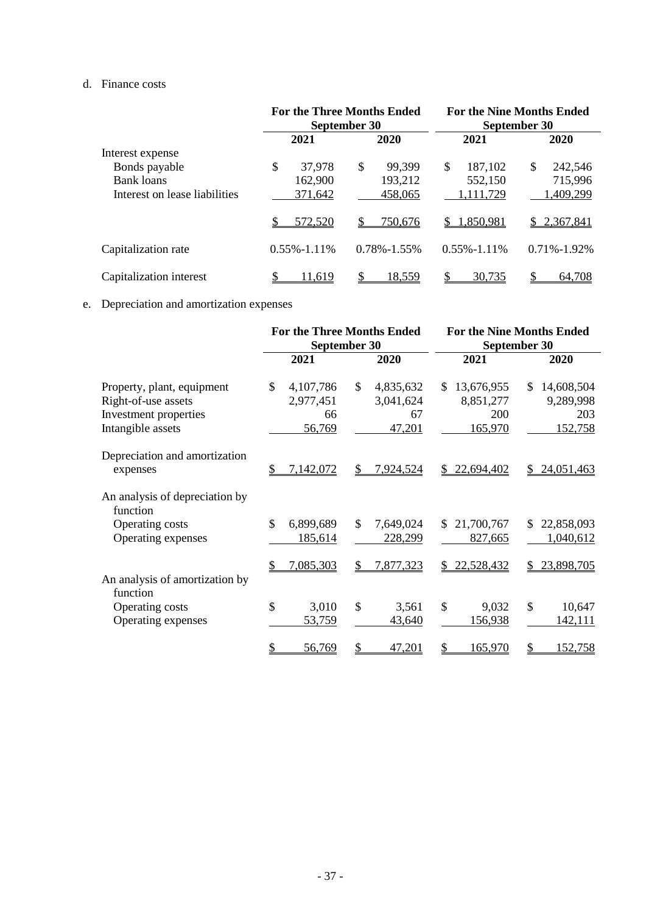d. Finance costs

| | For the Three Months Ended September 30 | | For the Nine Months Ended September 30 | |
|---|---|---|---|---|
| | 2021 | 2020 | 2021 | 2020 |
| Interest expense | | | | |
| Bonds payable | $ 37,978 | $ 99,399 | $ 187,102 | $ 242,546 |
| Bank loans | 162,900 | 193,212 | 552,150 | 715,996 |
| Interest on lease liabilities | 371,642 | 458,065 | 1,111,729 | 1,409,299 |
| | $ 572,520 | $ 750,676 | $ 1,850,981 | $ 2,367,841 |
| Capitalization rate | 0.55%-1.11% | 0.78%-1.55% | 0.55%-1.11% | 0.71%-1.92% |
| Capitalization interest | $ 11,619 | $ 18,559 | $ 30,735 | $ 64,708 |

e. Depreciation and amortization expenses

| | For the Three Months Ended September 30 | | For the Nine Months Ended September 30 | |
|---|---|---|---|---|
| | 2021 | 2020 | 2021 | 2020 |
| Property, plant, equipment | $ 4,107,786 | $ 4,835,632 | $ 13,676,955 | $ 14,608,504 |
| Right-of-use assets | 2,977,451 | 3,041,624 | 8,851,277 | 9,289,998 |
| Investment properties | 66 | 67 | 200 | 203 |
| Intangible assets | 56,769 | 47,201 | 165,970 | 152,758 |
| Depreciation and amortization expenses | $ 7,142,072 | $ 7,924,524 | $ 22,694,402 | $ 24,051,463 |
| An analysis of depreciation by function | | | | |
| Operating costs | $ 6,899,689 | $ 7,649,024 | $ 21,700,767 | $ 22,858,093 |
| Operating expenses | 185,614 | 228,299 | 827,665 | 1,040,612 |
| | $ 7,085,303 | $ 7,877,323 | $ 22,528,432 | $ 23,898,705 |
| An analysis of amortization by function | | | | |
| Operating costs | $ 3,010 | $ 3,561 | $ 9,032 | $ 10,647 |
| Operating expenses | 53,759 | 43,640 | 156,938 | 142,111 |
| | $ 56,769 | $ 47,201 | $ 165,970 | $ 152,758 |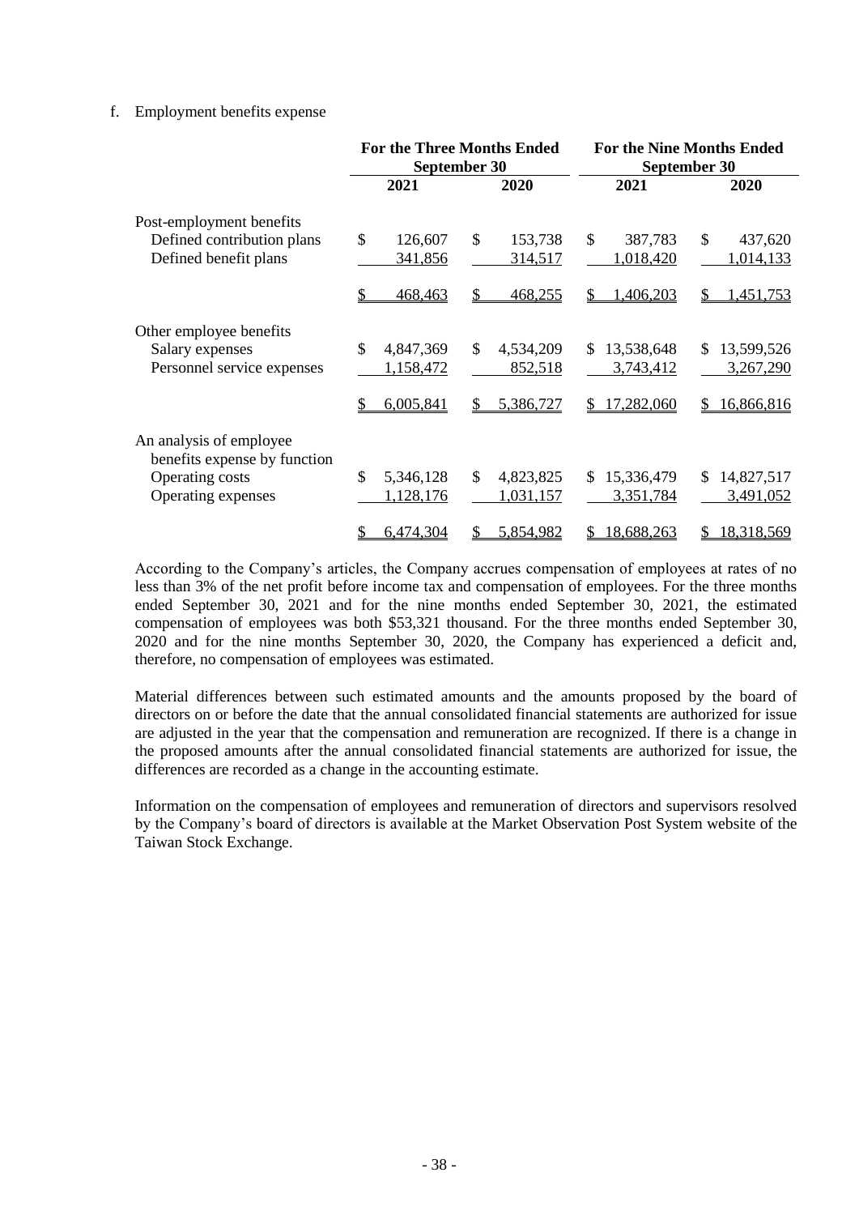f. Employment benefits expense

| | For the Three Months Ended September 30 | | For the Nine Months Ended September 30 | |
|---|---|---|---|---|
| | 2021 | 2020 | 2021 | 2020 |
| Post-employment benefits | | | | |
| Defined contribution plans | $ 126,607 | $ 153,738 | $ 387,783 | $ 437,620 |
| Defined benefit plans | 341,856 | 314,517 | 1,018,420 | 1,014,133 |
| | $ 468,463 | $ 468,255 | $ 1,406,203 | $ 1,451,753 |
| Other employee benefits | | | | |
| Salary expenses | $ 4,847,369 | $ 4,534,209 | $ 13,538,648 | $ 13,599,526 |
| Personnel service expenses | 1,158,472 | 852,518 | 3,743,412 | 3,267,290 |
| | $ 6,005,841 | $ 5,386,727 | $ 17,282,060 | $ 16,866,816 |
| An analysis of employee benefits expense by function | | | | |
| Operating costs | $ 5,346,128 | $ 4,823,825 | $ 15,336,479 | $ 14,827,517 |
| Operating expenses | 1,128,176 | 1,031,157 | 3,351,784 | 3,491,052 |
| | $ 6,474,304 | $ 5,854,982 | $ 18,688,263 | $ 18,318,569 |

According to the Company's articles, the Company accrues compensation of employees at rates of no less than 3% of the net profit before income tax and compensation of employees. For the three months ended September 30, 2021 and for the nine months ended September 30, 2021, the estimated compensation of employees was both $53,321 thousand. For the three months ended September 30, 2020 and for the nine months September 30, 2020, the Company has experienced a deficit and, therefore, no compensation of employees was estimated.

Material differences between such estimated amounts and the amounts proposed by the board of directors on or before the date that the annual consolidated financial statements are authorized for issue are adjusted in the year that the compensation and remuneration are recognized. If there is a change in the proposed amounts after the annual consolidated financial statements are authorized for issue, the differences are recorded as a change in the accounting estimate.

Information on the compensation of employees and remuneration of directors and supervisors resolved by the Company's board of directors is available at the Market Observation Post System website of the Taiwan Stock Exchange.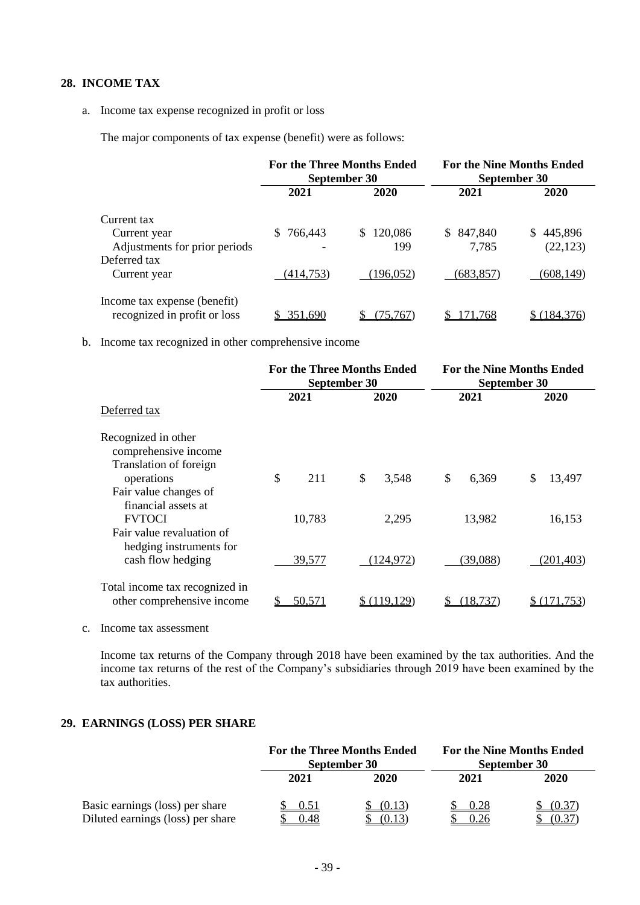## 28. INCOME TAX

a. Income tax expense recognized in profit or loss

The major components of tax expense (benefit) were as follows:

| | For the Three Months Ended September 30 | | For the Nine Months Ended September 30 | |
|---|---|---|---|---|
| | 2021 | 2020 | 2021 | 2020 |
| Current tax | | | | |
| Current year | $ 766,443 | $ 120,086 | $ 847,840 | $ 445,896 |
| Adjustments for prior periods | - | 199 | 7,785 | (22,123) |
| Deferred tax | | | | |
| Current year | (414,753) | (196,052) | (683,857) | (608,149) |
| Income tax expense (benefit) recognized in profit or loss | $ 351,690 | $ (75,767) | $ 171,768 | $ (184,376) |

b. Income tax recognized in other comprehensive income

| | For the Three Months Ended September 30 | | For the Nine Months Ended September 30 | |
|---|---|---|---|---|
| | 2021 | 2020 | 2021 | 2020 |
| Deferred tax | | | | |
| Recognized in other comprehensive income | | | | |
| Translation of foreign operations | $ 211 | $ 3,548 | $ 6,369 | $ 13,497 |
| Fair value changes of financial assets at FVTOCI | 10,783 | 2,295 | 13,982 | 16,153 |
| Fair value revaluation of hedging instruments for cash flow hedging | 39,577 | (124,972) | (39,088) | (201,403) |
| Total income tax recognized in other comprehensive income | $ 50,571 | $ (119,129) | $ (18,737) | $ (171,753) |

c. Income tax assessment

Income tax returns of the Company through 2018 have been examined by the tax authorities. And the income tax returns of the rest of the Company's subsidiaries through 2019 have been examined by the tax authorities.

## 29. EARNINGS (LOSS) PER SHARE

| | For the Three Months Ended September 30 | | For the Nine Months Ended September 30 | |
|---|---|---|---|---|
| | 2021 | 2020 | 2021 | 2020 |
| Basic earnings (loss) per share | $ 0.51 | $ (0.13) | $ 0.28 | $ (0.37) |
| Diluted earnings (loss) per share | $ 0.48 | $ (0.13) | $ 0.26 | $ (0.37) |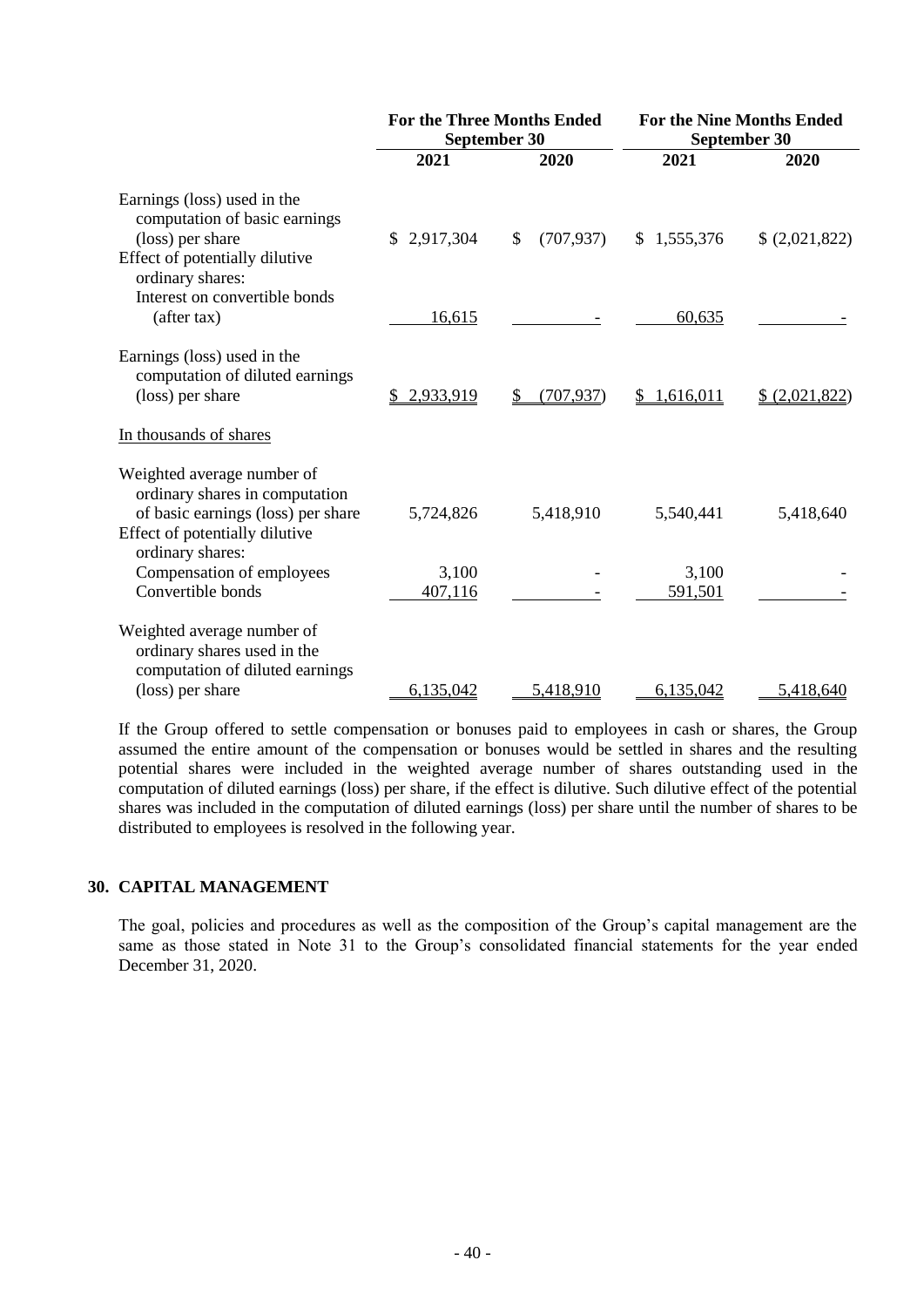| | For the Three Months Ended September 30 | | For the Nine Months Ended September 30 | |
|---|---|---|---|---|
| | 2021 | 2020 | 2021 | 2020 |
| Earnings (loss) used in the computation of basic earnings (loss) per share | $ 2,917,304 | $ (707,937) | $ 1,555,376 | $ (2,021,822) |
| Effect of potentially dilutive ordinary shares: | | | | |
| Interest on convertible bonds (after tax) | 16,615 | - | 60,635 | - |
| Earnings (loss) used in the computation of diluted earnings (loss) per share | $ 2,933,919 | $ (707,937) | $ 1,616,011 | $ (2,021,822) |
| In thousands of shares | | | | |
| Weighted average number of ordinary shares in computation of basic earnings (loss) per share | 5,724,826 | 5,418,910 | 5,540,441 | 5,418,640 |
| Effect of potentially dilutive ordinary shares: | | | | |
| Compensation of employees | 3,100 | - | 3,100 | - |
| Convertible bonds | 407,116 | - | 591,501 | - |
| Weighted average number of ordinary shares used in the computation of diluted earnings (loss) per share | 6,135,042 | 5,418,910 | 6,135,042 | 5,418,640 |

If the Group offered to settle compensation or bonuses paid to employees in cash or shares, the Group assumed the entire amount of the compensation or bonuses would be settled in shares and the resulting potential shares were included in the weighted average number of shares outstanding used in the computation of diluted earnings (loss) per share, if the effect is dilutive. Such dilutive effect of the potential shares was included in the computation of diluted earnings (loss) per share until the number of shares to be distributed to employees is resolved in the following year.

## 30. CAPITAL MANAGEMENT

The goal, policies and procedures as well as the composition of the Group's capital management are the same as those stated in Note 31 to the Group's consolidated financial statements for the year ended December 31, 2020.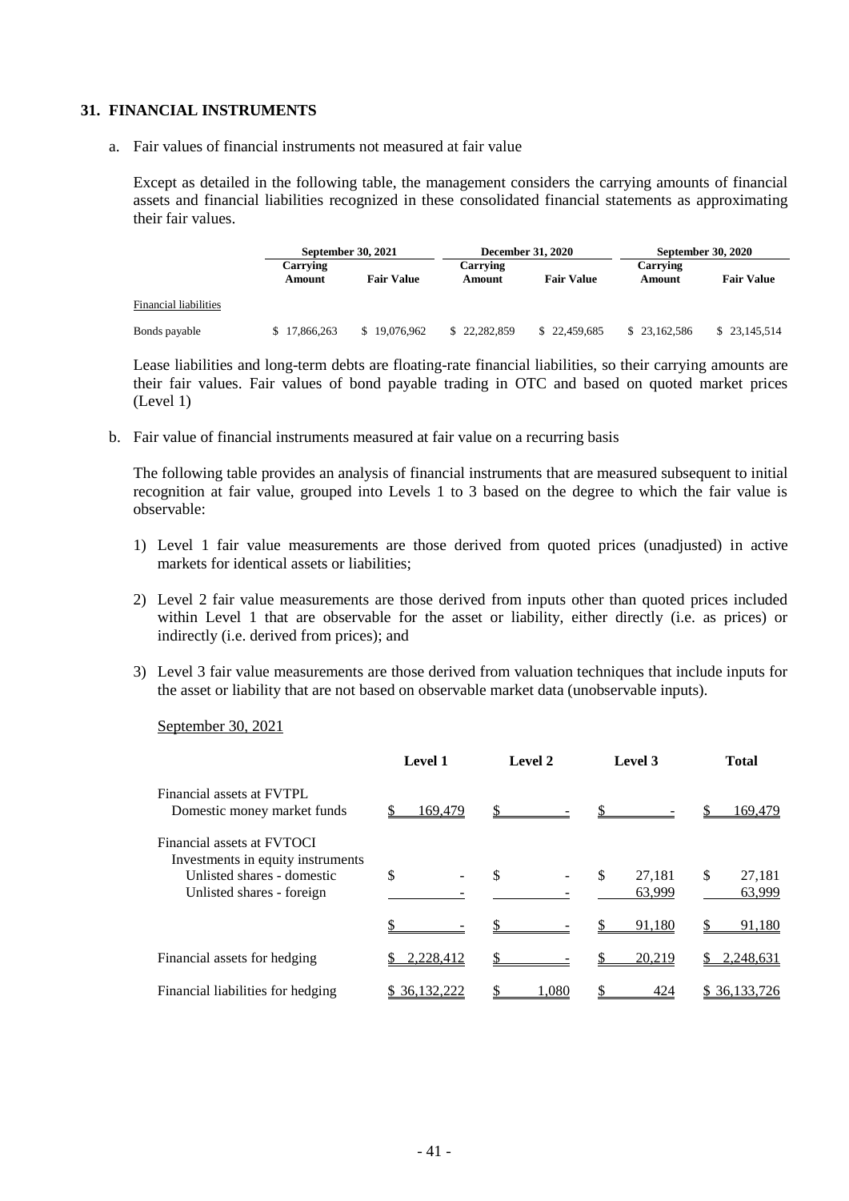## 31. FINANCIAL INSTRUMENTS

a. Fair values of financial instruments not measured at fair value

Except as detailed in the following table, the management considers the carrying amounts of financial assets and financial liabilities recognized in these consolidated financial statements as approximating their fair values.

| | September 30, 2021 | | December 31, 2020 | | September 30, 2020 | |
|---|---|---|---|---|---|---|
| | Carrying Amount | Fair Value | Carrying Amount | Fair Value | Carrying Amount | Fair Value |
| Financial liabilities | | | | | | |
| Bonds payable | $ 17,866,263 | $ 19,076,962 | $ 22,282,859 | $ 22,459,685 | $ 23,162,586 | $ 23,145,514 |

Lease liabilities and long-term debts are floating-rate financial liabilities, so their carrying amounts are their fair values. Fair values of bond payable trading in OTC and based on quoted market prices (Level 1)

b. Fair value of financial instruments measured at fair value on a recurring basis

The following table provides an analysis of financial instruments that are measured subsequent to initial recognition at fair value, grouped into Levels 1 to 3 based on the degree to which the fair value is observable:

1) Level 1 fair value measurements are those derived from quoted prices (unadjusted) in active markets for identical assets or liabilities;

2) Level 2 fair value measurements are those derived from inputs other than quoted prices included within Level 1 that are observable for the asset or liability, either directly (i.e. as prices) or indirectly (i.e. derived from prices); and

3) Level 3 fair value measurements are those derived from valuation techniques that include inputs for the asset or liability that are not based on observable market data (unobservable inputs).

September 30, 2021

| | Level 1 | Level 2 | Level 3 | Total |
|---|---|---|---|---|
| Financial assets at FVTPL | | | | |
| Domestic money market funds | $ 169,479 | $ - | $ - | $ 169,479 |
| Financial assets at FVTOCI | | | | |
| Investments in equity instruments | | | | |
| Unlisted shares - domestic | $ - | $ - | $ 27,181 | $ 27,181 |
| Unlisted shares - foreign | - | - | 63,999 | 63,999 |
| | $ - | $ - | $ 91,180 | $ 91,180 |
| Financial assets for hedging | $ 2,228,412 | $ - | $ 20,219 | $ 2,248,631 |
| Financial liabilities for hedging | $ 36,132,222 | $ 1,080 | $ 424 | $ 36,133,726 |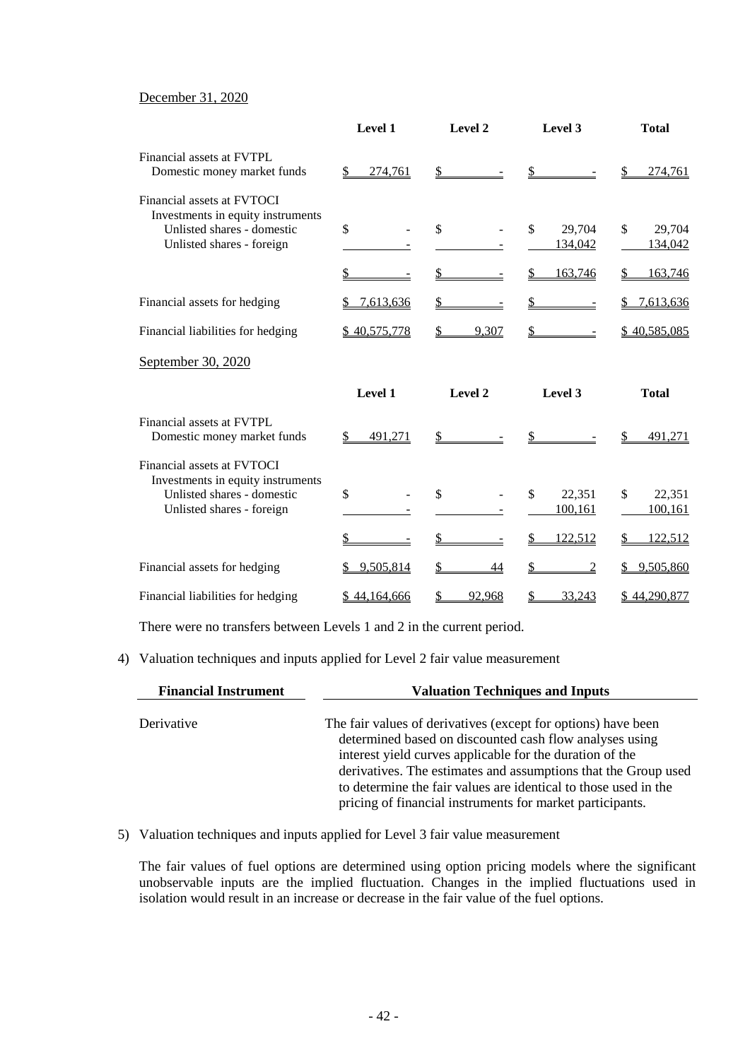December 31, 2020

| | Level 1 | Level 2 | Level 3 | Total |
|---|---|---|---|---|
| Financial assets at FVTPL | | | | |
| Domestic money market funds | $ 274,761 | $ - | $ - | $ 274,761 |
| Financial assets at FVTOCI | | | | |
| Investments in equity instruments | | | | |
| Unlisted shares - domestic | $ - | $ - | $ 29,704 | $ 29,704 |
| Unlisted shares - foreign | - | - | 134,042 | 134,042 |
| | $ - | $ - | $ 163,746 | $ 163,746 |
| Financial assets for hedging | $ 7,613,636 | $ - | $ - | $ 7,613,636 |
| Financial liabilities for hedging | $ 40,575,778 | $ 9,307 | $ - | $ 40,585,085 |

September 30, 2020

| | Level 1 | Level 2 | Level 3 | Total |
|---|---|---|---|---|
| Financial assets at FVTPL | | | | |
| Domestic money market funds | $ 491,271 | $ - | $ - | $ 491,271 |
| Financial assets at FVTOCI | | | | |
| Investments in equity instruments | | | | |
| Unlisted shares - domestic | $ - | $ - | $ 22,351 | $ 22,351 |
| Unlisted shares - foreign | - | - | 100,161 | 100,161 |
| | $ - | $ - | $ 122,512 | $ 122,512 |
| Financial assets for hedging | $ 9,505,814 | $ 44 | $ 2 | $ 9,505,860 |
| Financial liabilities for hedging | $ 44,164,666 | $ 92,968 | $ 33,243 | $ 44,290,877 |

There were no transfers between Levels 1 and 2 in the current period.

4) Valuation techniques and inputs applied for Level 2 fair value measurement

| Financial Instrument | Valuation Techniques and Inputs |
|---|---|
| Derivative | The fair values of derivatives (except for options) have been determined based on discounted cash flow analyses using interest yield curves applicable for the duration of the derivatives. The estimates and assumptions that the Group used to determine the fair values are identical to those used in the pricing of financial instruments for market participants. |

5) Valuation techniques and inputs applied for Level 3 fair value measurement

The fair values of fuel options are determined using option pricing models where the significant unobservable inputs are the implied fluctuation. Changes in the implied fluctuations used in isolation would result in an increase or decrease in the fair value of the fuel options.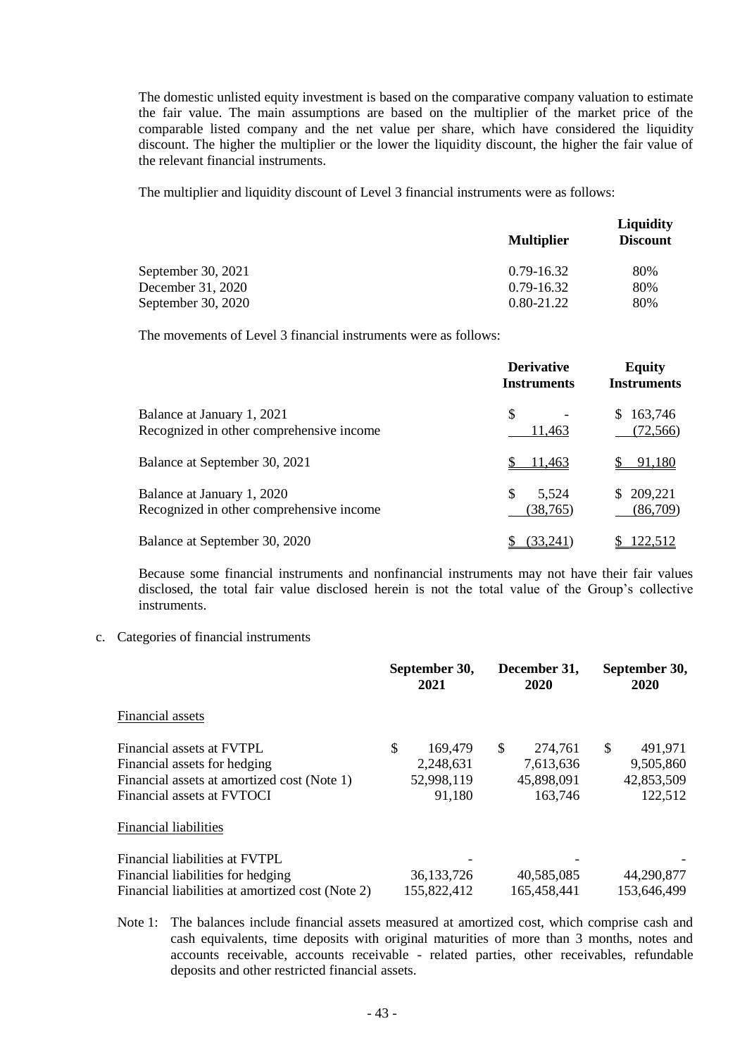The domestic unlisted equity investment is based on the comparative company valuation to estimate the fair value. The main assumptions are based on the multiplier of the market price of the comparable listed company and the net value per share, which have considered the liquidity discount. The higher the multiplier or the lower the liquidity discount, the higher the fair value of the relevant financial instruments.

The multiplier and liquidity discount of Level 3 financial instruments were as follows:

| | Multiplier | Liquidity Discount |
|---|---|---|
| September 30, 2021 | 0.79-16.32 | 80% |
| December 31, 2020 | 0.79-16.32 | 80% |
| September 30, 2020 | 0.80-21.22 | 80% |

The movements of Level 3 financial instruments were as follows:

| | Derivative Instruments | Equity Instruments |
|---|---|---|
| Balance at January 1, 2021 | $ - | $ 163,746 |
| Recognized in other comprehensive income | 11,463 | (72,566) |
| Balance at September 30, 2021 | $ 11,463 | $ 91,180 |
| Balance at January 1, 2020 | $ 5,524 | $ 209,221 |
| Recognized in other comprehensive income | (38,765) | (86,709) |
| Balance at September 30, 2020 | $ (33,241) | $ 122,512 |

Because some financial instruments and nonfinancial instruments may not have their fair values disclosed, the total fair value disclosed herein is not the total value of the Group's collective instruments.

c. Categories of financial instruments

| | September 30, 2021 | December 31, 2020 | September 30, 2020 |
|---|---|---|---|
| Financial assets | | | |
| Financial assets at FVTPL | $ 169,479 | $ 274,761 | $ 491,971 |
| Financial assets for hedging | 2,248,631 | 7,613,636 | 9,505,860 |
| Financial assets at amortized cost (Note 1) | 52,998,119 | 45,898,091 | 42,853,509 |
| Financial assets at FVTOCI | 91,180 | 163,746 | 122,512 |
| Financial liabilities | | | |
| Financial liabilities at FVTPL | - | - | - |
| Financial liabilities for hedging | 36,133,726 | 40,585,085 | 44,290,877 |
| Financial liabilities at amortized cost (Note 2) | 155,822,412 | 165,458,441 | 153,646,499 |

Note 1: The balances include financial assets measured at amortized cost, which comprise cash and cash equivalents, time deposits with original maturities of more than 3 months, notes and accounts receivable, accounts receivable - related parties, other receivables, refundable deposits and other restricted financial assets.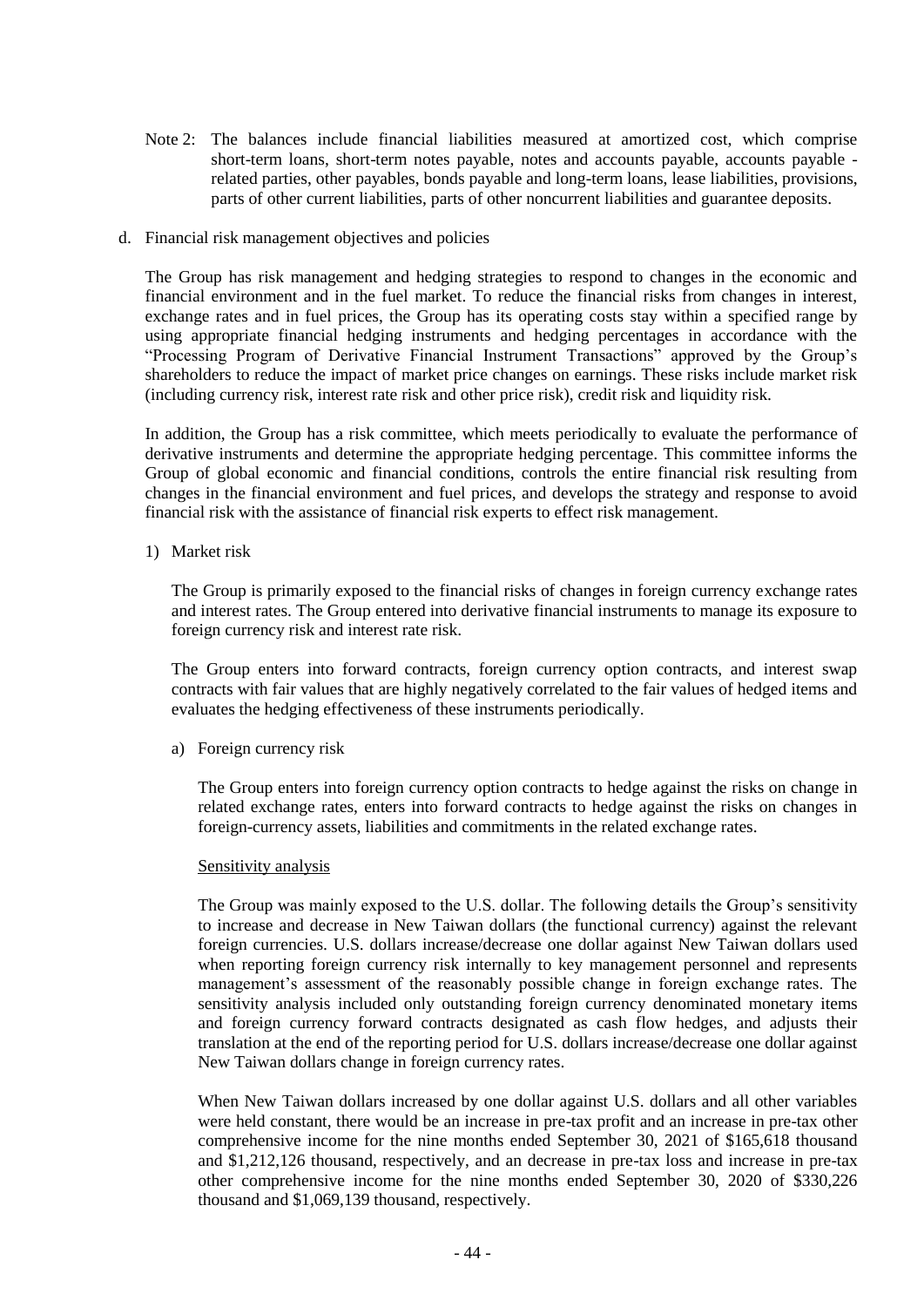Note 2: The balances include financial liabilities measured at amortized cost, which comprise short-term loans, short-term notes payable, notes and accounts payable, accounts payable - related parties, other payables, bonds payable and long-term loans, lease liabilities, provisions, parts of other current liabilities, parts of other noncurrent liabilities and guarantee deposits.

d. Financial risk management objectives and policies

The Group has risk management and hedging strategies to respond to changes in the economic and financial environment and in the fuel market. To reduce the financial risks from changes in interest, exchange rates and in fuel prices, the Group has its operating costs stay within a specified range by using appropriate financial hedging instruments and hedging percentages in accordance with the "Processing Program of Derivative Financial Instrument Transactions" approved by the Group's shareholders to reduce the impact of market price changes on earnings. These risks include market risk (including currency risk, interest rate risk and other price risk), credit risk and liquidity risk.

In addition, the Group has a risk committee, which meets periodically to evaluate the performance of derivative instruments and determine the appropriate hedging percentage. This committee informs the Group of global economic and financial conditions, controls the entire financial risk resulting from changes in the financial environment and fuel prices, and develops the strategy and response to avoid financial risk with the assistance of financial risk experts to effect risk management.

1) Market risk

The Group is primarily exposed to the financial risks of changes in foreign currency exchange rates and interest rates. The Group entered into derivative financial instruments to manage its exposure to foreign currency risk and interest rate risk.

The Group enters into forward contracts, foreign currency option contracts, and interest swap contracts with fair values that are highly negatively correlated to the fair values of hedged items and evaluates the hedging effectiveness of these instruments periodically.

a) Foreign currency risk

The Group enters into foreign currency option contracts to hedge against the risks on change in related exchange rates, enters into forward contracts to hedge against the risks on changes in foreign-currency assets, liabilities and commitments in the related exchange rates.

Sensitivity analysis

The Group was mainly exposed to the U.S. dollar. The following details the Group's sensitivity to increase and decrease in New Taiwan dollars (the functional currency) against the relevant foreign currencies. U.S. dollars increase/decrease one dollar against New Taiwan dollars used when reporting foreign currency risk internally to key management personnel and represents management's assessment of the reasonably possible change in foreign exchange rates. The sensitivity analysis included only outstanding foreign currency denominated monetary items and foreign currency forward contracts designated as cash flow hedges, and adjusts their translation at the end of the reporting period for U.S. dollars increase/decrease one dollar against New Taiwan dollars change in foreign currency rates.

When New Taiwan dollars increased by one dollar against U.S. dollars and all other variables were held constant, there would be an increase in pre-tax profit and an increase in pre-tax other comprehensive income for the nine months ended September 30, 2021 of $165,618 thousand and $1,212,126 thousand, respectively, and an decrease in pre-tax loss and increase in pre-tax other comprehensive income for the nine months ended September 30, 2020 of $330,226 thousand and $1,069,139 thousand, respectively.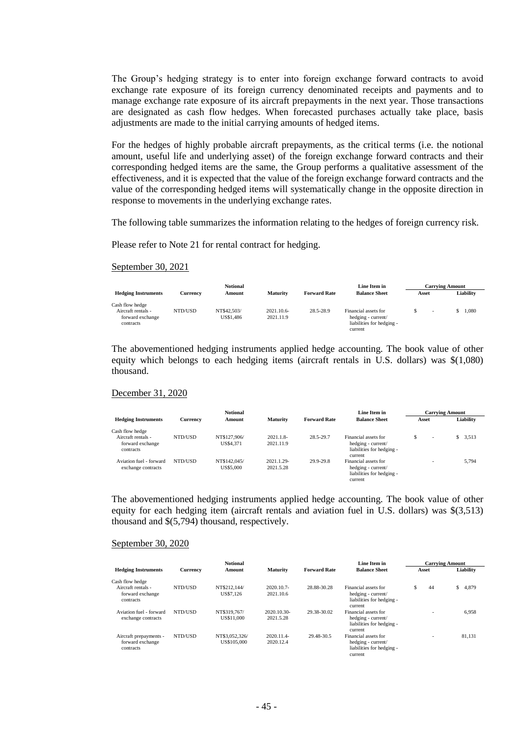The Group's hedging strategy is to enter into foreign exchange forward contracts to avoid exchange rate exposure of its foreign currency denominated receipts and payments and to manage exchange rate exposure of its aircraft prepayments in the next year. Those transactions are designated as cash flow hedges. When forecasted purchases actually take place, basis adjustments are made to the initial carrying amounts of hedged items.

For the hedges of highly probable aircraft prepayments, as the critical terms (i.e. the notional amount, useful life and underlying asset) of the foreign exchange forward contracts and their corresponding hedged items are the same, the Group performs a qualitative assessment of the effectiveness, and it is expected that the value of the foreign exchange forward contracts and the value of the corresponding hedged items will systematically change in the opposite direction in response to movements in the underlying exchange rates.

The following table summarizes the information relating to the hedges of foreign currency risk.

Please refer to Note 21 for rental contract for hedging.

September 30, 2021

| Hedging Instruments | Currency | Notional Amount | Maturity | Forward Rate | Line Item in Balance Sheet | Carrying Amount Asset | Carrying Amount Liability |
|---|---|---|---|---|---|---|---|
| Cash flow hedge | | | | | | | |
| Aircraft rentals - forward exchange contracts | NTD/USD | NT$42,503/ US$1,486 | 2021.10.6-2021.11.9 | 28.5-28.9 | Financial assets for hedging - current/ liabilities for hedging - current | $ - | $ 1,080 |

The abovementioned hedging instruments applied hedge accounting. The book value of other equity which belongs to each hedging items (aircraft rentals in U.S. dollars) was $(1,080) thousand.

December 31, 2020

| Hedging Instruments | Currency | Notional Amount | Maturity | Forward Rate | Line Item in Balance Sheet | Carrying Amount Asset | Carrying Amount Liability |
|---|---|---|---|---|---|---|---|
| Cash flow hedge | | | | | | | |
| Aircraft rentals - forward exchange contracts | NTD/USD | NT$127,906/ US$4,371 | 2021.1.8-2021.11.9 | 28.5-29.7 | Financial assets for hedging - current/ liabilities for hedging - current | $ - | $ 3,513 |
| Aviation fuel - forward exchange contracts | NTD/USD | NT$142,045/ US$5,000 | 2021.1.29-2021.5.28 | 29.9-29.8 | Financial assets for hedging - current/ liabilities for hedging - current | - | 5,794 |

The abovementioned hedging instruments applied hedge accounting. The book value of other equity for each hedging item (aircraft rentals and aviation fuel in U.S. dollars) was $(3,513) thousand and $(5,794) thousand, respectively.

September 30, 2020

| Hedging Instruments | Currency | Notional Amount | Maturity | Forward Rate | Line Item in Balance Sheet | Carrying Amount Asset | Carrying Amount Liability |
|---|---|---|---|---|---|---|---|
| Cash flow hedge | | | | | | | |
| Aircraft rentals - forward exchange contracts | NTD/USD | NT$212,144/ US$7,126 | 2020.10.7-2021.10.6 | 28.88-30.28 | Financial assets for hedging - current/ liabilities for hedging - current | $ 44 | $ 4,879 |
| Aviation fuel - forward exchange contracts | NTD/USD | NT$319,767/ US$11,000 | 2020.10.30-2021.5.28 | 29.38-30.02 | Financial assets for hedging - current/ liabilities for hedging - current | - | 6,958 |
| Aircraft prepayments - forward exchange contracts | NTD/USD | NT$3,052,326/ US$105,000 | 2020.11.4-2020.12.4 | 29.48-30.5 | Financial assets for hedging - current/ liabilities for hedging - current | - | 81,131 |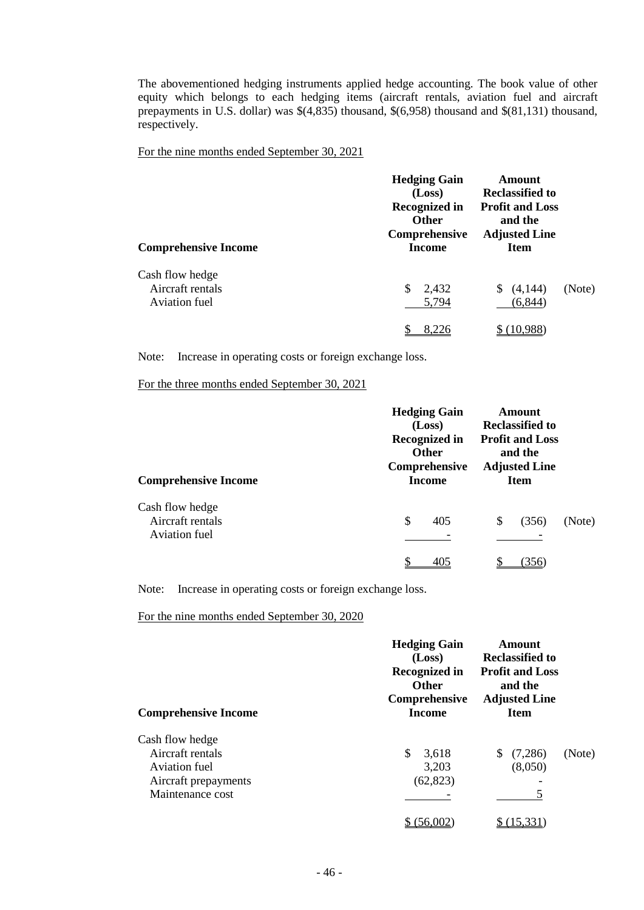The abovementioned hedging instruments applied hedge accounting. The book value of other equity which belongs to each hedging items (aircraft rentals, aviation fuel and aircraft prepayments in U.S. dollar) was $(4,835) thousand, $(6,958) thousand and $(81,131) thousand, respectively.

For the nine months ended September 30, 2021

| Comprehensive Income | Hedging Gain (Loss) Recognized in Other Comprehensive Income | Amount Reclassified to Profit and Loss and the Adjusted Line Item | |
|---|---|---|---|
| Cash flow hedge | | | |
| Aircraft rentals | $ 2,432 | $ (4,144) | (Note) |
| Aviation fuel | 5,794 | (6,844) | |
| | $ 8,226 | $ (10,988) | |

Note: Increase in operating costs or foreign exchange loss.

For the three months ended September 30, 2021

| Comprehensive Income | Hedging Gain (Loss) Recognized in Other Comprehensive Income | Amount Reclassified to Profit and Loss and the Adjusted Line Item | |
|---|---|---|---|
| Cash flow hedge | | | |
| Aircraft rentals | $ 405 | $ (356) | (Note) |
| Aviation fuel | - | - | |
| | $ 405 | $ (356) | |

Note: Increase in operating costs or foreign exchange loss.

For the nine months ended September 30, 2020

| Comprehensive Income | Hedging Gain (Loss) Recognized in Other Comprehensive Income | Amount Reclassified to Profit and Loss and the Adjusted Line Item | |
|---|---|---|---|
| Cash flow hedge | | | |
| Aircraft rentals | $ 3,618 | $ (7,286) | (Note) |
| Aviation fuel | 3,203 | (8,050) | |
| Aircraft prepayments | (62,823) | - | |
| Maintenance cost | - | 5 | |
| | $ (56,002) | $ (15,331) | |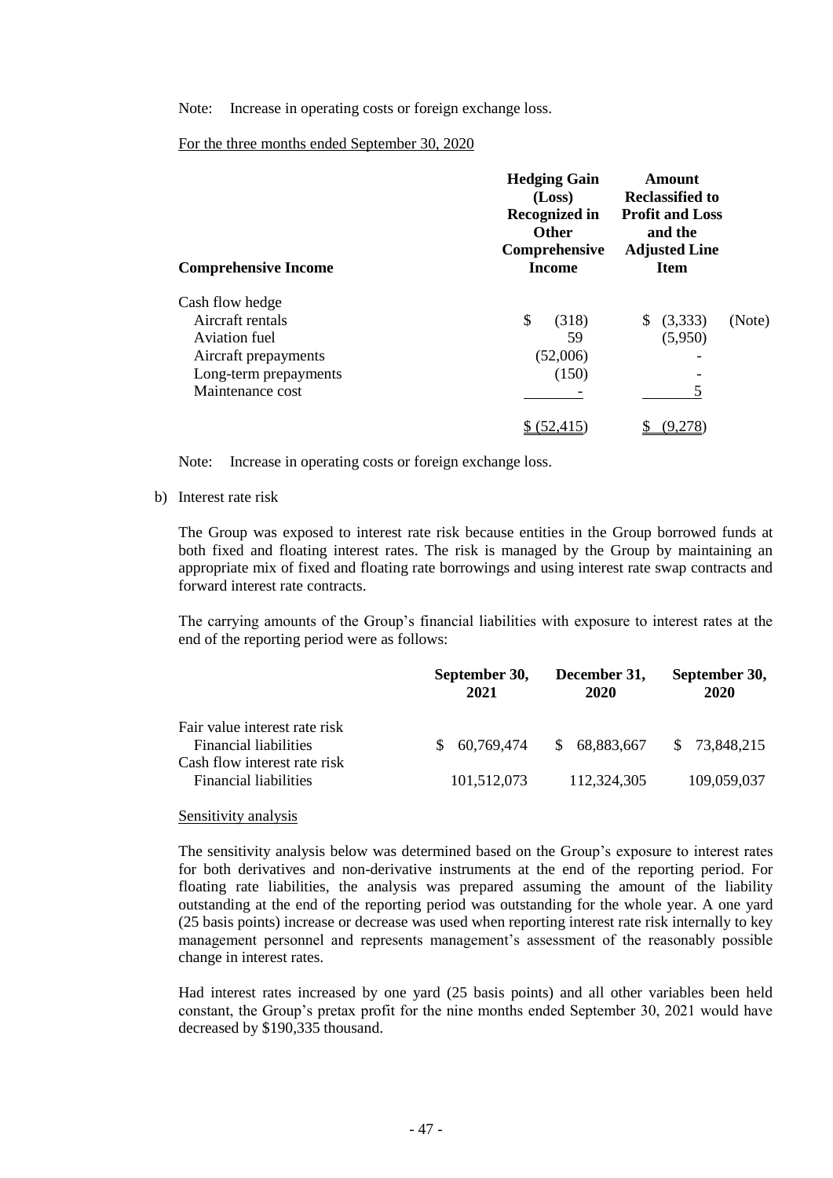Note: Increase in operating costs or foreign exchange loss.

For the three months ended September 30, 2020

| Comprehensive Income | Hedging Gain (Loss) Recognized in Other Comprehensive Income | Amount Reclassified to Profit and Loss and the Adjusted Line Item | |
|---|---|---|---|
| Cash flow hedge | | | |
| Aircraft rentals | $ (318) | $ (3,333) | (Note) |
| Aviation fuel | 59 | (5,950) | |
| Aircraft prepayments | (52,006) | - | |
| Long-term prepayments | (150) | - | |
| Maintenance cost | - | 5 | |
| | $ (52,415) | $ (9,278) | |

Note: Increase in operating costs or foreign exchange loss.

b) Interest rate risk

The Group was exposed to interest rate risk because entities in the Group borrowed funds at both fixed and floating interest rates. The risk is managed by the Group by maintaining an appropriate mix of fixed and floating rate borrowings and using interest rate swap contracts and forward interest rate contracts.

The carrying amounts of the Group's financial liabilities with exposure to interest rates at the end of the reporting period were as follows:

| | September 30, 2021 | December 31, 2020 | September 30, 2020 |
|---|---|---|---|
| Fair value interest rate risk | | | |
| Financial liabilities | $ 60,769,474 | $ 68,883,667 | $ 73,848,215 |
| Cash flow interest rate risk | | | |
| Financial liabilities | 101,512,073 | 112,324,305 | 109,059,037 |

Sensitivity analysis

The sensitivity analysis below was determined based on the Group's exposure to interest rates for both derivatives and non-derivative instruments at the end of the reporting period. For floating rate liabilities, the analysis was prepared assuming the amount of the liability outstanding at the end of the reporting period was outstanding for the whole year. A one yard (25 basis points) increase or decrease was used when reporting interest rate risk internally to key management personnel and represents management's assessment of the reasonably possible change in interest rates.

Had interest rates increased by one yard (25 basis points) and all other variables been held constant, the Group's pretax profit for the nine months ended September 30, 2021 would have decreased by $190,335 thousand.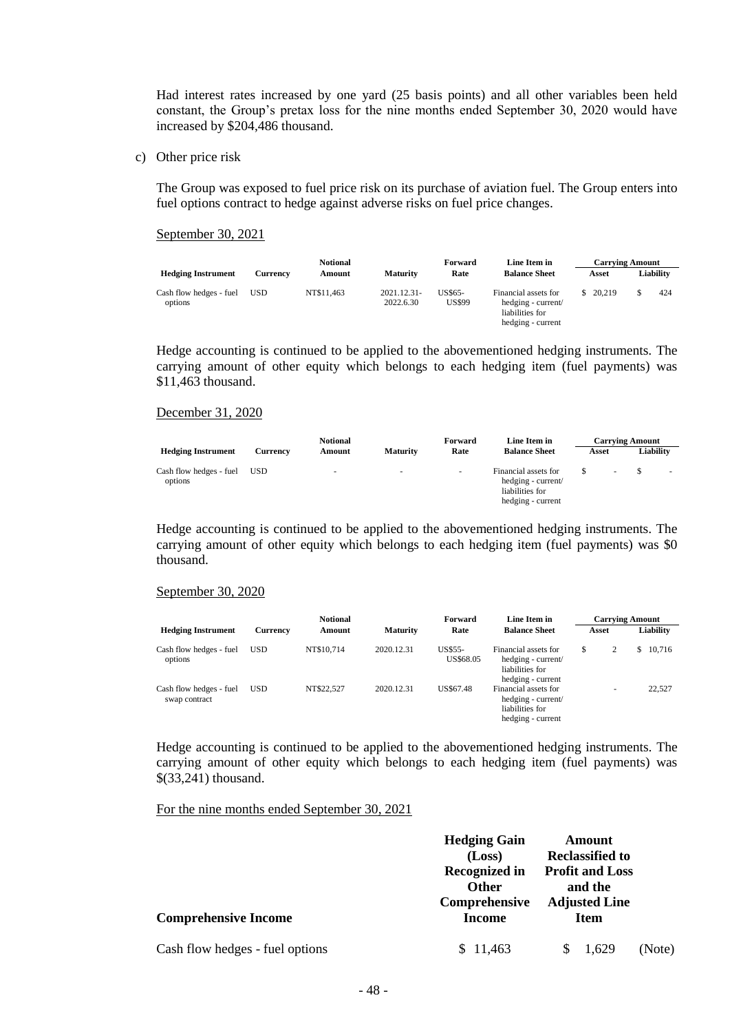Had interest rates increased by one yard (25 basis points) and all other variables been held constant, the Group's pretax loss for the nine months ended September 30, 2020 would have increased by $204,486 thousand.

c) Other price risk

The Group was exposed to fuel price risk on its purchase of aviation fuel. The Group enters into fuel options contract to hedge against adverse risks on fuel price changes.

September 30, 2021

| Hedging Instrument | Currency | Notional Amount | Maturity | Forward Rate | Line Item in Balance Sheet | Carrying Amount | |
|---|---|---|---|---|---|---|---|
| | | | | | | Asset | Liability |
| Cash flow hedges - fuel options | USD | NT$11,463 | 2021.12.31-2022.6.30 | US$65-US$99 | Financial assets for hedging - current/ liabilities for hedging - current | $ 20,219 | $ 424 |

Hedge accounting is continued to be applied to the abovementioned hedging instruments. The carrying amount of other equity which belongs to each hedging item (fuel payments) was $11,463 thousand.

December 31, 2020

| Hedging Instrument | Currency | Notional Amount | Maturity | Forward Rate | Line Item in Balance Sheet | Carrying Amount | |
|---|---|---|---|---|---|---|---|
| | | | | | | Asset | Liability |
| Cash flow hedges - fuel options | USD | - | - | - | Financial assets for hedging - current/ liabilities for hedging - current | $ - | $ - |

Hedge accounting is continued to be applied to the abovementioned hedging instruments. The carrying amount of other equity which belongs to each hedging item (fuel payments) was $0 thousand.

September 30, 2020

| Hedging Instrument | Currency | Notional Amount | Maturity | Forward Rate | Line Item in Balance Sheet | Carrying Amount | |
|---|---|---|---|---|---|---|---|
| | | | | | | Asset | Liability |
| Cash flow hedges - fuel options | USD | NT$10,714 | 2020.12.31 | US$55-US$68.05 | Financial assets for hedging - current/ liabilities for hedging - current | $ 2 | $ 10,716 |
| Cash flow hedges - fuel swap contract | USD | NT$22,527 | 2020.12.31 | US$67.48 | Financial assets for hedging - current/ liabilities for hedging - current | - | 22,527 |

Hedge accounting is continued to be applied to the abovementioned hedging instruments. The carrying amount of other equity which belongs to each hedging item (fuel payments) was $(33,241) thousand.

For the nine months ended September 30, 2021

| Comprehensive Income | Hedging Gain (Loss) Recognized in Other Comprehensive Income | Amount Reclassified to Profit and Loss and the Adjusted Line Item | |
|---|---|---|---|
| Cash flow hedges - fuel options | $ 11,463 | $ 1,629 | (Note) |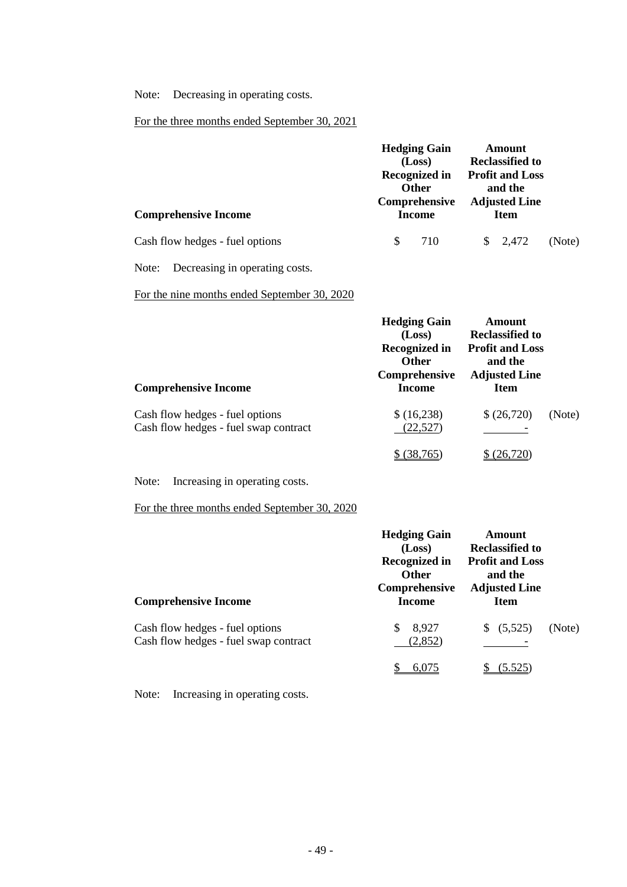Note: Decreasing in operating costs.

For the three months ended September 30, 2021

| Comprehensive Income | Hedging Gain (Loss) Recognized in Other Comprehensive Income | Amount Reclassified to Profit and Loss and the Adjusted Line Item | |
|---|---|---|---|
| Cash flow hedges - fuel options | $ 710 | $ 2,472 | (Note) |

Note: Decreasing in operating costs.

For the nine months ended September 30, 2020

| Comprehensive Income | Hedging Gain (Loss) Recognized in Other Comprehensive Income | Amount Reclassified to Profit and Loss and the Adjusted Line Item | |
|---|---|---|---|
| Cash flow hedges - fuel options | $ (16,238) | $ (26,720) | (Note) |
| Cash flow hedges - fuel swap contract | (22,527) | - | |
| | $ (38,765) | $ (26,720) | |

Note: Increasing in operating costs.

For the three months ended September 30, 2020

| Comprehensive Income | Hedging Gain (Loss) Recognized in Other Comprehensive Income | Amount Reclassified to Profit and Loss and the Adjusted Line Item | |
|---|---|---|---|
| Cash flow hedges - fuel options | $ 8,927 | $ (5,525) | (Note) |
| Cash flow hedges - fuel swap contract | (2,852) | - | |
| | $ 6,075 | $ (5.525) | |

Note: Increasing in operating costs.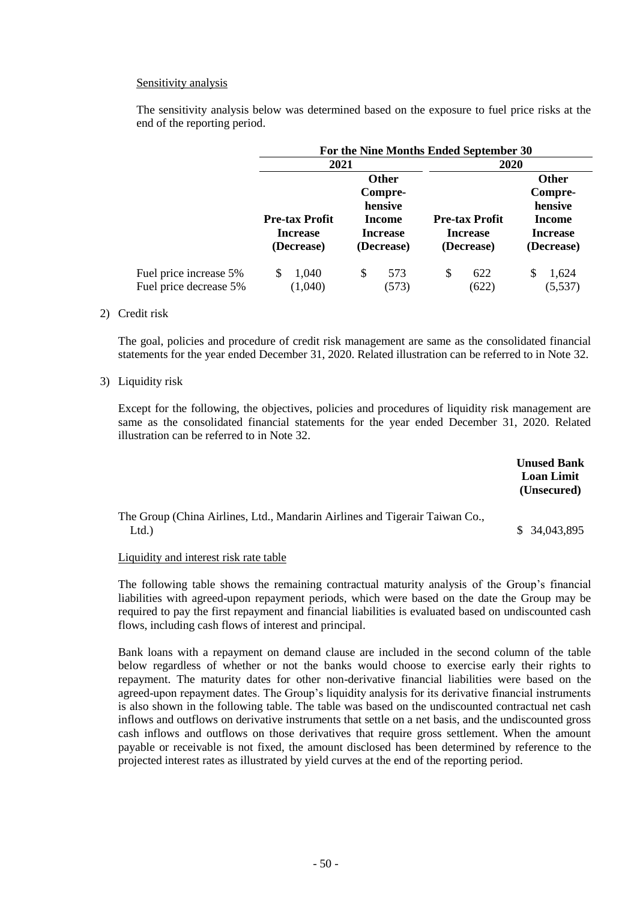Sensitivity analysis

The sensitivity analysis below was determined based on the exposure to fuel price risks at the end of the reporting period.

| | For the Nine Months Ended September 30 | | | |
|---|---|---|---|---|
| | 2021 | | 2020 | |
| | Pre-tax Profit Increase (Decrease) | Other Comprehensive Income Increase (Decrease) | Pre-tax Profit Increase (Decrease) | Other Comprehensive Income Increase (Decrease) |
| Fuel price increase 5% | $ 1,040 | $ 573 | $ 622 | $ 1,624 |
| Fuel price decrease 5% | (1,040) | (573) | (622) | (5,537) |

2) Credit risk

The goal, policies and procedure of credit risk management are same as the consolidated financial statements for the year ended December 31, 2020. Related illustration can be referred to in Note 32.

3) Liquidity risk

Except for the following, the objectives, policies and procedures of liquidity risk management are same as the consolidated financial statements for the year ended December 31, 2020. Related illustration can be referred to in Note 32.

| | Unused Bank Loan Limit (Unsecured) |
|---|---|
| The Group (China Airlines, Ltd., Mandarin Airlines and Tigerair Taiwan Co., Ltd.) | $ 34,043,895 |

Liquidity and interest risk rate table

The following table shows the remaining contractual maturity analysis of the Group's financial liabilities with agreed-upon repayment periods, which were based on the date the Group may be required to pay the first repayment and financial liabilities is evaluated based on undiscounted cash flows, including cash flows of interest and principal.

Bank loans with a repayment on demand clause are included in the second column of the table below regardless of whether or not the banks would choose to exercise early their rights to repayment. The maturity dates for other non-derivative financial liabilities were based on the agreed-upon repayment dates. The Group's liquidity analysis for its derivative financial instruments is also shown in the following table. The table was based on the undiscounted contractual net cash inflows and outflows on derivative instruments that settle on a net basis, and the undiscounted gross cash inflows and outflows on those derivatives that require gross settlement. When the amount payable or receivable is not fixed, the amount disclosed has been determined by reference to the projected interest rates as illustrated by yield curves at the end of the reporting period.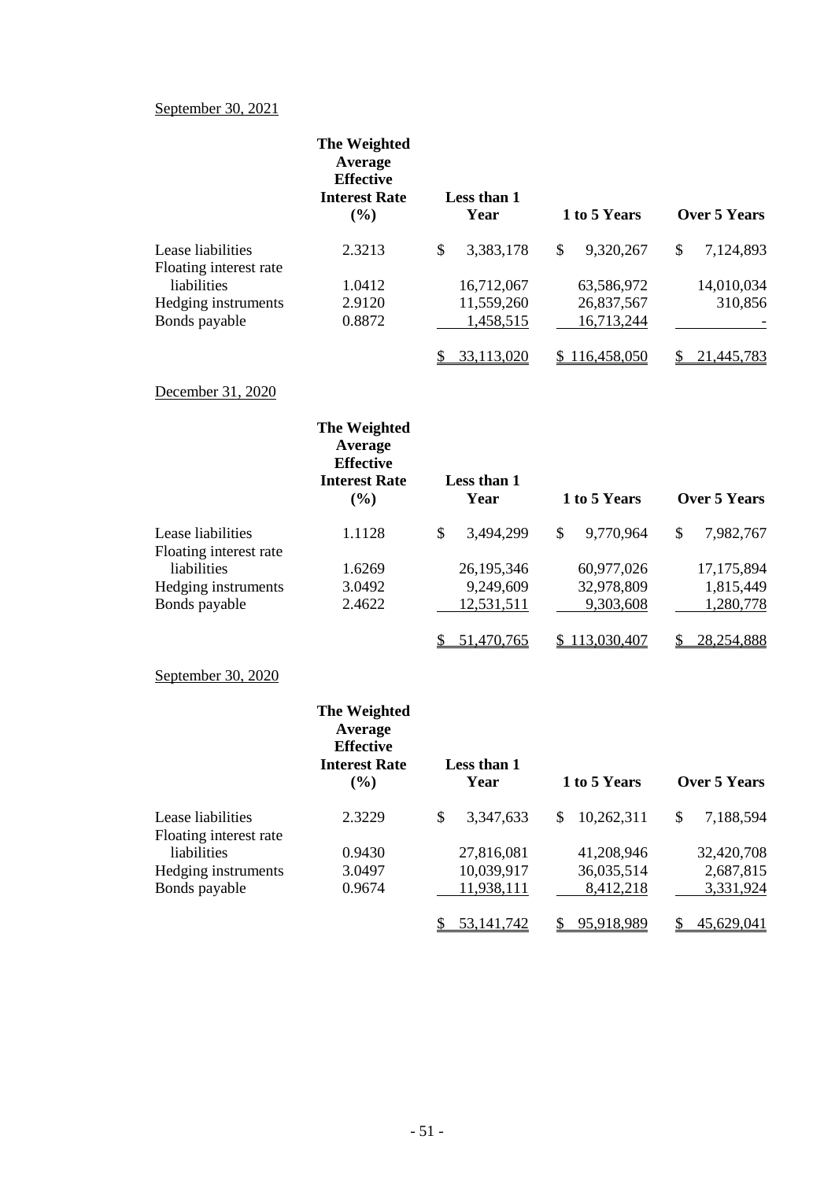September 30, 2021

| | The Weighted Average Effective Interest Rate (%) | Less than 1 Year | 1 to 5 Years | Over 5 Years |
|---|---|---|---|---|
| Lease liabilities | 2.3213 | $ 3,383,178 | $ 9,320,267 | $ 7,124,893 |
| Floating interest rate liabilities | 1.0412 | 16,712,067 | 63,586,972 | 14,010,034 |
| Hedging instruments | 2.9120 | 11,559,260 | 26,837,567 | 310,856 |
| Bonds payable | 0.8872 | 1,458,515 | 16,713,244 | - |
| | | $ 33,113,020 | $ 116,458,050 | $ 21,445,783 |

December 31, 2020

| | The Weighted Average Effective Interest Rate (%) | Less than 1 Year | 1 to 5 Years | Over 5 Years |
|---|---|---|---|---|
| Lease liabilities | 1.1128 | $ 3,494,299 | $ 9,770,964 | $ 7,982,767 |
| Floating interest rate liabilities | 1.6269 | 26,195,346 | 60,977,026 | 17,175,894 |
| Hedging instruments | 3.0492 | 9,249,609 | 32,978,809 | 1,815,449 |
| Bonds payable | 2.4622 | 12,531,511 | 9,303,608 | 1,280,778 |
| | | $ 51,470,765 | $ 113,030,407 | $ 28,254,888 |

September 30, 2020

| | The Weighted Average Effective Interest Rate (%) | Less than 1 Year | 1 to 5 Years | Over 5 Years |
|---|---|---|---|---|
| Lease liabilities | 2.3229 | $ 3,347,633 | $ 10,262,311 | $ 7,188,594 |
| Floating interest rate liabilities | 0.9430 | 27,816,081 | 41,208,946 | 32,420,708 |
| Hedging instruments | 3.0497 | 10,039,917 | 36,035,514 | 2,687,815 |
| Bonds payable | 0.9674 | 11,938,111 | 8,412,218 | 3,331,924 |
| | | $ 53,141,742 | $ 95,918,989 | $ 45,629,041 |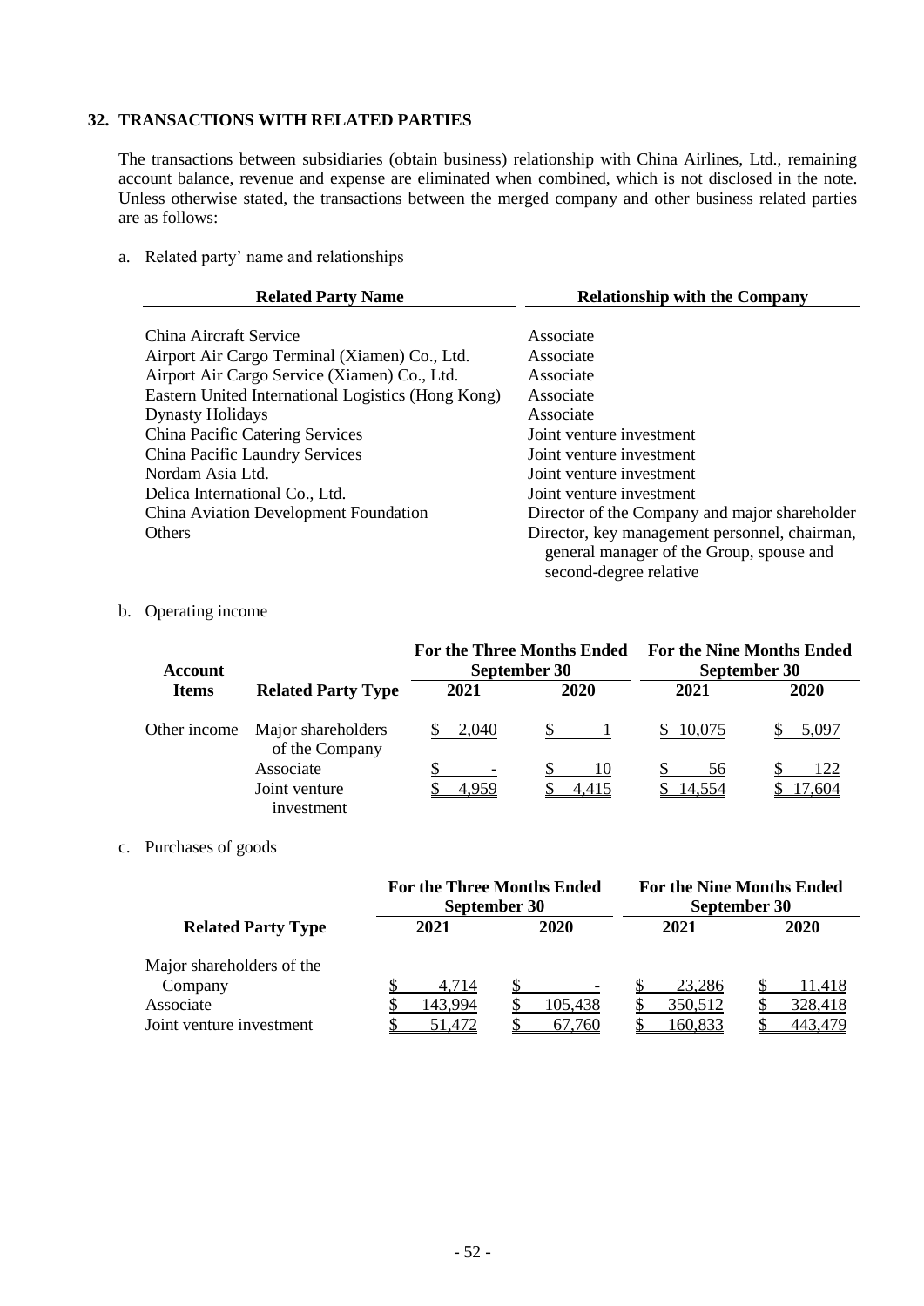## 32. TRANSACTIONS WITH RELATED PARTIES

The transactions between subsidiaries (obtain business) relationship with China Airlines, Ltd., remaining account balance, revenue and expense are eliminated when combined, which is not disclosed in the note. Unless otherwise stated, the transactions between the merged company and other business related parties are as follows:

a. Related party' name and relationships

| Related Party Name | Relationship with the Company |
|---|---|
| China Aircraft Service | Associate |
| Airport Air Cargo Terminal (Xiamen) Co., Ltd. | Associate |
| Airport Air Cargo Service (Xiamen) Co., Ltd. | Associate |
| Eastern United International Logistics (Hong Kong) | Associate |
| Dynasty Holidays | Associate |
| China Pacific Catering Services | Joint venture investment |
| China Pacific Laundry Services | Joint venture investment |
| Nordam Asia Ltd. | Joint venture investment |
| Delica International Co., Ltd. | Joint venture investment |
| China Aviation Development Foundation | Director of the Company and major shareholder |
| Others | Director, key management personnel, chairman, general manager of the Group, spouse and second-degree relative |

b. Operating income

| Account Items | Related Party Type | For the Three Months Ended September 30 | | For the Nine Months Ended September 30 | |
|---|---|---|---|---|---|
| | | 2021 | 2020 | 2021 | 2020 |
| Other income | Major shareholders of the Company | $ 2,040 | $ 1 | $ 10,075 | $ 5,097 |
| | Associate | $ - | $ 10 | $ 56 | $ 122 |
| | Joint venture investment | $ 4,959 | $ 4,415 | $ 14,554 | $ 17,604 |

c. Purchases of goods

| Related Party Type | For the Three Months Ended September 30 | | For the Nine Months Ended September 30 | |
|---|---|---|---|---|
| | 2021 | 2020 | 2021 | 2020 |
| Major shareholders of the Company | $ 4,714 | $ - | $ 23,286 | $ 11,418 |
| Associate | $ 143,994 | $ 105,438 | $ 350,512 | $ 328,418 |
| Joint venture investment | $ 51,472 | $ 67,760 | $ 160,833 | $ 443,479 |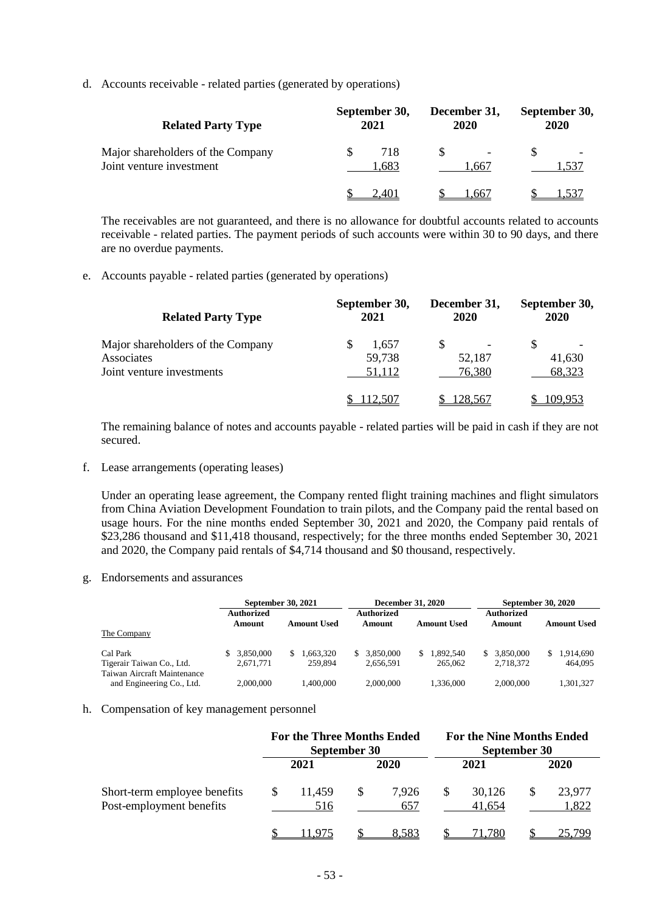d. Accounts receivable - related parties (generated by operations)

| Related Party Type | September 30, 2021 | December 31, 2020 | September 30, 2020 |
|---|---|---|---|
| Major shareholders of the Company | $ 718 | $ - | $ - |
| Joint venture investment | 1,683 | 1,667 | 1,537 |
| | $ 2,401 | $ 1,667 | $ 1,537 |

The receivables are not guaranteed, and there is no allowance for doubtful accounts related to accounts receivable - related parties. The payment periods of such accounts were within 30 to 90 days, and there are no overdue payments.

e. Accounts payable - related parties (generated by operations)

| Related Party Type | September 30, 2021 | December 31, 2020 | September 30, 2020 |
|---|---|---|---|
| Major shareholders of the Company | $ 1,657 | $ - | $ - |
| Associates | 59,738 | 52,187 | 41,630 |
| Joint venture investments | 51,112 | 76,380 | 68,323 |
| | $ 112,507 | $ 128,567 | $ 109,953 |

The remaining balance of notes and accounts payable - related parties will be paid in cash if they are not secured.

f. Lease arrangements (operating leases)

Under an operating lease agreement, the Company rented flight training machines and flight simulators from China Aviation Development Foundation to train pilots, and the Company paid the rental based on usage hours. For the nine months ended September 30, 2021 and 2020, the Company paid rentals of $23,286 thousand and $11,418 thousand, respectively; for the three months ended September 30, 2021 and 2020, the Company paid rentals of $4,714 thousand and $0 thousand, respectively.

g. Endorsements and assurances

| | September 30, 2021 | | December 31, 2020 | | September 30, 2020 | |
|---|---|---|---|---|---|---|
| The Company | Authorized Amount | Amount Used | Authorized Amount | Amount Used | Authorized Amount | Amount Used |
| Cal Park | $ 3,850,000 | $ 1,663,320 | $ 3,850,000 | $ 1,892,540 | $ 3,850,000 | $ 1,914,690 |
| Tigerair Taiwan Co., Ltd. | 2,671,771 | 259,894 | 2,656,591 | 265,062 | 2,718,372 | 464,095 |
| Taiwan Aircraft Maintenance and Engineering Co., Ltd. | 2,000,000 | 1,400,000 | 2,000,000 | 1,336,000 | 2,000,000 | 1,301,327 |

h. Compensation of key management personnel

| | For the Three Months Ended September 30 | | For the Nine Months Ended September 30 | |
|---|---|---|---|---|
| | 2021 | 2020 | 2021 | 2020 |
| Short-term employee benefits | $ 11,459 | $ 7,926 | $ 30,126 | $ 23,977 |
| Post-employment benefits | 516 | 657 | 41,654 | 1,822 |
| | $ 11,975 | $ 8,583 | $ 71,780 | $ 25,799 |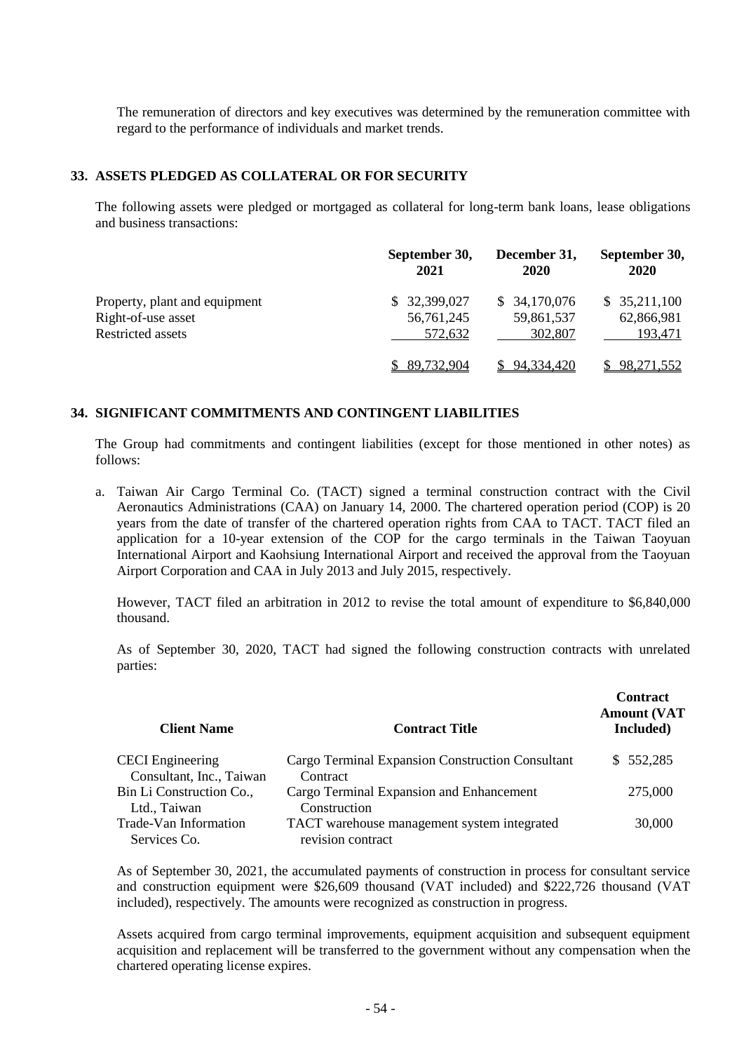The remuneration of directors and key executives was determined by the remuneration committee with regard to the performance of individuals and market trends.

## 33. ASSETS PLEDGED AS COLLATERAL OR FOR SECURITY

The following assets were pledged or mortgaged as collateral for long-term bank loans, lease obligations and business transactions:

| | September 30, 2021 | December 31, 2020 | September 30, 2020 |
|---|---|---|---|
| Property, plant and equipment | $ 32,399,027 | $ 34,170,076 | $ 35,211,100 |
| Right-of-use asset | 56,761,245 | 59,861,537 | 62,866,981 |
| Restricted assets | 572,632 | 302,807 | 193,471 |
| | $ 89,732,904 | $ 94,334,420 | $ 98,271,552 |

## 34. SIGNIFICANT COMMITMENTS AND CONTINGENT LIABILITIES

The Group had commitments and contingent liabilities (except for those mentioned in other notes) as follows:

a. Taiwan Air Cargo Terminal Co. (TACT) signed a terminal construction contract with the Civil Aeronautics Administrations (CAA) on January 14, 2000. The chartered operation period (COP) is 20 years from the date of transfer of the chartered operation rights from CAA to TACT. TACT filed an application for a 10-year extension of the COP for the cargo terminals in the Taiwan Taoyuan International Airport and Kaohsiung International Airport and received the approval from the Taoyuan Airport Corporation and CAA in July 2013 and July 2015, respectively.

   However, TACT filed an arbitration in 2012 to revise the total amount of expenditure to $6,840,000 thousand.

   As of September 30, 2020, TACT had signed the following construction contracts with unrelated parties:

| Client Name | Contract Title | Contract Amount (VAT Included) |
|---|---|---|
| CECI Engineering Consultant, Inc., Taiwan | Cargo Terminal Expansion Construction Consultant Contract | $ 552,285 |
| Bin Li Construction Co., Ltd., Taiwan | Cargo Terminal Expansion and Enhancement Construction | 275,000 |
| Trade-Van Information Services Co. | TACT warehouse management system integrated revision contract | 30,000 |

   As of September 30, 2021, the accumulated payments of construction in process for consultant service and construction equipment were $26,609 thousand (VAT included) and $222,726 thousand (VAT included), respectively. The amounts were recognized as construction in progress.

   Assets acquired from cargo terminal improvements, equipment acquisition and subsequent equipment acquisition and replacement will be transferred to the government without any compensation when the chartered operating license expires.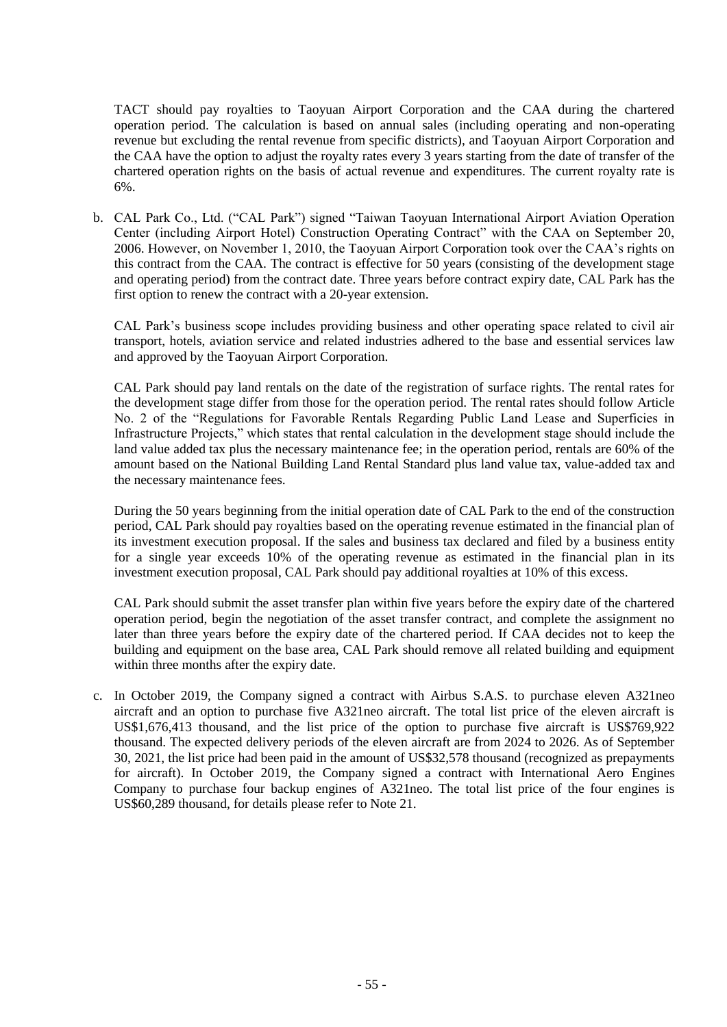TACT should pay royalties to Taoyuan Airport Corporation and the CAA during the chartered operation period. The calculation is based on annual sales (including operating and non-operating revenue but excluding the rental revenue from specific districts), and Taoyuan Airport Corporation and the CAA have the option to adjust the royalty rates every 3 years starting from the date of transfer of the chartered operation rights on the basis of actual revenue and expenditures. The current royalty rate is 6%.

b. CAL Park Co., Ltd. ("CAL Park") signed "Taiwan Taoyuan International Airport Aviation Operation Center (including Airport Hotel) Construction Operating Contract" with the CAA on September 20, 2006. However, on November 1, 2010, the Taoyuan Airport Corporation took over the CAA's rights on this contract from the CAA. The contract is effective for 50 years (consisting of the development stage and operating period) from the contract date. Three years before contract expiry date, CAL Park has the first option to renew the contract with a 20-year extension.

   CAL Park's business scope includes providing business and other operating space related to civil air transport, hotels, aviation service and related industries adhered to the base and essential services law and approved by the Taoyuan Airport Corporation.

   CAL Park should pay land rentals on the date of the registration of surface rights. The rental rates for the development stage differ from those for the operation period. The rental rates should follow Article No. 2 of the "Regulations for Favorable Rentals Regarding Public Land Lease and Superficies in Infrastructure Projects," which states that rental calculation in the development stage should include the land value added tax plus the necessary maintenance fee; in the operation period, rentals are 60% of the amount based on the National Building Land Rental Standard plus land value tax, value-added tax and the necessary maintenance fees.

   During the 50 years beginning from the initial operation date of CAL Park to the end of the construction period, CAL Park should pay royalties based on the operating revenue estimated in the financial plan of its investment execution proposal. If the sales and business tax declared and filed by a business entity for a single year exceeds 10% of the operating revenue as estimated in the financial plan in its investment execution proposal, CAL Park should pay additional royalties at 10% of this excess.

   CAL Park should submit the asset transfer plan within five years before the expiry date of the chartered operation period, begin the negotiation of the asset transfer contract, and complete the assignment no later than three years before the expiry date of the chartered period. If CAA decides not to keep the building and equipment on the base area, CAL Park should remove all related building and equipment within three months after the expiry date.

c. In October 2019, the Company signed a contract with Airbus S.A.S. to purchase eleven A321neo aircraft and an option to purchase five A321neo aircraft. The total list price of the eleven aircraft is US$1,676,413 thousand, and the list price of the option to purchase five aircraft is US$769,922 thousand. The expected delivery periods of the eleven aircraft are from 2024 to 2026. As of September 30, 2021, the list price had been paid in the amount of US$32,578 thousand (recognized as prepayments for aircraft). In October 2019, the Company signed a contract with International Aero Engines Company to purchase four backup engines of A321neo. The total list price of the four engines is US$60,289 thousand, for details please refer to Note 21.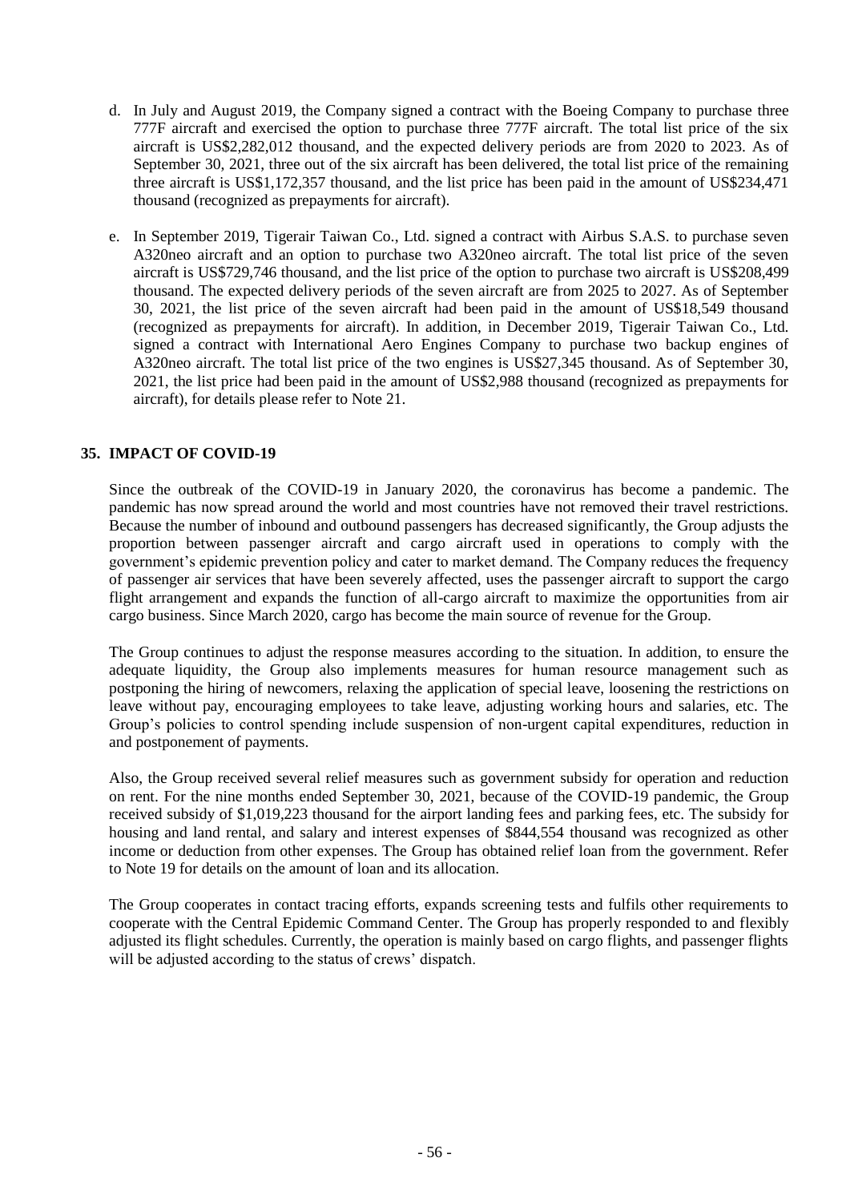d. In July and August 2019, the Company signed a contract with the Boeing Company to purchase three 777F aircraft and exercised the option to purchase three 777F aircraft. The total list price of the six aircraft is US$2,282,012 thousand, and the expected delivery periods are from 2020 to 2023. As of September 30, 2021, three out of the six aircraft has been delivered, the total list price of the remaining three aircraft is US$1,172,357 thousand, and the list price has been paid in the amount of US$234,471 thousand (recognized as prepayments for aircraft).

e. In September 2019, Tigerair Taiwan Co., Ltd. signed a contract with Airbus S.A.S. to purchase seven A320neo aircraft and an option to purchase two A320neo aircraft. The total list price of the seven aircraft is US$729,746 thousand, and the list price of the option to purchase two aircraft is US$208,499 thousand. The expected delivery periods of the seven aircraft are from 2025 to 2027. As of September 30, 2021, the list price of the seven aircraft had been paid in the amount of US$18,549 thousand (recognized as prepayments for aircraft). In addition, in December 2019, Tigerair Taiwan Co., Ltd. signed a contract with International Aero Engines Company to purchase two backup engines of A320neo aircraft. The total list price of the two engines is US$27,345 thousand. As of September 30, 2021, the list price had been paid in the amount of US$2,988 thousand (recognized as prepayments for aircraft), for details please refer to Note 21.

## 35. IMPACT OF COVID-19

Since the outbreak of the COVID-19 in January 2020, the coronavirus has become a pandemic. The pandemic has now spread around the world and most countries have not removed their travel restrictions. Because the number of inbound and outbound passengers has decreased significantly, the Group adjusts the proportion between passenger aircraft and cargo aircraft used in operations to comply with the government's epidemic prevention policy and cater to market demand. The Company reduces the frequency of passenger air services that have been severely affected, uses the passenger aircraft to support the cargo flight arrangement and expands the function of all-cargo aircraft to maximize the opportunities from air cargo business. Since March 2020, cargo has become the main source of revenue for the Group.

The Group continues to adjust the response measures according to the situation. In addition, to ensure the adequate liquidity, the Group also implements measures for human resource management such as postponing the hiring of newcomers, relaxing the application of special leave, loosening the restrictions on leave without pay, encouraging employees to take leave, adjusting working hours and salaries, etc. The Group's policies to control spending include suspension of non-urgent capital expenditures, reduction in and postponement of payments.

Also, the Group received several relief measures such as government subsidy for operation and reduction on rent. For the nine months ended September 30, 2021, because of the COVID-19 pandemic, the Group received subsidy of $1,019,223 thousand for the airport landing fees and parking fees, etc. The subsidy for housing and land rental, and salary and interest expenses of $844,554 thousand was recognized as other income or deduction from other expenses. The Group has obtained relief loan from the government. Refer to Note 19 for details on the amount of loan and its allocation.

The Group cooperates in contact tracing efforts, expands screening tests and fulfils other requirements to cooperate with the Central Epidemic Command Center. The Group has properly responded to and flexibly adjusted its flight schedules. Currently, the operation is mainly based on cargo flights, and passenger flights will be adjusted according to the status of crews' dispatch.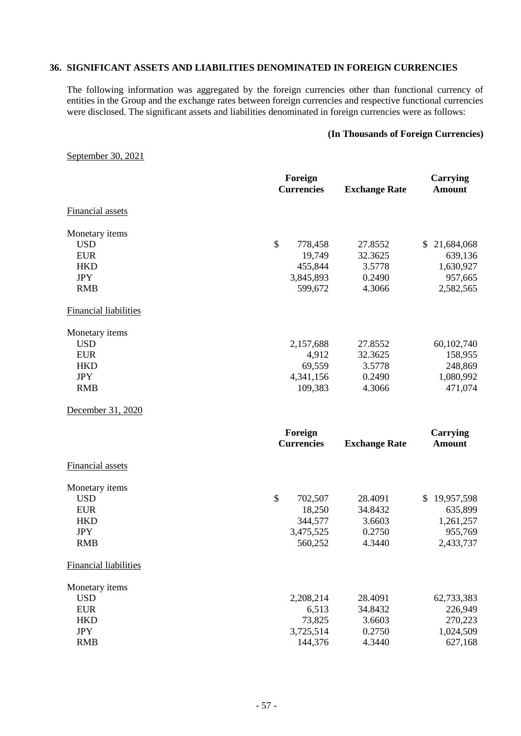## 36. SIGNIFICANT ASSETS AND LIABILITIES DENOMINATED IN FOREIGN CURRENCIES

The following information was aggregated by the foreign currencies other than functional currency of entities in the Group and the exchange rates between foreign currencies and respective functional currencies were disclosed. The significant assets and liabilities denominated in foreign currencies were as follows:

**(In Thousands of Foreign Currencies)**

September 30, 2021

| | Foreign Currencies | Exchange Rate | Carrying Amount |
|---|---|---|---|
| Financial assets | | | |
| Monetary items | | | |
| USD | $ 778,458 | 27.8552 | $ 21,684,068 |
| EUR | 19,749 | 32.3625 | 639,136 |
| HKD | 455,844 | 3.5778 | 1,630,927 |
| JPY | 3,845,893 | 0.2490 | 957,665 |
| RMB | 599,672 | 4.3066 | 2,582,565 |
| Financial liabilities | | | |
| Monetary items | | | |
| USD | 2,157,688 | 27.8552 | 60,102,740 |
| EUR | 4,912 | 32.3625 | 158,955 |
| HKD | 69,559 | 3.5778 | 248,869 |
| JPY | 4,341,156 | 0.2490 | 1,080,992 |
| RMB | 109,383 | 4.3066 | 471,074 |

December 31, 2020

| | Foreign Currencies | Exchange Rate | Carrying Amount |
|---|---|---|---|
| Financial assets | | | |
| Monetary items | | | |
| USD | $ 702,507 | 28.4091 | $ 19,957,598 |
| EUR | 18,250 | 34.8432 | 635,899 |
| HKD | 344,577 | 3.6603 | 1,261,257 |
| JPY | 3,475,525 | 0.2750 | 955,769 |
| RMB | 560,252 | 4.3440 | 2,433,737 |
| Financial liabilities | | | |
| Monetary items | | | |
| USD | 2,208,214 | 28.4091 | 62,733,383 |
| EUR | 6,513 | 34.8432 | 226,949 |
| HKD | 73,825 | 3.6603 | 270,223 |
| JPY | 3,725,514 | 0.2750 | 1,024,509 |
| RMB | 144,376 | 4.3440 | 627,168 |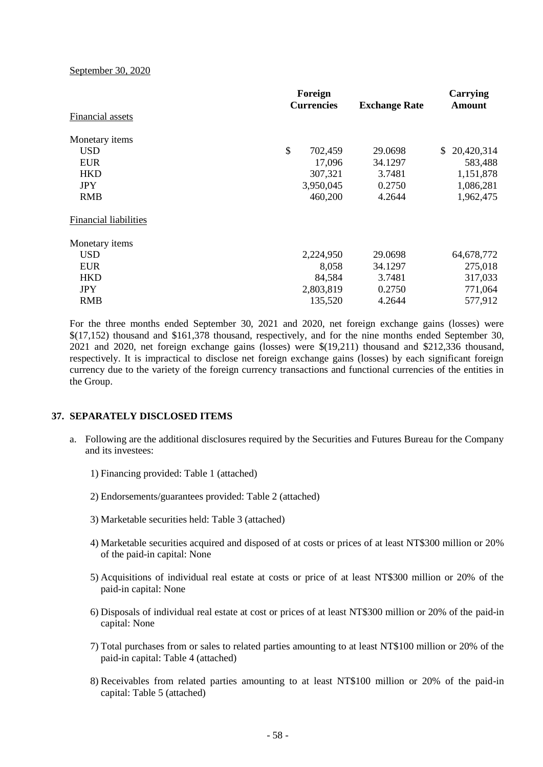September 30, 2020

| | Foreign Currencies | Exchange Rate | Carrying Amount |
|---|---|---|---|
| Financial assets | | | |
| | | | |
| Monetary items | | | |
| USD | $ 702,459 | 29.0698 | $ 20,420,314 |
| EUR | 17,096 | 34.1297 | 583,488 |
| HKD | 307,321 | 3.7481 | 1,151,878 |
| JPY | 3,950,045 | 0.2750 | 1,086,281 |
| RMB | 460,200 | 4.2644 | 1,962,475 |
| | | | |
| Financial liabilities | | | |
| | | | |
| Monetary items | | | |
| USD | 2,224,950 | 29.0698 | 64,678,772 |
| EUR | 8,058 | 34.1297 | 275,018 |
| HKD | 84,584 | 3.7481 | 317,033 |
| JPY | 2,803,819 | 0.2750 | 771,064 |
| RMB | 135,520 | 4.2644 | 577,912 |

For the three months ended September 30, 2021 and 2020, net foreign exchange gains (losses) were $(17,152) thousand and $161,378 thousand, respectively, and for the nine months ended September 30, 2021 and 2020, net foreign exchange gains (losses) were $(19,211) thousand and $212,336 thousand, respectively. It is impractical to disclose net foreign exchange gains (losses) by each significant foreign currency due to the variety of the foreign currency transactions and functional currencies of the entities in the Group.

## 37. SEPARATELY DISCLOSED ITEMS

a. Following are the additional disclosures required by the Securities and Futures Bureau for the Company and its investees:

   1) Financing provided: Table 1 (attached)

   2) Endorsements/guarantees provided: Table 2 (attached)

   3) Marketable securities held: Table 3 (attached)

   4) Marketable securities acquired and disposed of at costs or prices of at least NT$300 million or 20% of the paid-in capital: None

   5) Acquisitions of individual real estate at costs or price of at least NT$300 million or 20% of the paid-in capital: None

   6) Disposals of individual real estate at cost or prices of at least NT$300 million or 20% of the paid-in capital: None

   7) Total purchases from or sales to related parties amounting to at least NT$100 million or 20% of the paid-in capital: Table 4 (attached)

   8) Receivables from related parties amounting to at least NT$100 million or 20% of the paid-in capital: Table 5 (attached)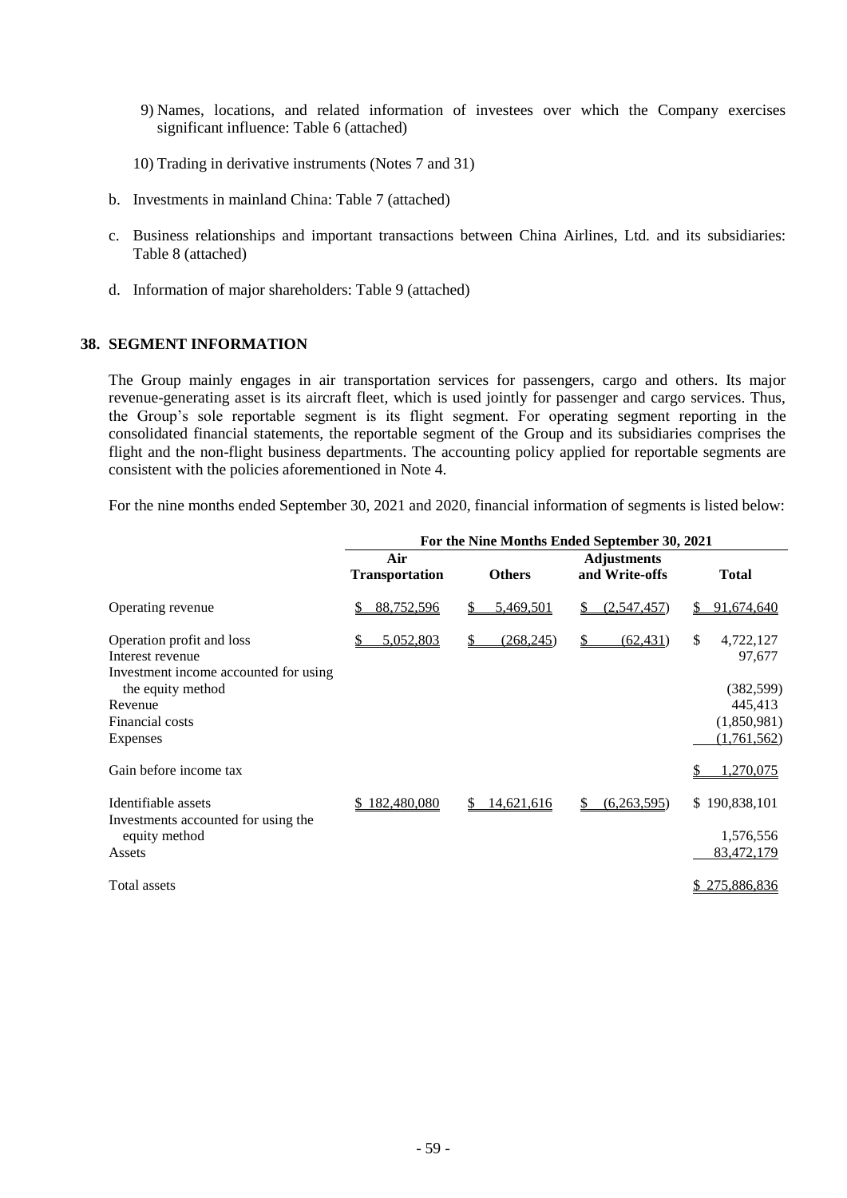9) Names, locations, and related information of investees over which the Company exercises significant influence: Table 6 (attached)

10) Trading in derivative instruments (Notes 7 and 31)

b. Investments in mainland China: Table 7 (attached)

c. Business relationships and important transactions between China Airlines, Ltd. and its subsidiaries: Table 8 (attached)

d. Information of major shareholders: Table 9 (attached)

## 38. SEGMENT INFORMATION

The Group mainly engages in air transportation services for passengers, cargo and others. Its major revenue-generating asset is its aircraft fleet, which is used jointly for passenger and cargo services. Thus, the Group's sole reportable segment is its flight segment. For operating segment reporting in the consolidated financial statements, the reportable segment of the Group and its subsidiaries comprises the flight and the non-flight business departments. The accounting policy applied for reportable segments are consistent with the policies aforementioned in Note 4.

For the nine months ended September 30, 2021 and 2020, financial information of segments is listed below:

| | For the Nine Months Ended September 30, 2021 | | | |
|---|---|---|---|---|
| | Air Transportation | Others | Adjustments and Write-offs | Total |
| Operating revenue | $ 88,752,596 | $ 5,469,501 | $ (2,547,457) | $ 91,674,640 |
| Operation profit and loss | $ 5,052,803 | $ (268,245) | $ (62,431) | $ 4,722,127 |
| Interest revenue | | | | 97,677 |
| Investment income accounted for using the equity method | | | | (382,599) |
| Revenue | | | | 445,413 |
| Financial costs | | | | (1,850,981) |
| Expenses | | | | (1,761,562) |
| Gain before income tax | | | | $ 1,270,075 |
| Identifiable assets | $ 182,480,080 | $ 14,621,616 | $ (6,263,595) | $ 190,838,101 |
| Investments accounted for using the equity method | | | | 1,576,556 |
| Assets | | | | 83,472,179 |
| Total assets | | | | $ 275,886,836 |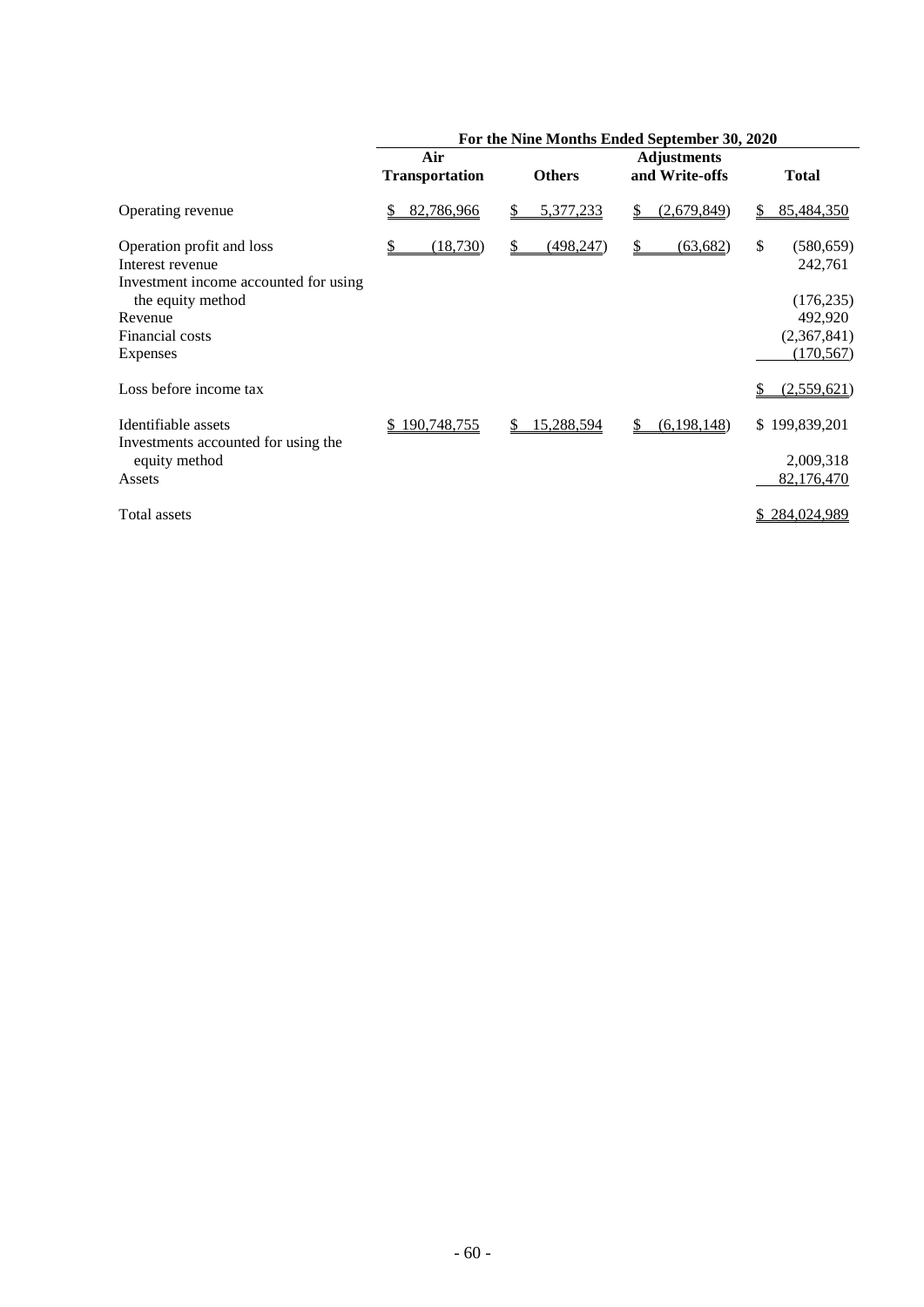| | For the Nine Months Ended September 30, 2020 | | | |
|---|---|---|---|---|
| | Air Transportation | Others | Adjustments and Write-offs | Total |
| Operating revenue | $ 82,786,966 | $ 5,377,233 | $ (2,679,849) | $ 85,484,350 |
| Operation profit and loss | $ (18,730) | $ (498,247) | $ (63,682) | $ (580,659) |
| Interest revenue | | | | 242,761 |
| Investment income accounted for using the equity method | | | | (176,235) |
| Revenue | | | | 492,920 |
| Financial costs | | | | (2,367,841) |
| Expenses | | | | (170,567) |
| Loss before income tax | | | | $ (2,559,621) |
| Identifiable assets | $ 190,748,755 | $ 15,288,594 | $ (6,198,148) | $ 199,839,201 |
| Investments accounted for using the equity method | | | | 2,009,318 |
| Assets | | | | 82,176,470 |
| Total assets | | | | $ 284,024,989 |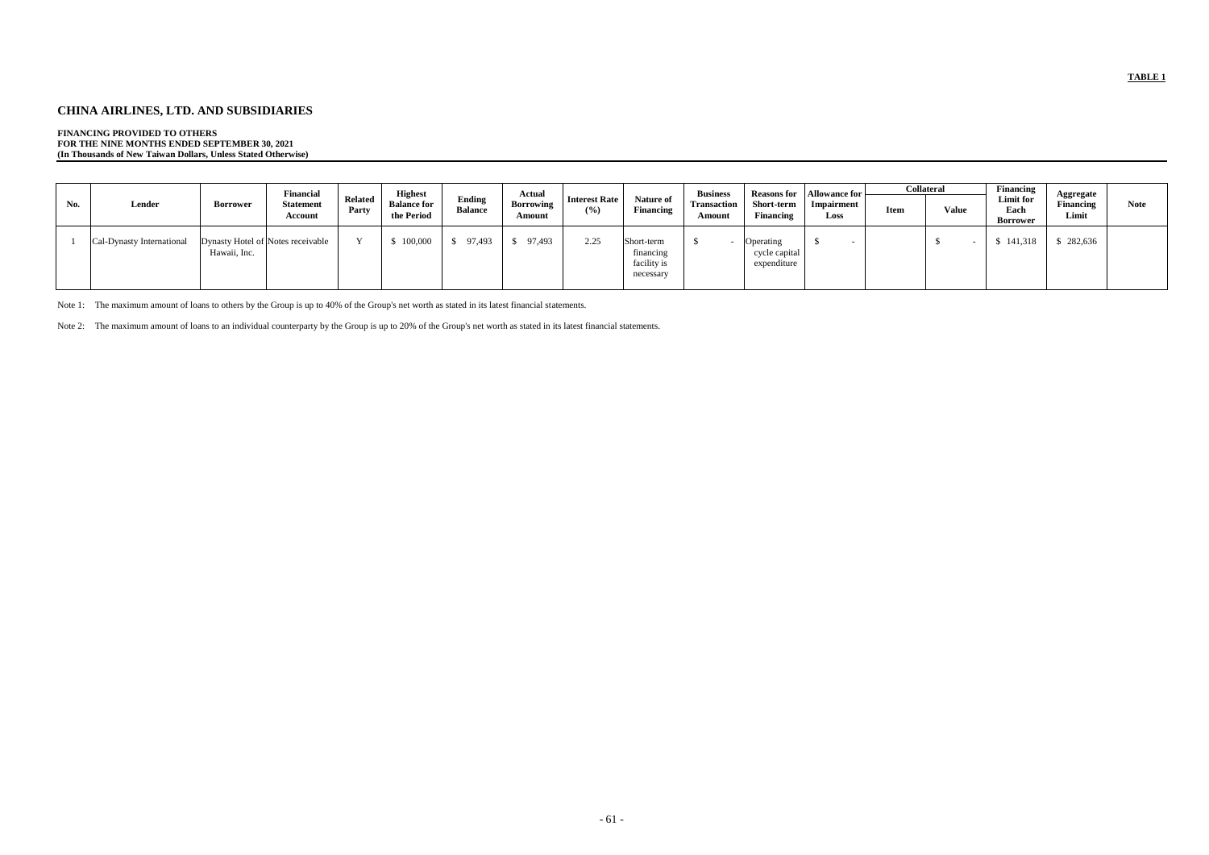**TABLE 1**

# CHINA AIRLINES, LTD. AND SUBSIDIARIES

**FINANCING PROVIDED TO OTHERS**
**FOR THE NINE MONTHS ENDED SEPTEMBER 30, 2021**
**(In Thousands of New Taiwan Dollars, Unless Stated Otherwise)**

| No. | Lender | Borrower | Financial Statement Account | Related Party | Highest Balance for the Period | Ending Balance | Actual Borrowing Amount | Interest Rate (%) | Nature of Financing | Business Transaction Amount | Reasons for Short-term Financing | Allowance for Impairment Loss | Collateral | | Financing Limit for Each Borrower | Aggregate Financing Limit | Note |
|---|---|---|---|---|---|---|---|---|---|---|---|---|---|---|---|---|---|
| | | | | | | | | | | | | | Item | Value | | | |
| 1 | Cal-Dynasty International | Dynasty Hotel of Hawaii, Inc. | Notes receivable | Y | $ 100,000 | $ 97,493 | $ 97,493 | 2.25 | Short-term financing facility is necessary | $ - | Operating cycle capital expenditure | $ - | | $ - | $ 141,318 | $ 282,636 | |

Note 1: The maximum amount of loans to others by the Group is up to 40% of the Group's net worth as stated in its latest financial statements.

Note 2: The maximum amount of loans to an individual counterparty by the Group is up to 20% of the Group's net worth as stated in its latest financial statements.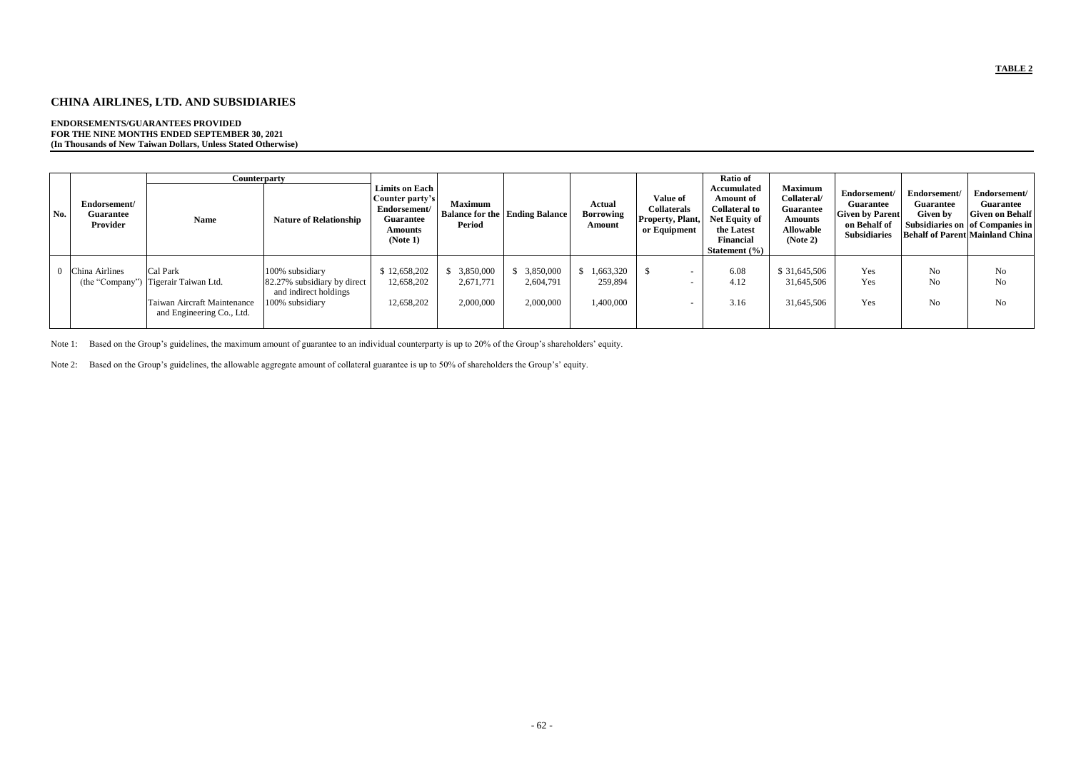**TABLE 2**

# CHINA AIRLINES, LTD. AND SUBSIDIARIES

**ENDORSEMENTS/GUARANTEES PROVIDED**
**FOR THE NINE MONTHS ENDED SEPTEMBER 30, 2021**
**(In Thousands of New Taiwan Dollars, Unless Stated Otherwise)**

| No. | Endorsement/ Guarantee Provider | Counterparty | | Limits on Each Counter party's Endorsement/ Guarantee Amounts (Note 1) | Maximum Balance for the Period | Ending Balance | Actual Borrowing Amount | Value of Collaterals Property, Plant, or Equipment | Ratio of Accumulated Amount of Collateral to Net Equity of the Latest Financial Statement (%) | Maximum Collateral/ Guarantee Amounts Allowable (Note 2) | Endorsement/ Guarantee Given by Parent on Behalf of Subsidiaries | Endorsement/ Guarantee Given by Subsidiaries on Behalf of Parent | Endorsement/ Guarantee Given on Behalf of Companies in Mainland China |
|---|---|---|---|---|---|---|---|---|---|---|---|---|---|
| | | Name | Nature of Relationship | | | | | | | | | | |
| 0 | China Airlines (the "Company") | Cal Park | 100% subsidiary | $ 12,658,202 | $ 3,850,000 | $ 3,850,000 | $ 1,663,320 | $ - | 6.08 | $ 31,645,506 | Yes | No | No |
| | | Tigerair Taiwan Ltd. | 82.27% subsidiary by direct and indirect holdings | 12,658,202 | 2,671,771 | 2,604,791 | 259,894 | - | 4.12 | 31,645,506 | Yes | No | No |
| | | Taiwan Aircraft Maintenance and Engineering Co., Ltd. | 100% subsidiary | 12,658,202 | 2,000,000 | 2,000,000 | 1,400,000 | - | 3.16 | 31,645,506 | Yes | No | No |

Note 1: Based on the Group's guidelines, the maximum amount of guarantee to an individual counterparty is up to 20% of the Group's shareholders' equity.

Note 2: Based on the Group's guidelines, the allowable aggregate amount of collateral guarantee is up to 50% of shareholders the Group's' equity.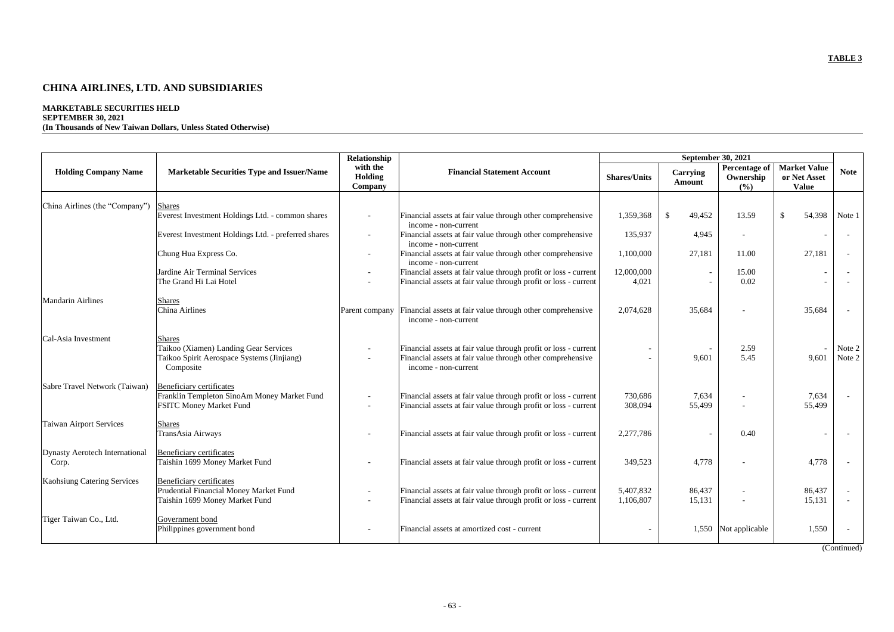**TABLE 3**

# CHINA AIRLINES, LTD. AND SUBSIDIARIES

**MARKETABLE SECURITIES HELD**
**SEPTEMBER 30, 2021**
**(In Thousands of New Taiwan Dollars, Unless Stated Otherwise)**

| Holding Company Name | Marketable Securities Type and Issuer/Name | Relationship with the Holding Company | Financial Statement Account | September 30, 2021 | | | | Note |
|---|---|---|---|---|---|---|---|---|
| | | | | Shares/Units | Carrying Amount | Percentage of Ownership (%) | Market Value or Net Asset Value | |
| China Airlines (the "Company") | Shares | | | | | | | |
| | Everest Investment Holdings Ltd. - common shares | - | Financial assets at fair value through other comprehensive income - non-current | 1,359,368 | $ 49,452 | 13.59 | $ 54,398 | Note 1 |
| | Everest Investment Holdings Ltd. - preferred shares | - | Financial assets at fair value through other comprehensive income - non-current | 135,937 | 4,945 | - | - | - |
| | Chung Hua Express Co. | - | Financial assets at fair value through other comprehensive income - non-current | 1,100,000 | 27,181 | 11.00 | 27,181 | - |
| | Jardine Air Terminal Services | - | Financial assets at fair value through profit or loss - current | 12,000,000 | - | 15.00 | - | - |
| | The Grand Hi Lai Hotel | - | Financial assets at fair value through profit or loss - current | 4,021 | - | 0.02 | - | - |
| Mandarin Airlines | Shares | | | | | | | |
| | China Airlines | Parent company | Financial assets at fair value through other comprehensive income - non-current | 2,074,628 | 35,684 | - | 35,684 | - |
| Cal-Asia Investment | Shares | | | | | | | |
| | Taikoo (Xiamen) Landing Gear Services | - | Financial assets at fair value through profit or loss - current | - | - | 2.59 | - | Note 2 |
| | Taikoo Spirit Aerospace Systems (Jinjiang) Composite | - | Financial assets at fair value through other comprehensive income - non-current | - | 9,601 | 5.45 | 9,601 | Note 2 |
| Sabre Travel Network (Taiwan) | Beneficiary certificates | | | | | | | |
| | Franklin Templeton SinoAm Money Market Fund | - | Financial assets at fair value through profit or loss - current | 730,686 | 7,634 | - | 7,634 | - |
| | FSITC Money Market Fund | - | Financial assets at fair value through profit or loss - current | 308,094 | 55,499 | - | 55,499 | |
| Taiwan Airport Services | Shares | | | | | | | |
| | TransAsia Airways | - | Financial assets at fair value through profit or loss - current | 2,277,786 | - | 0.40 | - | - |
| Dynasty Aerotech International Corp. | Beneficiary certificates | | | | | | | |
| | Taishin 1699 Money Market Fund | - | Financial assets at fair value through profit or loss - current | 349,523 | 4,778 | - | 4,778 | - |
| Kaohsiung Catering Services | Beneficiary certificates | | | | | | | |
| | Prudential Financial Money Market Fund | - | Financial assets at fair value through profit or loss - current | 5,407,832 | 86,437 | - | 86,437 | - |
| | Taishin 1699 Money Market Fund | - | Financial assets at fair value through profit or loss - current | 1,106,807 | 15,131 | - | 15,131 | - |
| Tiger Taiwan Co., Ltd. | Government bond | | | | | | | |
| | Philippines government bond | - | Financial assets at amortized cost - current | - | 1,550 | Not applicable | 1,550 | - |

(Continued)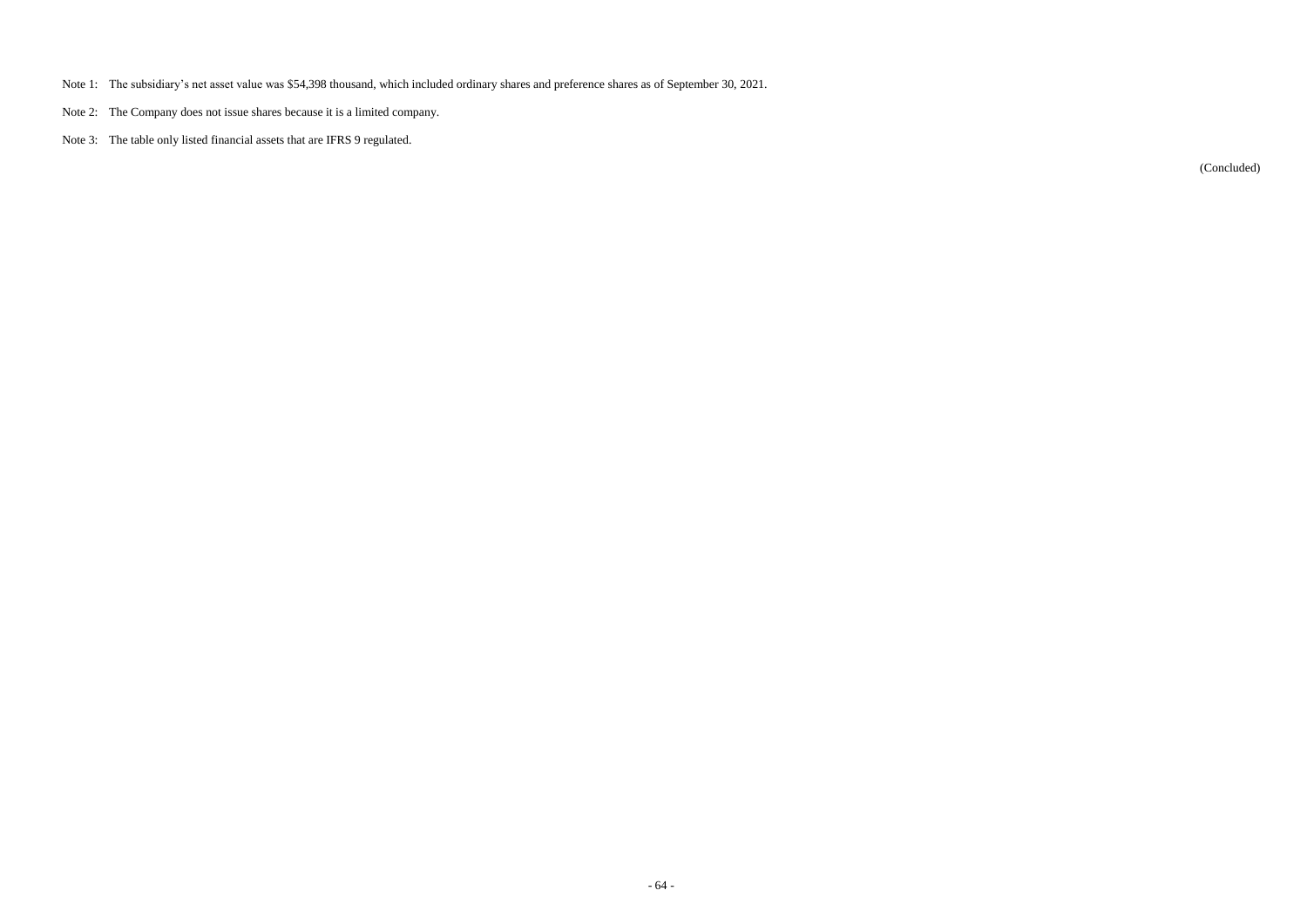Note 1: The subsidiary's net asset value was $54,398 thousand, which included ordinary shares and preference shares as of September 30, 2021.

Note 2: The Company does not issue shares because it is a limited company.

Note 3: The table only listed financial assets that are IFRS 9 regulated.

(Concluded)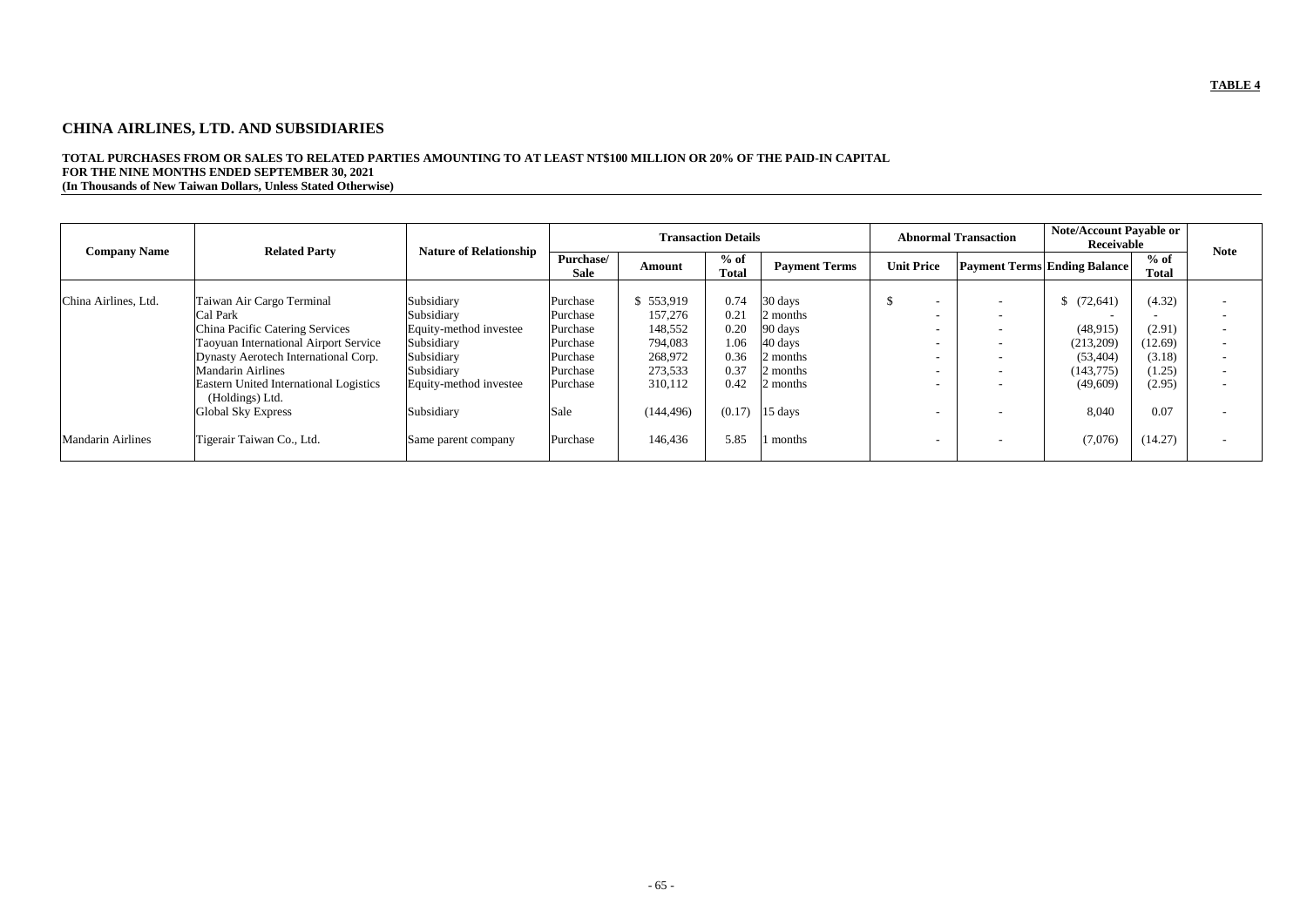**TABLE 4**

# CHINA AIRLINES, LTD. AND SUBSIDIARIES

**TOTAL PURCHASES FROM OR SALES TO RELATED PARTIES AMOUNTING TO AT LEAST NT$100 MILLION OR 20% OF THE PAID-IN CAPITAL**
**FOR THE NINE MONTHS ENDED SEPTEMBER 30, 2021**
**(In Thousands of New Taiwan Dollars, Unless Stated Otherwise)**

| Company Name | Related Party | Nature of Relationship | Transaction Details | | | | Abnormal Transaction | | Note/Account Payable or Receivable | | Note |
|---|---|---|---|---|---|---|---|---|---|---|---|
| | | | Purchase/ Sale | Amount | % of Total | Payment Terms | Unit Price | Payment Terms | Ending Balance | % of Total | |
| China Airlines, Ltd. | Taiwan Air Cargo Terminal | Subsidiary | Purchase | $ 553,919 | 0.74 | 30 days | $ - | - | $ (72,641) | (4.32) | - |
| | Cal Park | Subsidiary | Purchase | 157,276 | 0.21 | 2 months | - | - | - | - | - |
| | China Pacific Catering Services | Equity-method investee | Purchase | 148,552 | 0.20 | 90 days | - | - | (48,915) | (2.91) | - |
| | Taoyuan International Airport Service | Subsidiary | Purchase | 794,083 | 1.06 | 40 days | - | - | (213,209) | (12.69) | - |
| | Dynasty Aerotech International Corp. | Subsidiary | Purchase | 268,972 | 0.36 | 2 months | - | - | (53,404) | (3.18) | - |
| | Mandarin Airlines | Subsidiary | Purchase | 273,533 | 0.37 | 2 months | - | - | (143,775) | (1.25) | - |
| | Eastern United International Logistics (Holdings) Ltd. | Equity-method investee | Purchase | 310,112 | 0.42 | 2 months | - | - | (49,609) | (2.95) | - |
| | Global Sky Express | Subsidiary | Sale | (144,496) | (0.17) | 15 days | - | - | 8,040 | 0.07 | - |
| Mandarin Airlines | Tigerair Taiwan Co., Ltd. | Same parent company | Purchase | 146,436 | 5.85 | 1 months | - | - | (7,076) | (14.27) | - |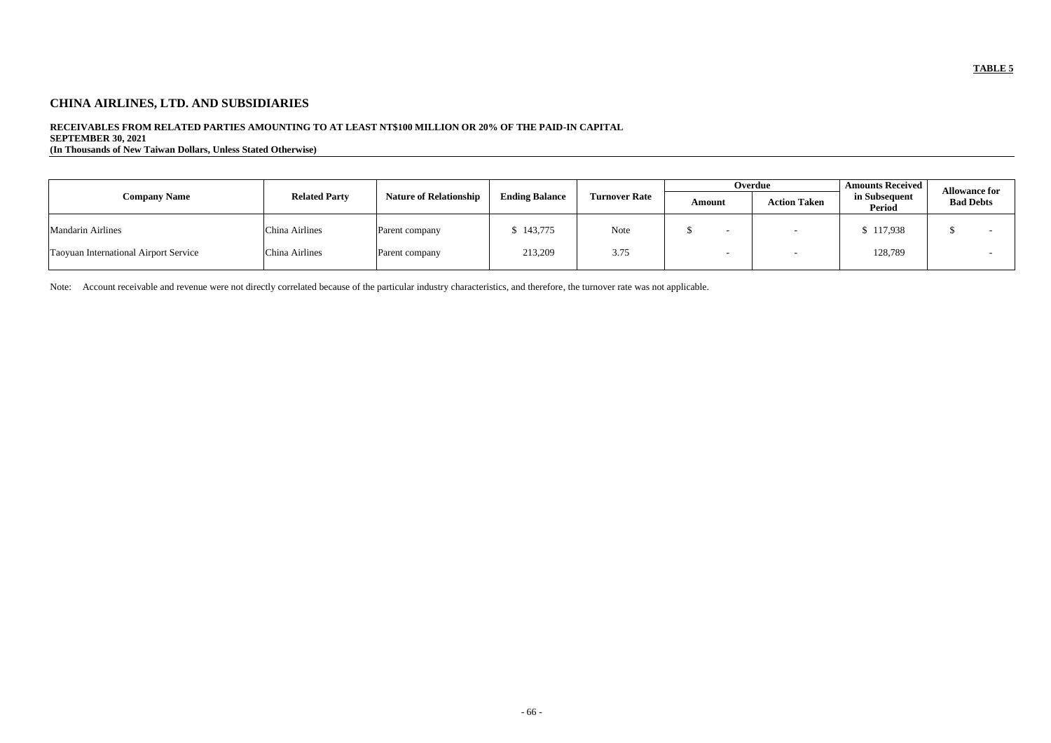**TABLE 5**

# CHINA AIRLINES, LTD. AND SUBSIDIARIES

**RECEIVABLES FROM RELATED PARTIES AMOUNTING TO AT LEAST NT$100 MILLION OR 20% OF THE PAID-IN CAPITAL**
**SEPTEMBER 30, 2021**
**(In Thousands of New Taiwan Dollars, Unless Stated Otherwise)**

| Company Name | Related Party | Nature of Relationship | Ending Balance | Turnover Rate | Overdue | | Amounts Received in Subsequent Period | Allowance for Bad Debts |
|---|---|---|---|---|---|---|---|---|
| | | | | | Amount | Action Taken | | |
| Mandarin Airlines | China Airlines | Parent company | $ 143,775 | Note | $ - | - | $ 117,938 | $ - |
| Taoyuan International Airport Service | China Airlines | Parent company | 213,209 | 3.75 | - | - | 128,789 | - |

Note: Account receivable and revenue were not directly correlated because of the particular industry characteristics, and therefore, the turnover rate was not applicable.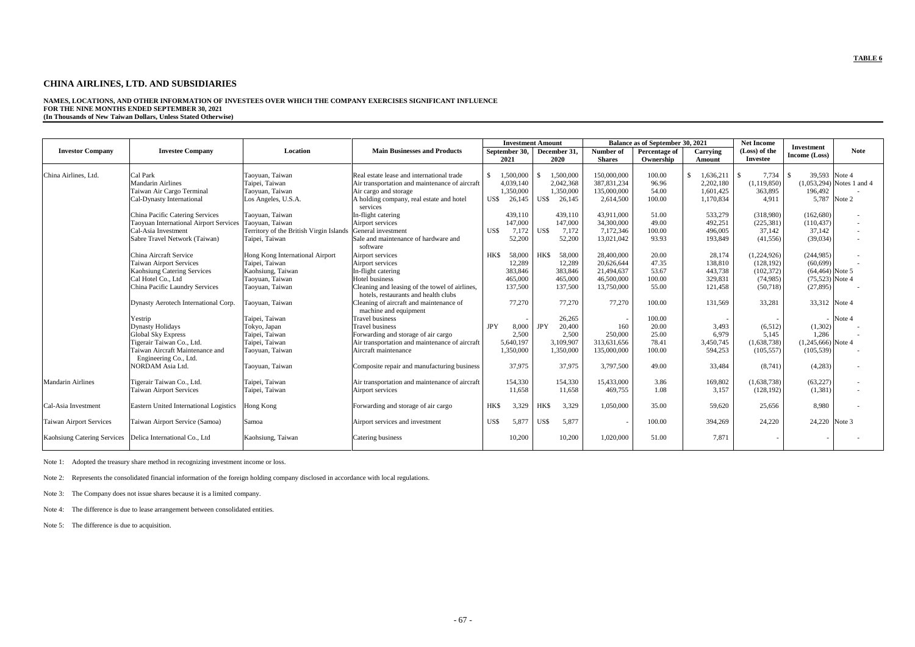**TABLE 6**

# CHINA AIRLINES, LTD. AND SUBSIDIARIES

**NAMES, LOCATIONS, AND OTHER INFORMATION OF INVESTEES OVER WHICH THE COMPANY EXERCISES SIGNIFICANT INFLUENCE**
**FOR THE NINE MONTHS ENDED SEPTEMBER 30, 2021**
**(In Thousands of New Taiwan Dollars, Unless Stated Otherwise)**

| Investor Company | Investee Company | Location | Main Businesses and Products | Investment Amount | | Balance as of September 30, 2021 | | | Net Income (Loss) of the Investee | Investment Income (Loss) | Note |
|---|---|---|---|---|---|---|---|---|---|---|---|
| | | | | September 30, 2021 | December 31, 2020 | Number of Shares | Percentage of Ownership | Carrying Amount | | | |
| China Airlines, Ltd. | Cal Park | Taoyuan, Taiwan | Real estate lease and international trade | $ 1,500,000 | $ 1,500,000 | 150,000,000 | 100.00 | $ 1,636,211 | $ 7,734 | $ 39,593 | Note 4 |
| | Mandarin Airlines | Taipei, Taiwan | Air transportation and maintenance of aircraft | 4,039,140 | 2,042,368 | 387,831,234 | 96.96 | 2,202,180 | (1,119,850) | (1,053,294) | Notes 1 and 4 |
| | Taiwan Air Cargo Terminal | Taoyuan, Taiwan | Air cargo and storage | 1,350,000 | 1,350,000 | 135,000,000 | 54.00 | 1,601,425 | 363,895 | 196,492 | - |
| | Cal-Dynasty International | Los Angeles, U.S.A. | A holding company, real estate and hotel services | US$ 26,145 | US$ 26,145 | 2,614,500 | 100.00 | 1,170,834 | 4,911 | 5,787 | Note 2 |
| | China Pacific Catering Services | Taoyuan, Taiwan | In-flight catering | 439,110 | 439,110 | 43,911,000 | 51.00 | 533,279 | (318,980) | (162,680) | - |
| | Taoyuan International Airport Services | Taoyuan, Taiwan | Airport services | 147,000 | 147,000 | 34,300,000 | 49.00 | 492,251 | (225,381) | (110,437) | - |
| | Cal-Asia Investment | Territory of the British Virgin Islands | General investment | US$ 7,172 | US$ 7,172 | 7,172,346 | 100.00 | 496,005 | 37,142 | 37,142 | - |
| | Sabre Travel Network (Taiwan) | Taipei, Taiwan | Sale and maintenance of hardware and software | 52,200 | 52,200 | 13,021,042 | 93.93 | 193,849 | (41,556) | (39,034) | - |
| | China Aircraft Service | Hong Kong International Airport | Airport services | HK$ 58,000 | HK$ 58,000 | 28,400,000 | 20.00 | 28,174 | (1,224,926) | (244,985) | - |
| | Taiwan Airport Services | Taipei, Taiwan | Airport services | 12,289 | 12,289 | 20,626,644 | 47.35 | 138,810 | (128,192) | (60,699) | - |
| | Kaohsiung Catering Services | Kaohsiung, Taiwan | In-flight catering | 383,846 | 383,846 | 21,494,637 | 53.67 | 443,738 | (102,372) | (64,464) | Note 5 |
| | Cal Hotel Co., Ltd | Taoyuan, Taiwan | Hotel business | 465,000 | 465,000 | 46,500,000 | 100.00 | 329,831 | (74,985) | (75,523) | Note 4 |
| | China Pacific Laundry Services | Taoyuan, Taiwan | Cleaning and leasing of the towel of airlines, hotels, restaurants and health clubs | 137,500 | 137,500 | 13,750,000 | 55.00 | 121,458 | (50,718) | (27,895) | - |
| | Dynasty Aerotech International Corp. | Taoyuan, Taiwan | Cleaning of aircraft and maintenance of machine and equipment | 77,270 | 77,270 | 77,270 | 100.00 | 131,569 | 33,281 | 33,312 | Note 4 |
| | Yestrip | Taipei, Taiwan | Travel business | - | 26,265 | - | 100.00 | - | - | - | Note 4 |
| | Dynasty Holidays | Tokyo, Japan | Travel business | JPY 8,000 | JPY 20,400 | 160 | 20.00 | 3,493 | (6,512) | (1,302) | - |
| | Global Sky Express | Taipei, Taiwan | Forwarding and storage of air cargo | 2,500 | 2,500 | 250,000 | 25.00 | 6,979 | 5,145 | 1,286 | - |
| | Tigerair Taiwan Co., Ltd. | Taipei, Taiwan | Air transportation and maintenance of aircraft | 5,640,197 | 3,109,907 | 313,631,656 | 78.41 | 3,450,745 | (1,638,738) | (1,245,666) | Note 4 |
| | Taiwan Aircraft Maintenance and Engineering Co., Ltd. | Taoyuan, Taiwan | Aircraft maintenance | 1,350,000 | 1,350,000 | 135,000,000 | 100.00 | 594,253 | (105,557) | (105,539) | - |
| | NORDAM Asia Ltd. | Taoyuan, Taiwan | Composite repair and manufacturing business | 37,975 | 37,975 | 3,797,500 | 49.00 | 33,484 | (8,741) | (4,283) | - |
| Mandarin Airlines | Tigerair Taiwan Co., Ltd. | Taipei, Taiwan | Air transportation and maintenance of aircraft | 154,330 | 154,330 | 15,433,000 | 3.86 | 169,802 | (1,638,738) | (63,227) | - |
| | Taiwan Airport Services | Taipei, Taiwan | Airport services | 11,658 | 11,658 | 469,755 | 1.08 | 3,157 | (128,192) | (1,381) | - |
| Cal-Asia Investment | Eastern United International Logistics | Hong Kong | Forwarding and storage of air cargo | HK$ 3,329 | HK$ 3,329 | 1,050,000 | 35.00 | 59,620 | 25,656 | 8,980 | - |
| Taiwan Airport Services | Taiwan Airport Service (Samoa) | Samoa | Airport services and investment | US$ 5,877 | US$ 5,877 | - | 100.00 | 394,269 | 24,220 | 24,220 | Note 3 |
| Kaohsiung Catering Services | Delica International Co., Ltd | Kaohsiung, Taiwan | Catering business | 10,200 | 10,200 | 1,020,000 | 51.00 | 7,871 | - | - | - |

Note 1: Adopted the treasury share method in recognizing investment income or loss.

Note 2: Represents the consolidated financial information of the foreign holding company disclosed in accordance with local regulations.

Note 3: The Company does not issue shares because it is a limited company.

Note 4: The difference is due to lease arrangement between consolidated entities.

Note 5: The difference is due to acquisition.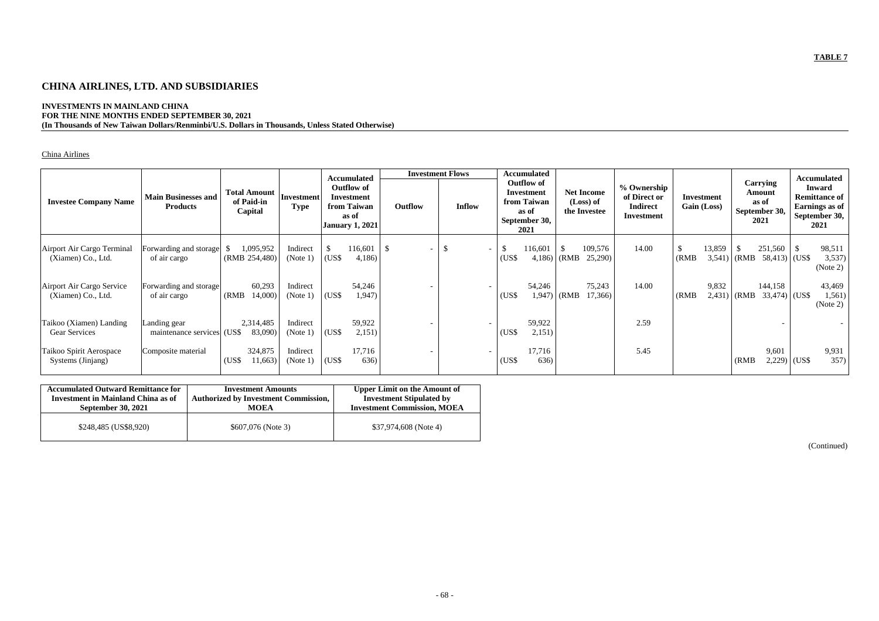**TABLE 7**

# CHINA AIRLINES, LTD. AND SUBSIDIARIES

**INVESTMENTS IN MAINLAND CHINA**
**FOR THE NINE MONTHS ENDED SEPTEMBER 30, 2021**
**(In Thousands of New Taiwan Dollars/Renminbi/U.S. Dollars in Thousands, Unless Stated Otherwise)**

China Airlines

| Investee Company Name | Main Businesses and Products | Total Amount of Paid-in Capital | Investment Type | Accumulated Outflow of Investment from Taiwan as of January 1, 2021 | Investment Flows | | Accumulated Outflow of Investment from Taiwan as of September 30, 2021 | Net Income (Loss) of the Investee | % Ownership of Direct or Indirect Investment | Investment Gain (Loss) | Carrying Amount as of September 30, 2021 | Accumulated Inward Remittance of Earnings as of September 30, 2021 |
|---|---|---|---|---|---|---|---|---|---|---|---|---|
| | | | | | Outflow | Inflow | | | | | | |
| Airport Air Cargo Terminal (Xiamen) Co., Ltd. | Forwarding and storage of air cargo | $ 1,095,952 (RMB 254,480) | Indirect (Note 1) | $ 116,601 (US$ 4,186) | $ - | $ - | $ 116,601 (US$ 4,186) | $ 109,576 (RMB 25,290) | 14.00 | $ 13,859 (RMB 3,541) | $ 251,560 (RMB 58,413) | $ 98,511 (US$ 3,537) (Note 2) |
| Airport Air Cargo Service (Xiamen) Co., Ltd. | Forwarding and storage of air cargo | 60,293 (RMB 14,000) | Indirect (Note 1) | 54,246 (US$ 1,947) | - | - | 54,246 (US$ 1,947) | 75,243 (RMB 17,366) | 14.00 | 9,832 (RMB 2,431) | 144,158 (RMB 33,474) | 43,469 (US$ 1,561) (Note 2) |
| Taikoo (Xiamen) Landing Gear Services | Landing gear maintenance services | 2,314,485 (US$ 83,090) | Indirect (Note 1) | 59,922 (US$ 2,151) | - | - | 59,922 (US$ 2,151) | | 2.59 | | - | - |
| Taikoo Spirit Aerospace Systems (Jinjang) | Composite material | 324,875 (US$ 11,663) | Indirect (Note 1) | 17,716 (US$ 636) | - | - | 17,716 (US$ 636) | | 5.45 | | 9,601 (RMB 2,229) | 9,931 (US$ 357) |

| Accumulated Outward Remittance for Investment in Mainland China as of September 30, 2021 | Investment Amounts Authorized by Investment Commission, MOEA | Upper Limit on the Amount of Investment Stipulated by Investment Commission, MOEA |
|---|---|---|
| $248,485 (US$8,920) | $607,076 (Note 3) | $37,974,608 (Note 4) |

(Continued)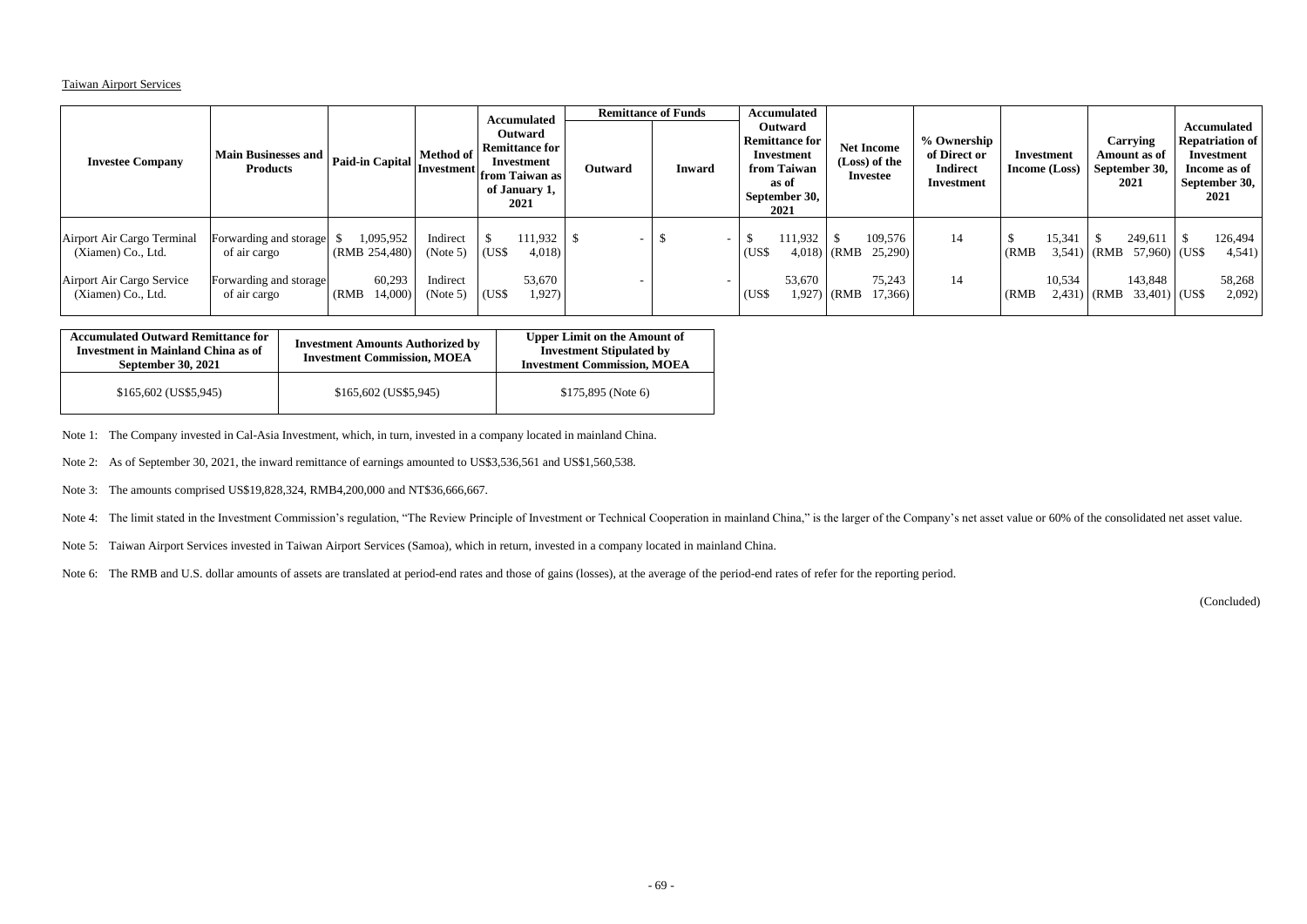Taiwan Airport Services

| Investee Company | Main Businesses and Products | Paid-in Capital | Method of Investment | Accumulated Outward Remittance for Investment from Taiwan as of January 1, 2021 | Remittance of Funds | | Accumulated Outward Remittance for Investment from Taiwan as of September 30, 2021 | Net Income (Loss) of the Investee | % Ownership of Direct or Indirect Investment | Investment Income (Loss) | Carrying Amount as of September 30, 2021 | Accumulated Repatriation of Investment Income as of September 30, 2021 |
|---|---|---|---|---|---|---|---|---|---|---|---|---|
| | | | | | Outward | Inward | | | | | | |
| Airport Air Cargo Terminal (Xiamen) Co., Ltd. | Forwarding and storage of air cargo | $ 1,095,952 (RMB 254,480) | Indirect (Note 5) | $ 111,932 (US$ 4,018) | $ - | $ - | $ 111,932 (US$ 4,018) | $ 109,576 (RMB 25,290) | 14 | $ 15,341 (RMB 3,541) | $ 249,611 (RMB 57,960) | $ 126,494 (US$ 4,541) |
| Airport Air Cargo Service (Xiamen) Co., Ltd. | Forwarding and storage of air cargo | 60,293 (RMB 14,000) | Indirect (Note 5) | 53,670 (US$ 1,927) | - | - | 53,670 (US$ 1,927) | 75,243 (RMB 17,366) | 14 | 10,534 (RMB 2,431) | 143,848 (RMB 33,401) | 58,268 (US$ 2,092) |

| Accumulated Outward Remittance for Investment in Mainland China as of September 30, 2021 | Investment Amounts Authorized by Investment Commission, MOEA | Upper Limit on the Amount of Investment Stipulated by Investment Commission, MOEA |
|---|---|---|
| $165,602 (US$5,945) | $165,602 (US$5,945) | $175,895 (Note 6) |

Note 1: The Company invested in Cal-Asia Investment, which, in turn, invested in a company located in mainland China.

Note 2: As of September 30, 2021, the inward remittance of earnings amounted to US$3,536,561 and US$1,560,538.

Note 3: The amounts comprised US$19,828,324, RMB4,200,000 and NT$36,666,667.

Note 4: The limit stated in the Investment Commission's regulation, "The Review Principle of Investment or Technical Cooperation in mainland China," is the larger of the Company's net asset value or 60% of the consolidated net asset value.

Note 5: Taiwan Airport Services invested in Taiwan Airport Services (Samoa), which in return, invested in a company located in mainland China.

Note 6: The RMB and U.S. dollar amounts of assets are translated at period-end rates and those of gains (losses), at the average of the period-end rates of refer for the reporting period.

(Concluded)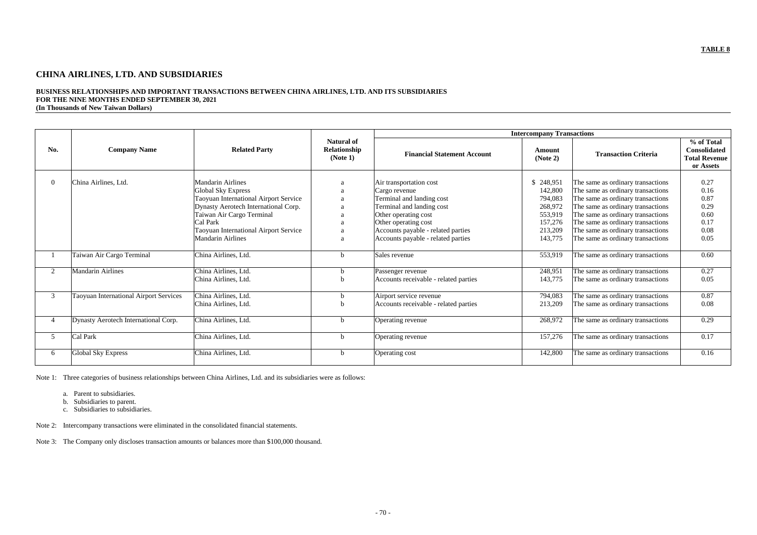**TABLE 8**

# CHINA AIRLINES, LTD. AND SUBSIDIARIES

**BUSINESS RELATIONSHIPS AND IMPORTANT TRANSACTIONS BETWEEN CHINA AIRLINES, LTD. AND ITS SUBSIDIARIES**
**FOR THE NINE MONTHS ENDED SEPTEMBER 30, 2021**
**(In Thousands of New Taiwan Dollars)**

| No. | Company Name | Related Party | Natural of Relationship (Note 1) | Intercompany Transactions | | | |
|---|---|---|---|---|---|---|---|
| | | | | **Financial Statement Account** | **Amount (Note 2)** | **Transaction Criteria** | **% of Total Consolidated Total Revenue or Assets** |
| 0 | China Airlines, Ltd. | Mandarin Airlines | a | Air transportation cost | $ 248,951 | The same as ordinary transactions | 0.27 |
| | | Global Sky Express | a | Cargo revenue | 142,800 | The same as ordinary transactions | 0.16 |
| | | Taoyuan International Airport Service | a | Terminal and landing cost | 794,083 | The same as ordinary transactions | 0.87 |
| | | Dynasty Aerotech International Corp. | a | Terminal and landing cost | 268,972 | The same as ordinary transactions | 0.29 |
| | | Taiwan Air Cargo Terminal | a | Other operating cost | 553,919 | The same as ordinary transactions | 0.60 |
| | | Cal Park | a | Other operating cost | 157,276 | The same as ordinary transactions | 0.17 |
| | | Taoyuan International Airport Service | a | Accounts payable - related parties | 213,209 | The same as ordinary transactions | 0.08 |
| | | Mandarin Airlines | a | Accounts payable - related parties | 143,775 | The same as ordinary transactions | 0.05 |
| 1 | Taiwan Air Cargo Terminal | China Airlines, Ltd. | b | Sales revenue | 553,919 | The same as ordinary transactions | 0.60 |
| 2 | Mandarin Airlines | China Airlines, Ltd. | b | Passenger revenue | 248,951 | The same as ordinary transactions | 0.27 |
| | | China Airlines, Ltd. | b | Accounts receivable - related parties | 143,775 | The same as ordinary transactions | 0.05 |
| 3 | Taoyuan International Airport Services | China Airlines, Ltd. | b | Airport service revenue | 794,083 | The same as ordinary transactions | 0.87 |
| | | China Airlines, Ltd. | b | Accounts receivable - related parties | 213,209 | The same as ordinary transactions | 0.08 |
| 4 | Dynasty Aerotech International Corp. | China Airlines, Ltd. | b | Operating revenue | 268,972 | The same as ordinary transactions | 0.29 |
| 5 | Cal Park | China Airlines, Ltd. | b | Operating revenue | 157,276 | The same as ordinary transactions | 0.17 |
| 6 | Global Sky Express | China Airlines, Ltd. | b | Operating cost | 142,800 | The same as ordinary transactions | 0.16 |

Note 1: Three categories of business relationships between China Airlines, Ltd. and its subsidiaries were as follows:

a. Parent to subsidiaries.
b. Subsidiaries to parent.
c. Subsidiaries to subsidiaries.

Note 2: Intercompany transactions were eliminated in the consolidated financial statements.

Note 3: The Company only discloses transaction amounts or balances more than $100,000 thousand.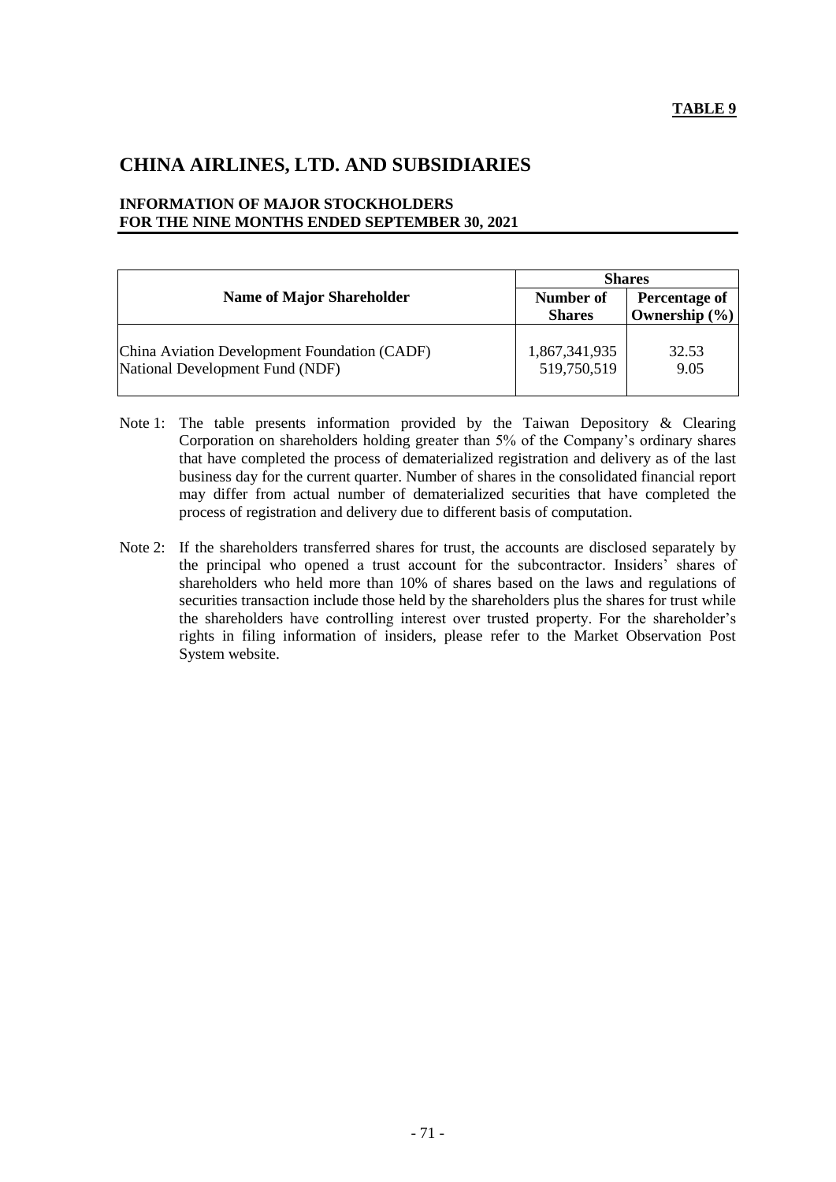**TABLE 9**

# CHINA AIRLINES, LTD. AND SUBSIDIARIES

**INFORMATION OF MAJOR STOCKHOLDERS**
**FOR THE NINE MONTHS ENDED SEPTEMBER 30, 2021**

| Name of Major Shareholder | Shares | |
|---|---|---|
| | **Number of Shares** | **Percentage of Ownership (%)** |
| China Aviation Development Foundation (CADF) | 1,867,341,935 | 32.53 |
| National Development Fund (NDF) | 519,750,519 | 9.05 |

Note 1: The table presents information provided by the Taiwan Depository & Clearing Corporation on shareholders holding greater than 5% of the Company's ordinary shares that have completed the process of dematerialized registration and delivery as of the last business day for the current quarter. Number of shares in the consolidated financial report may differ from actual number of dematerialized securities that have completed the process of registration and delivery due to different basis of computation.

Note 2: If the shareholders transferred shares for trust, the accounts are disclosed separately by the principal who opened a trust account for the subcontractor. Insiders' shares of shareholders who held more than 10% of shares based on the laws and regulations of securities transaction include those held by the shareholders plus the shares for trust while the shareholders have controlling interest over trusted property. For the shareholder's rights in filing information of insiders, please refer to the Market Observation Post System website.